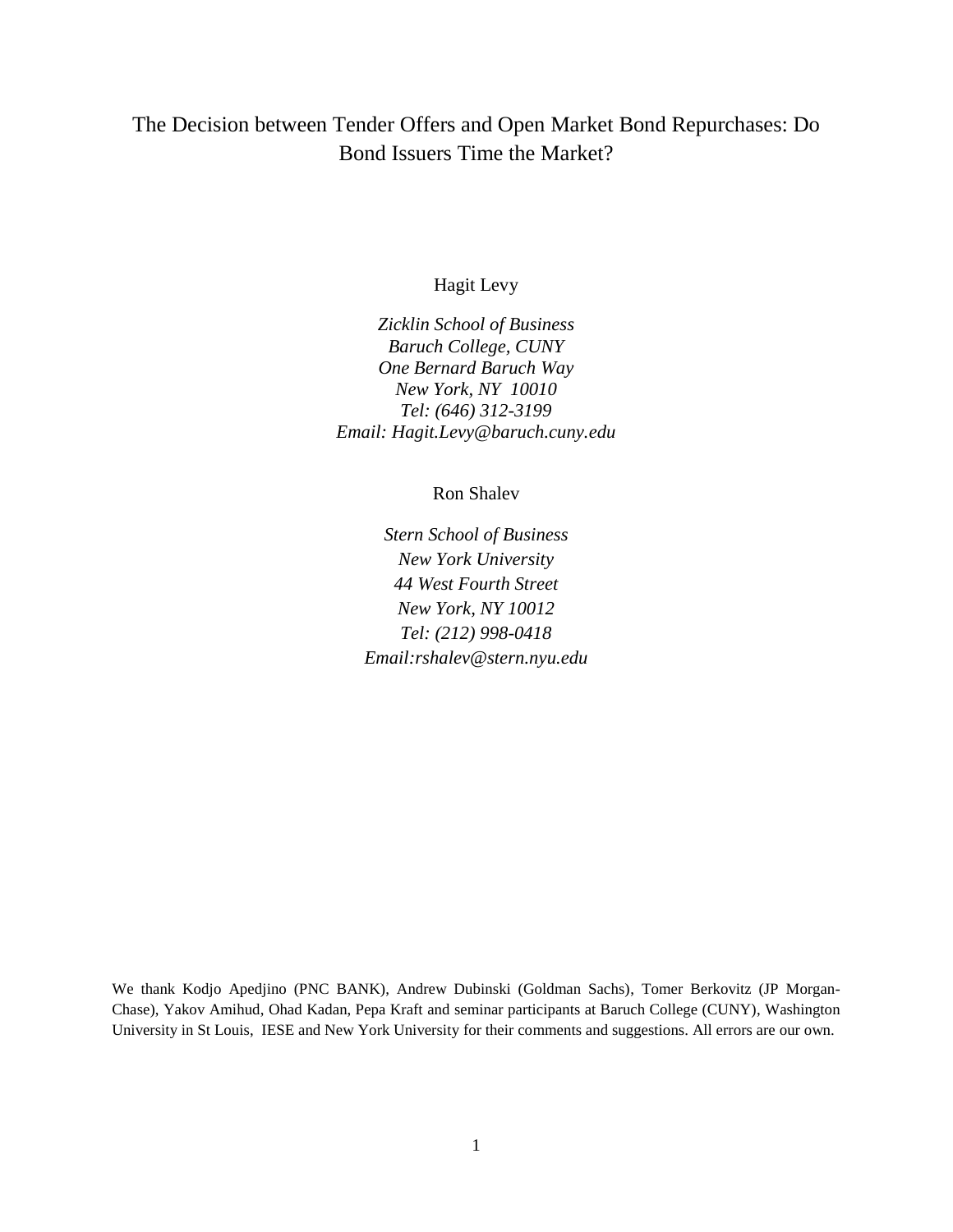# The Decision between Tender Offers and Open Market Bond Repurchases: Do Bond Issuers Time the Market?

Hagit Levy

*Zicklin School of Business*
*Baruch College, CUNY*
*One Bernard Baruch Way*
*New York, NY 10010*
*Tel: (646) 312-3199*
*Email: Hagit.Levy@baruch.cuny.edu*

Ron Shalev

*Stern School of Business*
*New York University*
*44 West Fourth Street*
*New York, NY 10012*
*Tel: (212) 998-0418*
*Email:rshalev@stern.nyu.edu*

We thank Kodjo Apedjino (PNC BANK), Andrew Dubinski (Goldman Sachs), Tomer Berkovitz (JP Morgan-Chase), Yakov Amihud, Ohad Kadan, Pepa Kraft and seminar participants at Baruch College (CUNY), Washington University in St Louis, IESE and New York University for their comments and suggestions. All errors are our own.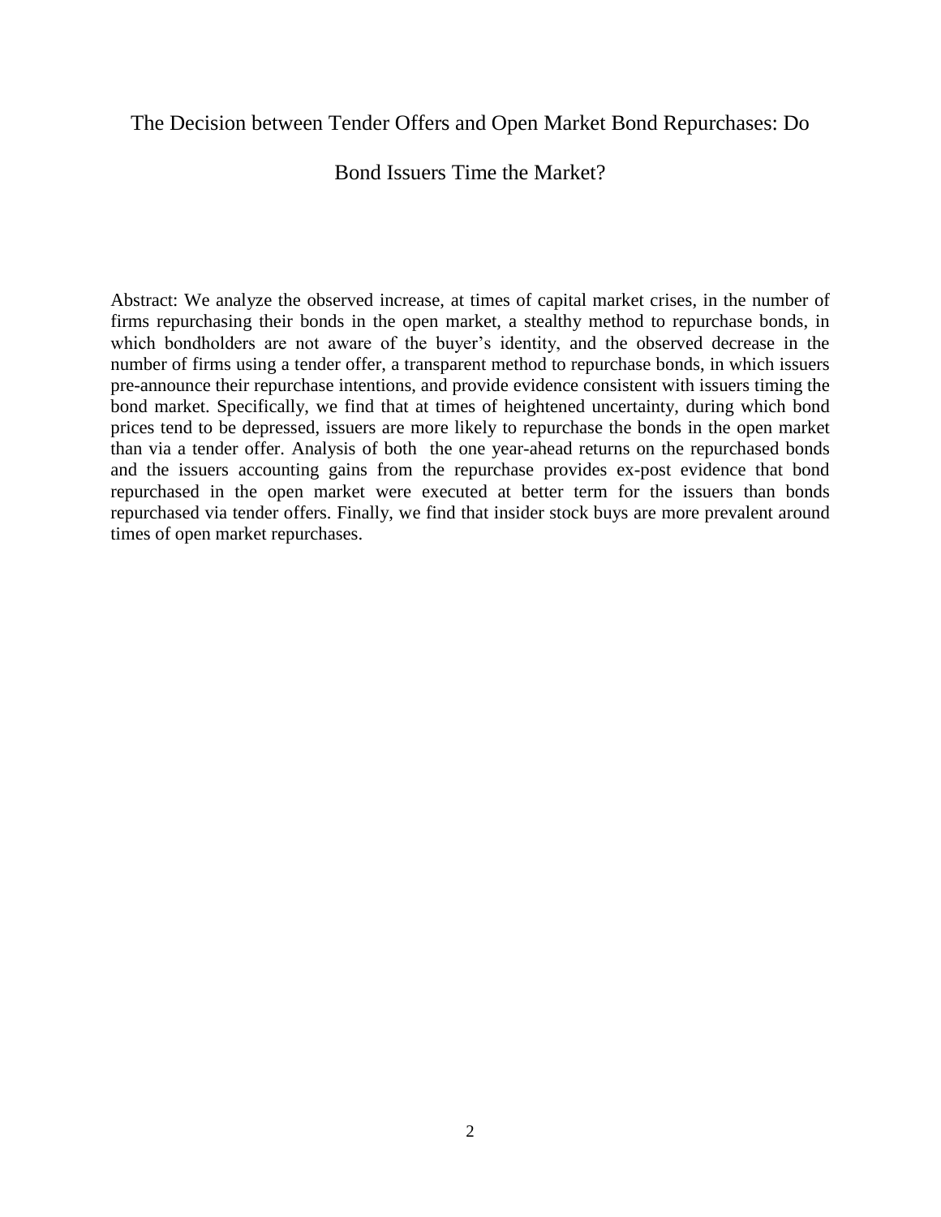# The Decision between Tender Offers and Open Market Bond Repurchases: Do Bond Issuers Time the Market?

Abstract: We analyze the observed increase, at times of capital market crises, in the number of firms repurchasing their bonds in the open market, a stealthy method to repurchase bonds, in which bondholders are not aware of the buyer's identity, and the observed decrease in the number of firms using a tender offer, a transparent method to repurchase bonds, in which issuers pre-announce their repurchase intentions, and provide evidence consistent with issuers timing the bond market. Specifically, we find that at times of heightened uncertainty, during which bond prices tend to be depressed, issuers are more likely to repurchase the bonds in the open market than via a tender offer. Analysis of both the one year-ahead returns on the repurchased bonds and the issuers accounting gains from the repurchase provides ex-post evidence that bond repurchased in the open market were executed at better term for the issuers than bonds repurchased via tender offers. Finally, we find that insider stock buys are more prevalent around times of open market repurchases.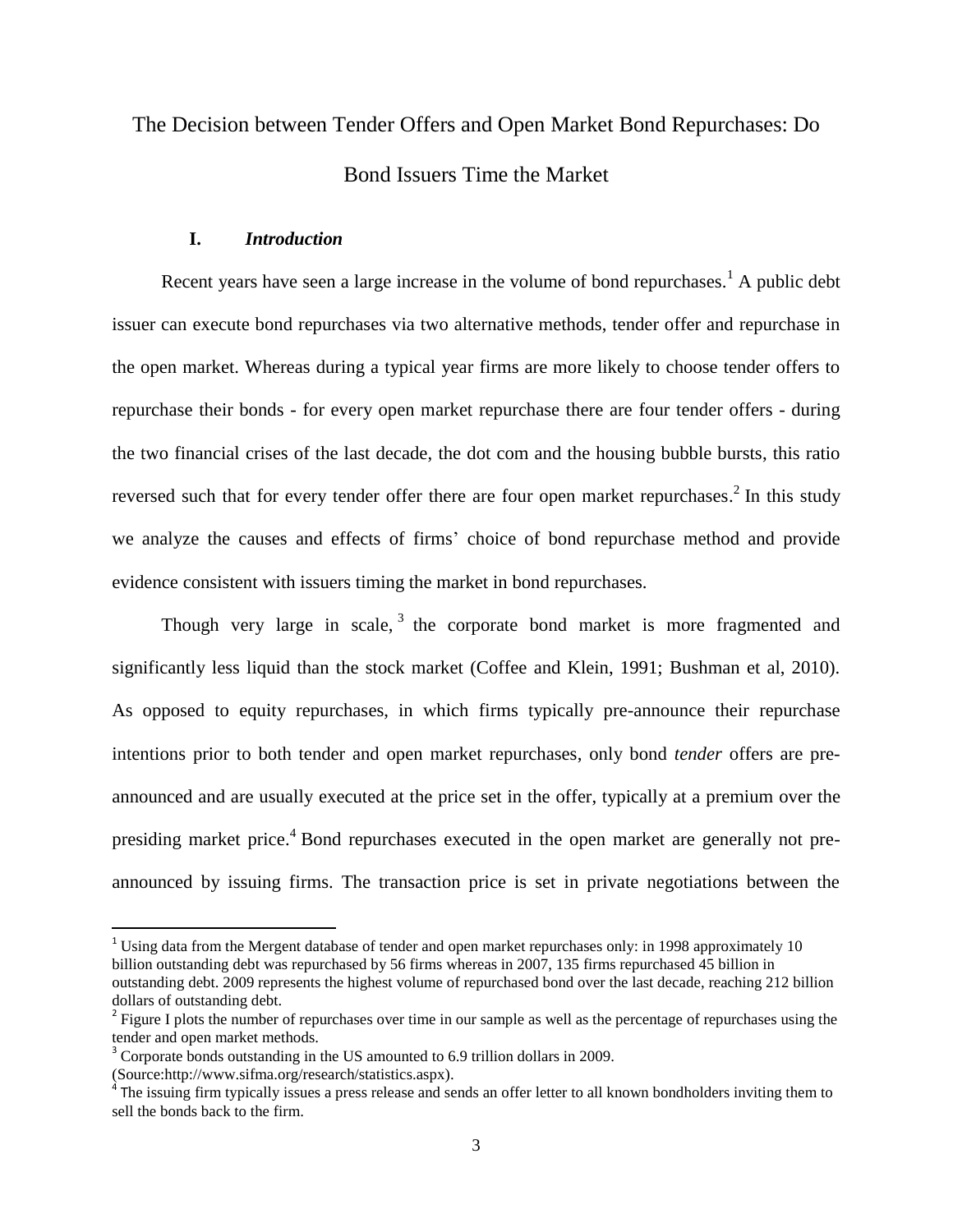# The Decision between Tender Offers and Open Market Bond Repurchases: Do Bond Issuers Time the Market

## I. *Introduction*

Recent years have seen a large increase in the volume of bond repurchases.[1] A public debt issuer can execute bond repurchases via two alternative methods, tender offer and repurchase in the open market. Whereas during a typical year firms are more likely to choose tender offers to repurchase their bonds - for every open market repurchase there are four tender offers - during the two financial crises of the last decade, the dot com and the housing bubble bursts, this ratio reversed such that for every tender offer there are four open market repurchases.[2] In this study we analyze the causes and effects of firms' choice of bond repurchase method and provide evidence consistent with issuers timing the market in bond repurchases.

Though very large in scale,[3] the corporate bond market is more fragmented and significantly less liquid than the stock market (Coffee and Klein, 1991; Bushman et al, 2010). As opposed to equity repurchases, in which firms typically pre-announce their repurchase intentions prior to both tender and open market repurchases, only bond *tender* offers are pre-announced and are usually executed at the price set in the offer, typically at a premium over the presiding market price.[4] Bond repurchases executed in the open market are generally not pre-announced by issuing firms. The transaction price is set in private negotiations between the

---

[1] Using data from the Mergent database of tender and open market repurchases only: in 1998 approximately 10 billion outstanding debt was repurchased by 56 firms whereas in 2007, 135 firms repurchased 45 billion in outstanding debt. 2009 represents the highest volume of repurchased bond over the last decade, reaching 212 billion dollars of outstanding debt.

[2] Figure I plots the number of repurchases over time in our sample as well as the percentage of repurchases using the tender and open market methods.

[3] Corporate bonds outstanding in the US amounted to 6.9 trillion dollars in 2009. (Source:http://www.sifma.org/research/statistics.aspx).

[4] The issuing firm typically issues a press release and sends an offer letter to all known bondholders inviting them to sell the bonds back to the firm.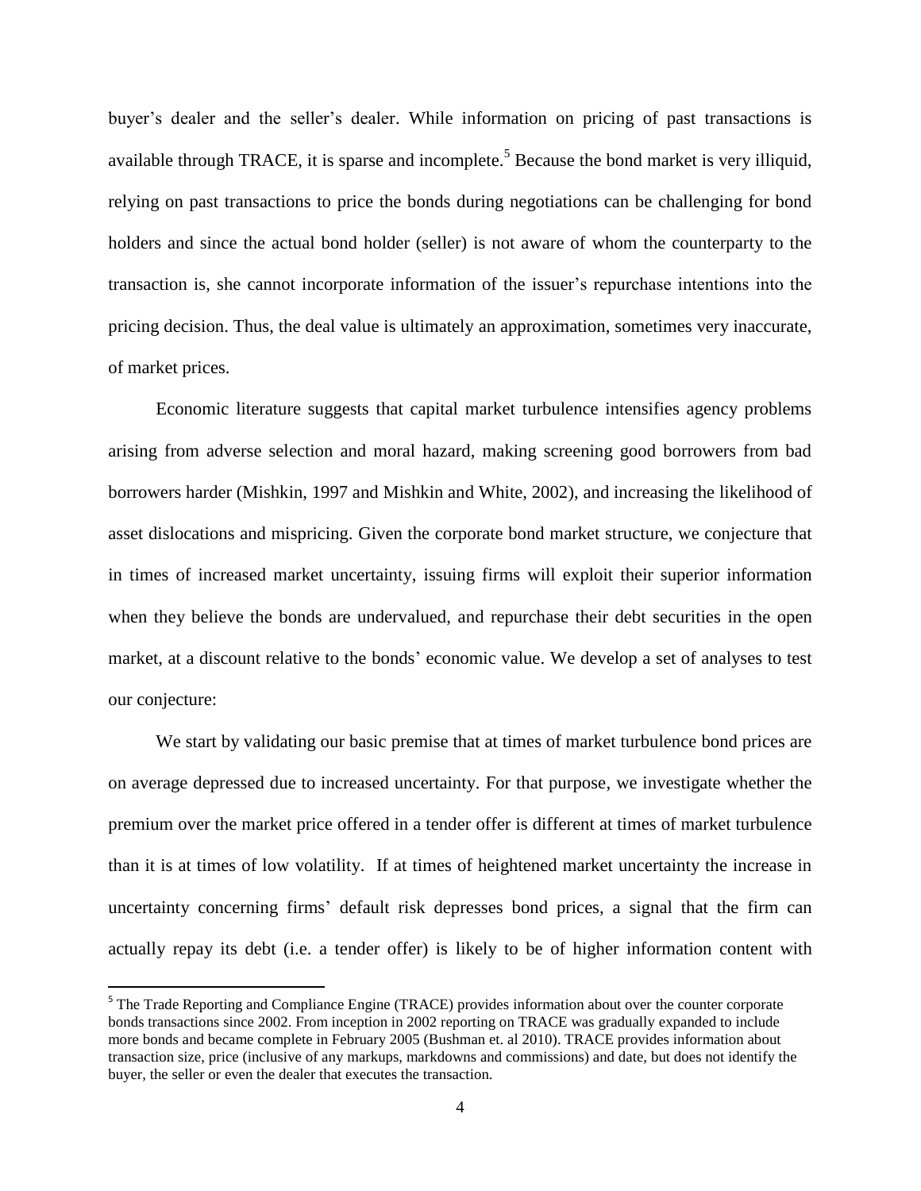buyer's dealer and the seller's dealer. While information on pricing of past transactions is available through TRACE, it is sparse and incomplete.[5] Because the bond market is very illiquid, relying on past transactions to price the bonds during negotiations can be challenging for bond holders and since the actual bond holder (seller) is not aware of whom the counterparty to the transaction is, she cannot incorporate information of the issuer's repurchase intentions into the pricing decision. Thus, the deal value is ultimately an approximation, sometimes very inaccurate, of market prices.

Economic literature suggests that capital market turbulence intensifies agency problems arising from adverse selection and moral hazard, making screening good borrowers from bad borrowers harder (Mishkin, 1997 and Mishkin and White, 2002), and increasing the likelihood of asset dislocations and mispricing. Given the corporate bond market structure, we conjecture that in times of increased market uncertainty, issuing firms will exploit their superior information when they believe the bonds are undervalued, and repurchase their debt securities in the open market, at a discount relative to the bonds' economic value. We develop a set of analyses to test our conjecture:

We start by validating our basic premise that at times of market turbulence bond prices are on average depressed due to increased uncertainty. For that purpose, we investigate whether the premium over the market price offered in a tender offer is different at times of market turbulence than it is at times of low volatility. If at times of heightened market uncertainty the increase in uncertainty concerning firms' default risk depresses bond prices, a signal that the firm can actually repay its debt (i.e. a tender offer) is likely to be of higher information content with

[5] The Trade Reporting and Compliance Engine (TRACE) provides information about over the counter corporate bonds transactions since 2002. From inception in 2002 reporting on TRACE was gradually expanded to include more bonds and became complete in February 2005 (Bushman et. al 2010). TRACE provides information about transaction size, price (inclusive of any markups, markdowns and commissions) and date, but does not identify the buyer, the seller or even the dealer that executes the transaction.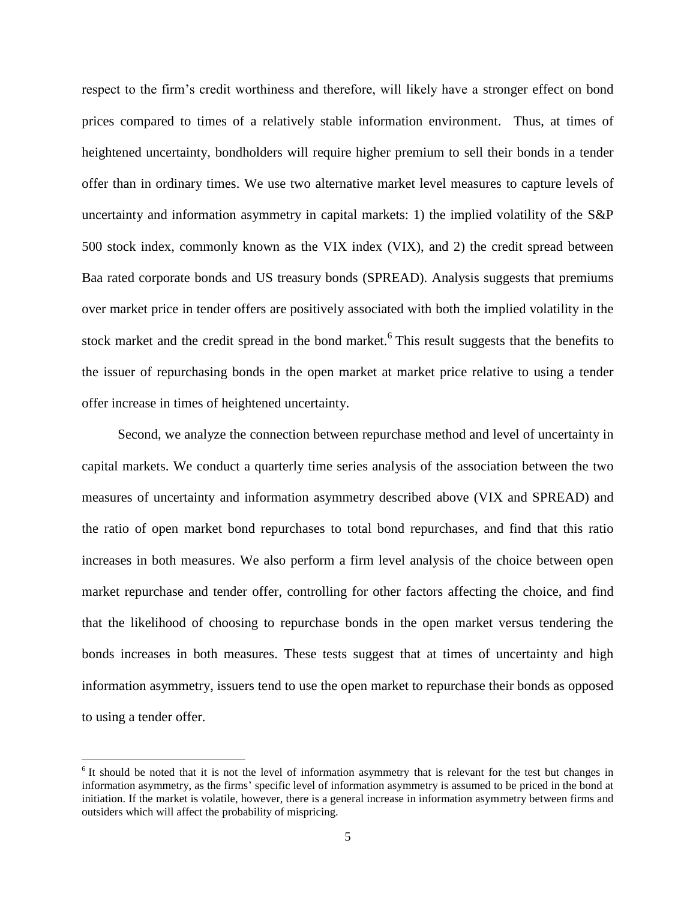respect to the firm's credit worthiness and therefore, will likely have a stronger effect on bond prices compared to times of a relatively stable information environment. Thus, at times of heightened uncertainty, bondholders will require higher premium to sell their bonds in a tender offer than in ordinary times. We use two alternative market level measures to capture levels of uncertainty and information asymmetry in capital markets: 1) the implied volatility of the S&P 500 stock index, commonly known as the VIX index (VIX), and 2) the credit spread between Baa rated corporate bonds and US treasury bonds (SPREAD). Analysis suggests that premiums over market price in tender offers are positively associated with both the implied volatility in the stock market and the credit spread in the bond market.[6] This result suggests that the benefits to the issuer of repurchasing bonds in the open market at market price relative to using a tender offer increase in times of heightened uncertainty.

Second, we analyze the connection between repurchase method and level of uncertainty in capital markets. We conduct a quarterly time series analysis of the association between the two measures of uncertainty and information asymmetry described above (VIX and SPREAD) and the ratio of open market bond repurchases to total bond repurchases, and find that this ratio increases in both measures. We also perform a firm level analysis of the choice between open market repurchase and tender offer, controlling for other factors affecting the choice, and find that the likelihood of choosing to repurchase bonds in the open market versus tendering the bonds increases in both measures. These tests suggest that at times of uncertainty and high information asymmetry, issuers tend to use the open market to repurchase their bonds as opposed to using a tender offer.

[6] It should be noted that it is not the level of information asymmetry that is relevant for the test but changes in information asymmetry, as the firms' specific level of information asymmetry is assumed to be priced in the bond at initiation. If the market is volatile, however, there is a general increase in information asymmetry between firms and outsiders which will affect the probability of mispricing.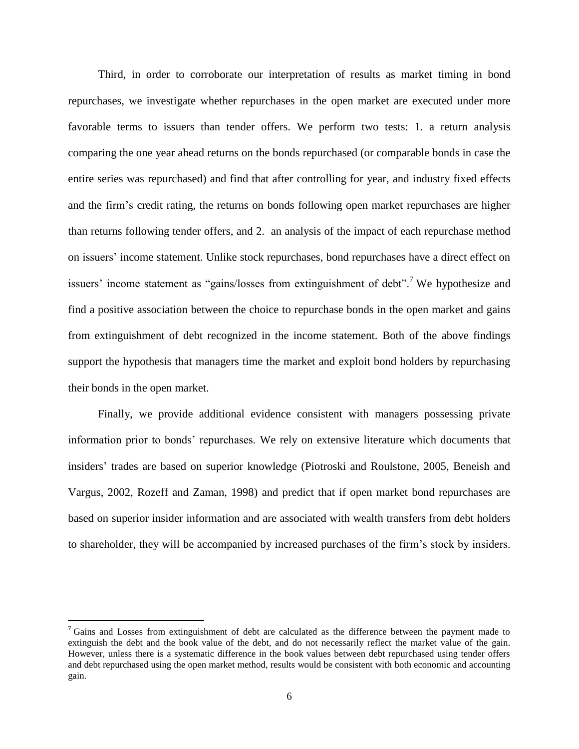Third, in order to corroborate our interpretation of results as market timing in bond repurchases, we investigate whether repurchases in the open market are executed under more favorable terms to issuers than tender offers. We perform two tests: 1. a return analysis comparing the one year ahead returns on the bonds repurchased (or comparable bonds in case the entire series was repurchased) and find that after controlling for year, and industry fixed effects and the firm's credit rating, the returns on bonds following open market repurchases are higher than returns following tender offers, and 2. an analysis of the impact of each repurchase method on issuers' income statement. Unlike stock repurchases, bond repurchases have a direct effect on issuers' income statement as "gains/losses from extinguishment of debt".[7] We hypothesize and find a positive association between the choice to repurchase bonds in the open market and gains from extinguishment of debt recognized in the income statement. Both of the above findings support the hypothesis that managers time the market and exploit bond holders by repurchasing their bonds in the open market.

Finally, we provide additional evidence consistent with managers possessing private information prior to bonds' repurchases. We rely on extensive literature which documents that insiders' trades are based on superior knowledge (Piotroski and Roulstone, 2005, Beneish and Vargus, 2002, Rozeff and Zaman, 1998) and predict that if open market bond repurchases are based on superior insider information and are associated with wealth transfers from debt holders to shareholder, they will be accompanied by increased purchases of the firm's stock by insiders.

[7] Gains and Losses from extinguishment of debt are calculated as the difference between the payment made to extinguish the debt and the book value of the debt, and do not necessarily reflect the market value of the gain. However, unless there is a systematic difference in the book values between debt repurchased using tender offers and debt repurchased using the open market method, results would be consistent with both economic and accounting gain.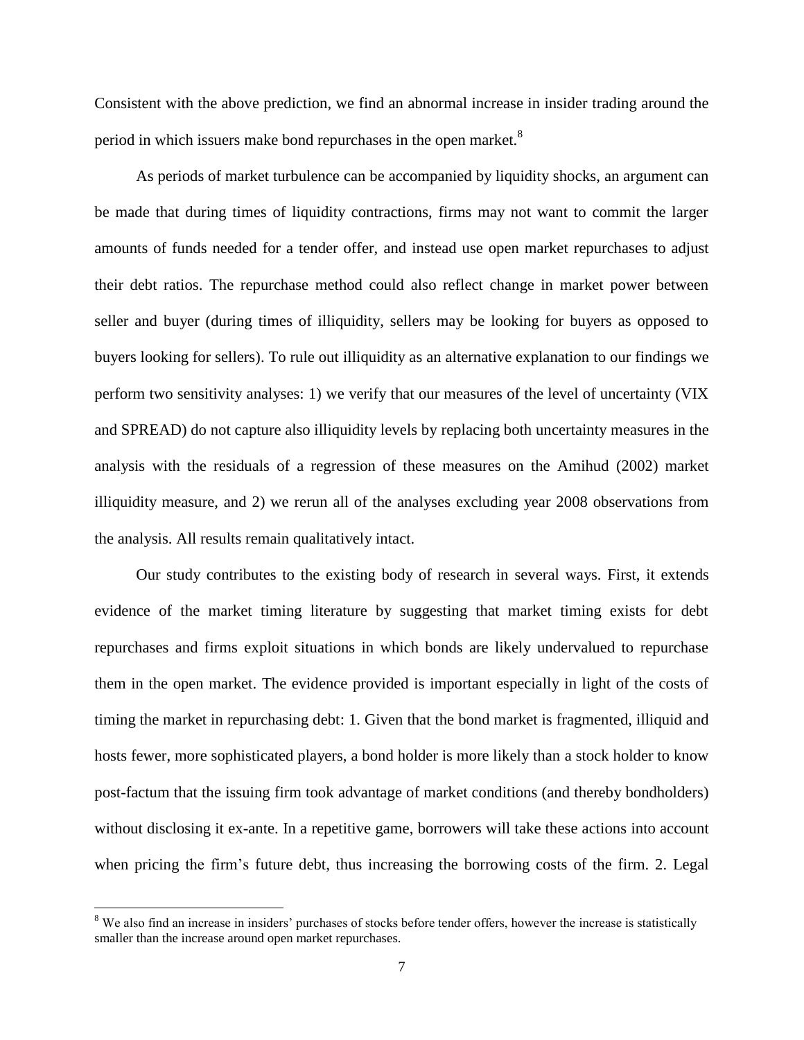Consistent with the above prediction, we find an abnormal increase in insider trading around the period in which issuers make bond repurchases in the open market.[8]

As periods of market turbulence can be accompanied by liquidity shocks, an argument can be made that during times of liquidity contractions, firms may not want to commit the larger amounts of funds needed for a tender offer, and instead use open market repurchases to adjust their debt ratios. The repurchase method could also reflect change in market power between seller and buyer (during times of illiquidity, sellers may be looking for buyers as opposed to buyers looking for sellers). To rule out illiquidity as an alternative explanation to our findings we perform two sensitivity analyses: 1) we verify that our measures of the level of uncertainty (VIX and SPREAD) do not capture also illiquidity levels by replacing both uncertainty measures in the analysis with the residuals of a regression of these measures on the Amihud (2002) market illiquidity measure, and 2) we rerun all of the analyses excluding year 2008 observations from the analysis. All results remain qualitatively intact.

Our study contributes to the existing body of research in several ways. First, it extends evidence of the market timing literature by suggesting that market timing exists for debt repurchases and firms exploit situations in which bonds are likely undervalued to repurchase them in the open market. The evidence provided is important especially in light of the costs of timing the market in repurchasing debt: 1. Given that the bond market is fragmented, illiquid and hosts fewer, more sophisticated players, a bond holder is more likely than a stock holder to know post-factum that the issuing firm took advantage of market conditions (and thereby bondholders) without disclosing it ex-ante. In a repetitive game, borrowers will take these actions into account when pricing the firm's future debt, thus increasing the borrowing costs of the firm. 2. Legal

[8] We also find an increase in insiders' purchases of stocks before tender offers, however the increase is statistically smaller than the increase around open market repurchases.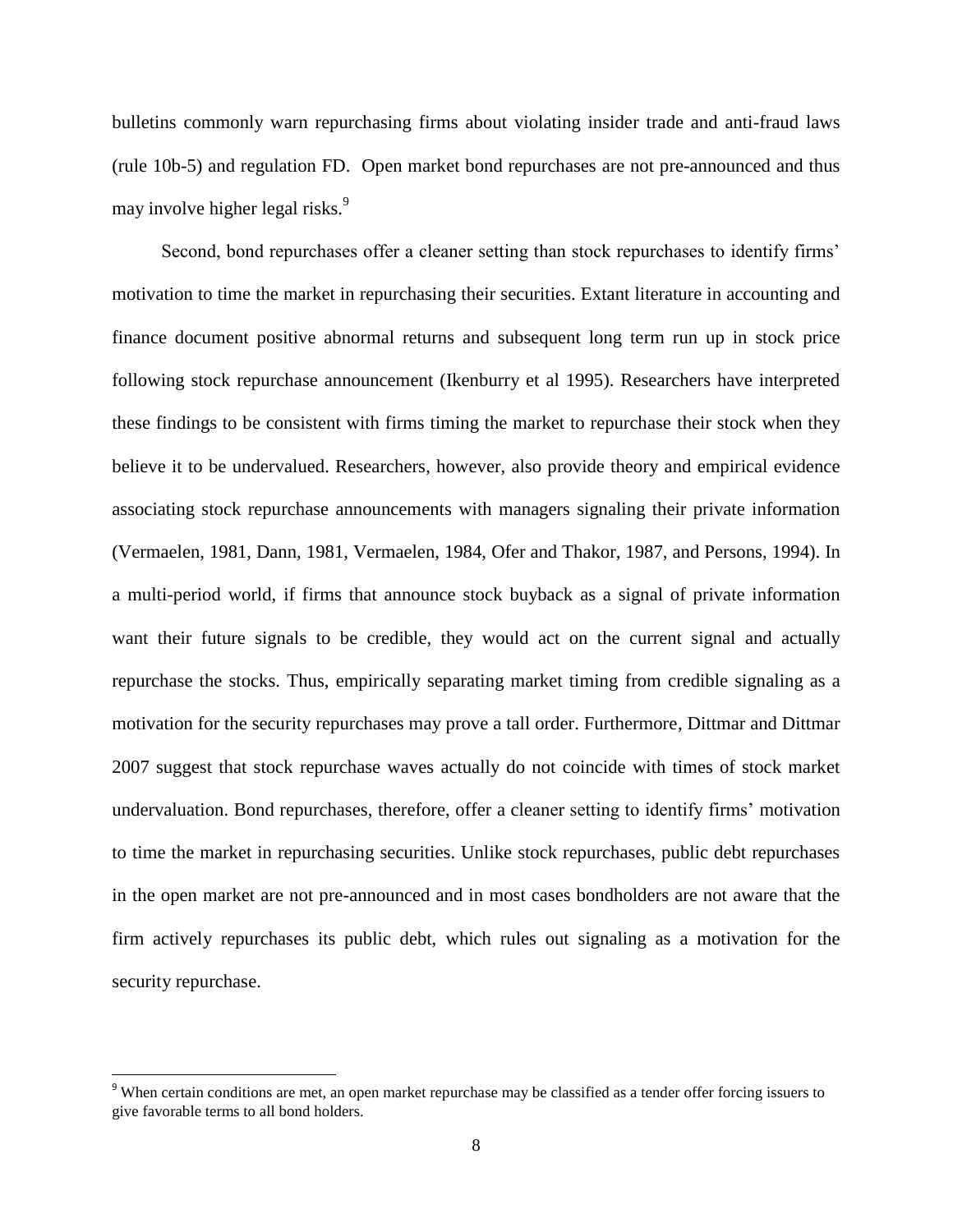bulletins commonly warn repurchasing firms about violating insider trade and anti-fraud laws (rule 10b-5) and regulation FD. Open market bond repurchases are not pre-announced and thus may involve higher legal risks.[9]

Second, bond repurchases offer a cleaner setting than stock repurchases to identify firms' motivation to time the market in repurchasing their securities. Extant literature in accounting and finance document positive abnormal returns and subsequent long term run up in stock price following stock repurchase announcement (Ikenburry et al 1995). Researchers have interpreted these findings to be consistent with firms timing the market to repurchase their stock when they believe it to be undervalued. Researchers, however, also provide theory and empirical evidence associating stock repurchase announcements with managers signaling their private information (Vermaelen, 1981, Dann, 1981, Vermaelen, 1984, Ofer and Thakor, 1987, and Persons, 1994). In a multi-period world, if firms that announce stock buyback as a signal of private information want their future signals to be credible, they would act on the current signal and actually repurchase the stocks. Thus, empirically separating market timing from credible signaling as a motivation for the security repurchases may prove a tall order. Furthermore, Dittmar and Dittmar 2007 suggest that stock repurchase waves actually do not coincide with times of stock market undervaluation. Bond repurchases, therefore, offer a cleaner setting to identify firms' motivation to time the market in repurchasing securities. Unlike stock repurchases, public debt repurchases in the open market are not pre-announced and in most cases bondholders are not aware that the firm actively repurchases its public debt, which rules out signaling as a motivation for the security repurchase.

[9] When certain conditions are met, an open market repurchase may be classified as a tender offer forcing issuers to give favorable terms to all bond holders.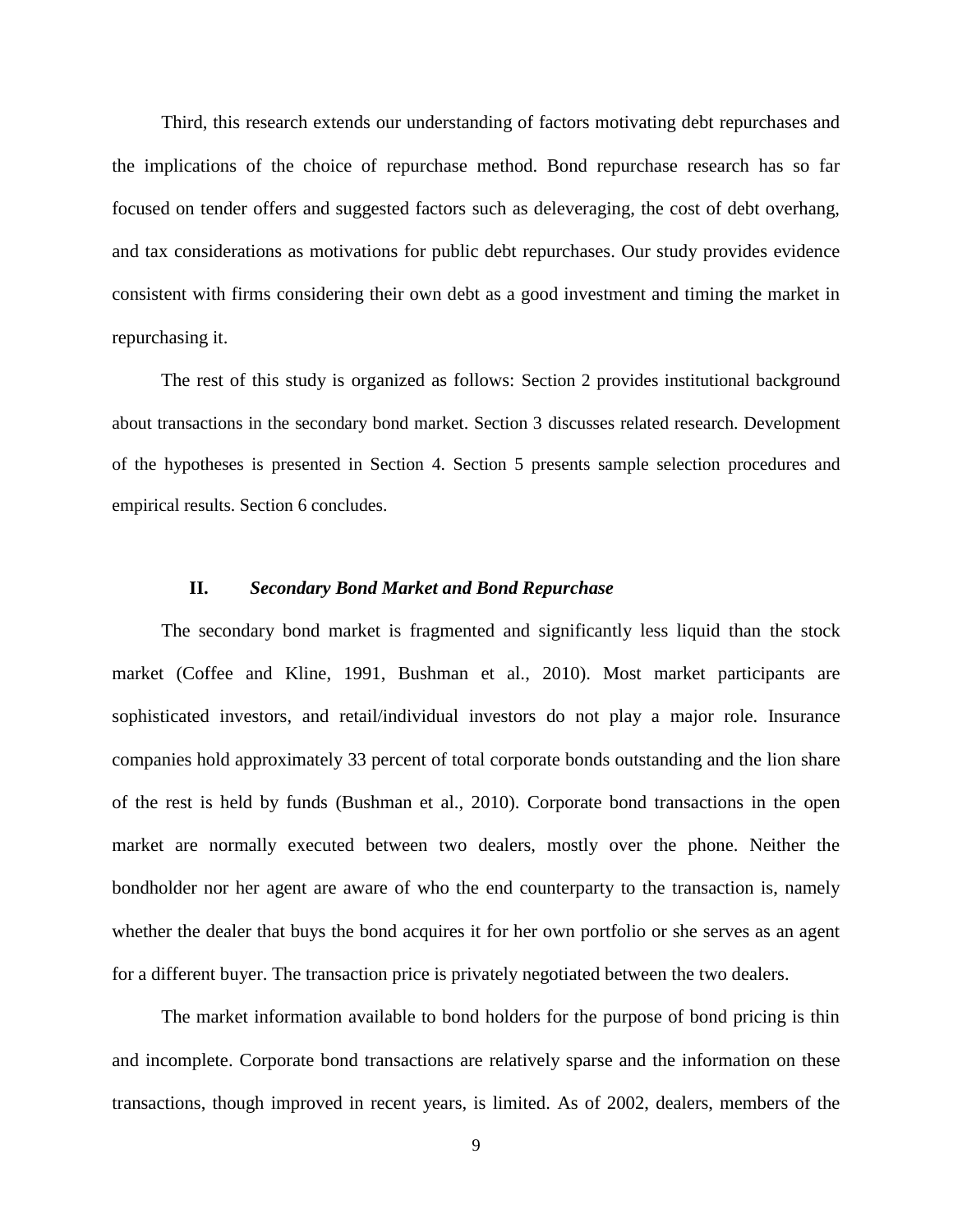Third, this research extends our understanding of factors motivating debt repurchases and the implications of the choice of repurchase method. Bond repurchase research has so far focused on tender offers and suggested factors such as deleveraging, the cost of debt overhang, and tax considerations as motivations for public debt repurchases. Our study provides evidence consistent with firms considering their own debt as a good investment and timing the market in repurchasing it.

The rest of this study is organized as follows: Section 2 provides institutional background about transactions in the secondary bond market. Section 3 discusses related research. Development of the hypotheses is presented in Section 4. Section 5 presents sample selection procedures and empirical results. Section 6 concludes.

## II. *Secondary Bond Market and Bond Repurchase*

The secondary bond market is fragmented and significantly less liquid than the stock market (Coffee and Kline, 1991, Bushman et al., 2010). Most market participants are sophisticated investors, and retail/individual investors do not play a major role. Insurance companies hold approximately 33 percent of total corporate bonds outstanding and the lion share of the rest is held by funds (Bushman et al., 2010). Corporate bond transactions in the open market are normally executed between two dealers, mostly over the phone. Neither the bondholder nor her agent are aware of who the end counterparty to the transaction is, namely whether the dealer that buys the bond acquires it for her own portfolio or she serves as an agent for a different buyer. The transaction price is privately negotiated between the two dealers.

The market information available to bond holders for the purpose of bond pricing is thin and incomplete. Corporate bond transactions are relatively sparse and the information on these transactions, though improved in recent years, is limited. As of 2002, dealers, members of the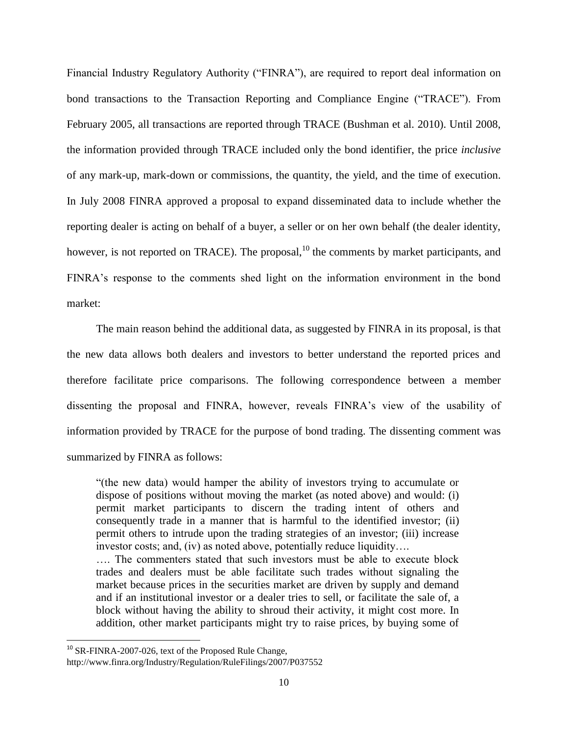Financial Industry Regulatory Authority ("FINRA"), are required to report deal information on bond transactions to the Transaction Reporting and Compliance Engine ("TRACE"). From February 2005, all transactions are reported through TRACE (Bushman et al. 2010). Until 2008, the information provided through TRACE included only the bond identifier, the price *inclusive* of any mark-up, mark-down or commissions, the quantity, the yield, and the time of execution. In July 2008 FINRA approved a proposal to expand disseminated data to include whether the reporting dealer is acting on behalf of a buyer, a seller or on her own behalf (the dealer identity, however, is not reported on TRACE). The proposal,[10] the comments by market participants, and FINRA's response to the comments shed light on the information environment in the bond market:

The main reason behind the additional data, as suggested by FINRA in its proposal, is that the new data allows both dealers and investors to better understand the reported prices and therefore facilitate price comparisons. The following correspondence between a member dissenting the proposal and FINRA, however, reveals FINRA's view of the usability of information provided by TRACE for the purpose of bond trading. The dissenting comment was summarized by FINRA as follows:

> "(the new data) would hamper the ability of investors trying to accumulate or dispose of positions without moving the market (as noted above) and would: (i) permit market participants to discern the trading intent of others and consequently trade in a manner that is harmful to the identified investor; (ii) permit others to intrude upon the trading strategies of an investor; (iii) increase investor costs; and, (iv) as noted above, potentially reduce liquidity….
>
> …. The commenters stated that such investors must be able to execute block trades and dealers must be able facilitate such trades without signaling the market because prices in the securities market are driven by supply and demand and if an institutional investor or a dealer tries to sell, or facilitate the sale of, a block without having the ability to shroud their activity, it might cost more. In addition, other market participants might try to raise prices, by buying some of

[10] SR-FINRA-2007-026, text of the Proposed Rule Change, http://www.finra.org/Industry/Regulation/RuleFilings/2007/P037552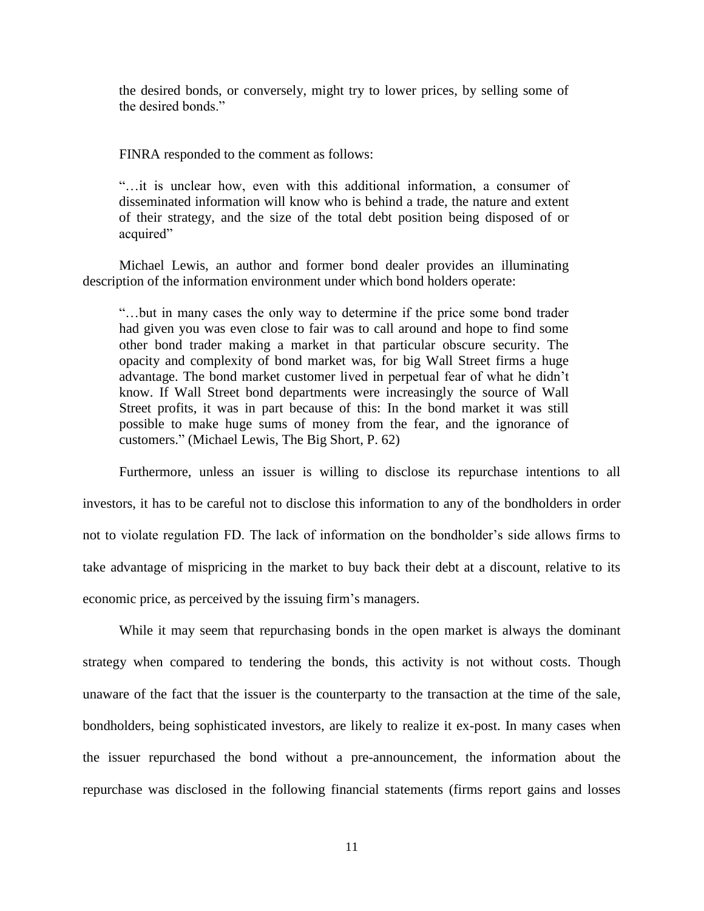> the desired bonds, or conversely, might try to lower prices, by selling some of the desired bonds."

> FINRA responded to the comment as follows:

> "…it is unclear how, even with this additional information, a consumer of disseminated information will know who is behind a trade, the nature and extent of their strategy, and the size of the total debt position being disposed of or acquired"

Michael Lewis, an author and former bond dealer provides an illuminating description of the information environment under which bond holders operate:

> "…but in many cases the only way to determine if the price some bond trader had given you was even close to fair was to call around and hope to find some other bond trader making a market in that particular obscure security. The opacity and complexity of bond market was, for big Wall Street firms a huge advantage. The bond market customer lived in perpetual fear of what he didn't know. If Wall Street bond departments were increasingly the source of Wall Street profits, it was in part because of this: In the bond market it was still possible to make huge sums of money from the fear, and the ignorance of customers." (Michael Lewis, The Big Short, P. 62)

Furthermore, unless an issuer is willing to disclose its repurchase intentions to all investors, it has to be careful not to disclose this information to any of the bondholders in order not to violate regulation FD. The lack of information on the bondholder's side allows firms to take advantage of mispricing in the market to buy back their debt at a discount, relative to its economic price, as perceived by the issuing firm's managers.

While it may seem that repurchasing bonds in the open market is always the dominant strategy when compared to tendering the bonds, this activity is not without costs. Though unaware of the fact that the issuer is the counterparty to the transaction at the time of the sale, bondholders, being sophisticated investors, are likely to realize it ex-post. In many cases when the issuer repurchased the bond without a pre-announcement, the information about the repurchase was disclosed in the following financial statements (firms report gains and losses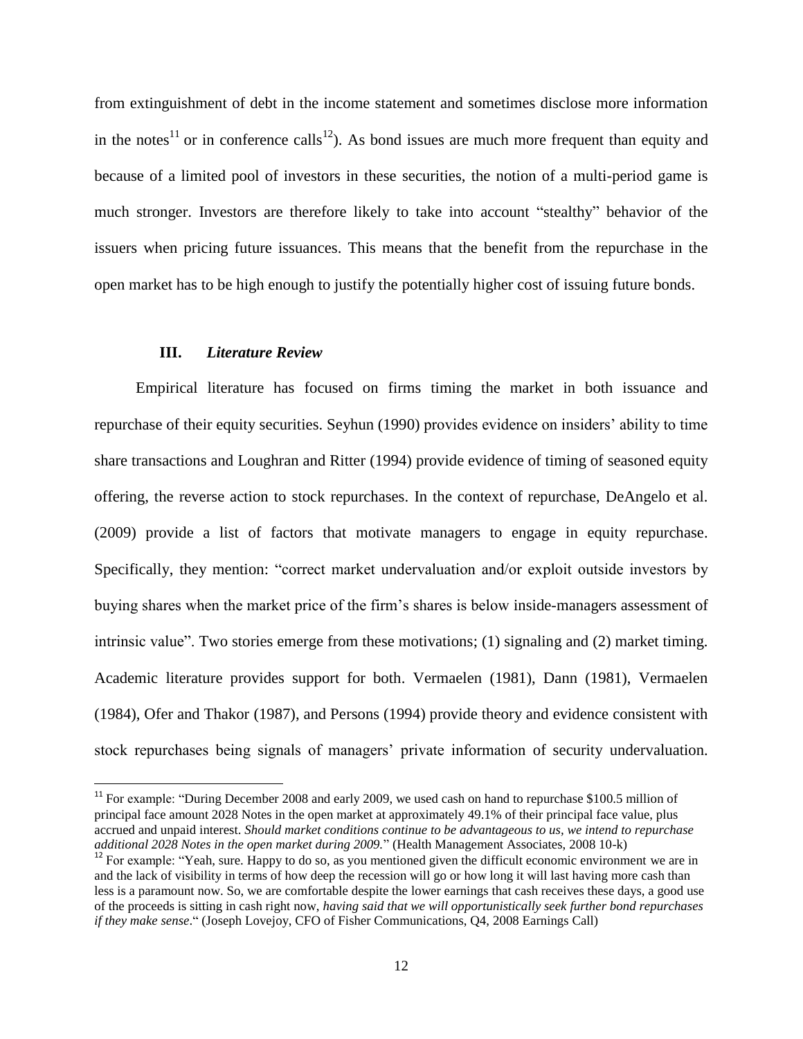from extinguishment of debt in the income statement and sometimes disclose more information in the notes[11] or in conference calls[12]). As bond issues are much more frequent than equity and because of a limited pool of investors in these securities, the notion of a multi-period game is much stronger. Investors are therefore likely to take into account "stealthy" behavior of the issuers when pricing future issuances. This means that the benefit from the repurchase in the open market has to be high enough to justify the potentially higher cost of issuing future bonds.

## III. *Literature Review*

Empirical literature has focused on firms timing the market in both issuance and repurchase of their equity securities. Seyhun (1990) provides evidence on insiders' ability to time share transactions and Loughran and Ritter (1994) provide evidence of timing of seasoned equity offering, the reverse action to stock repurchases. In the context of repurchase, DeAngelo et al. (2009) provide a list of factors that motivate managers to engage in equity repurchase. Specifically, they mention: "correct market undervaluation and/or exploit outside investors by buying shares when the market price of the firm's shares is below inside-managers assessment of intrinsic value". Two stories emerge from these motivations; (1) signaling and (2) market timing. Academic literature provides support for both. Vermaelen (1981), Dann (1981), Vermaelen (1984), Ofer and Thakor (1987), and Persons (1994) provide theory and evidence consistent with stock repurchases being signals of managers' private information of security undervaluation.

[11] For example: "During December 2008 and early 2009, we used cash on hand to repurchase $100.5 million of principal face amount 2028 Notes in the open market at approximately 49.1% of their principal face value, plus accrued and unpaid interest. *Should market conditions continue to be advantageous to us, we intend to repurchase additional 2028 Notes in the open market during 2009.*" (Health Management Associates, 2008 10-k)

[12] For example: "Yeah, sure. Happy to do so, as you mentioned given the difficult economic environment we are in and the lack of visibility in terms of how deep the recession will go or how long it will last having more cash than less is a paramount now. So, we are comfortable despite the lower earnings that cash receives these days, a good use of the proceeds is sitting in cash right now, *having said that we will opportunistically seek further bond repurchases if they make sense*." (Joseph Lovejoy, CFO of Fisher Communications, Q4, 2008 Earnings Call)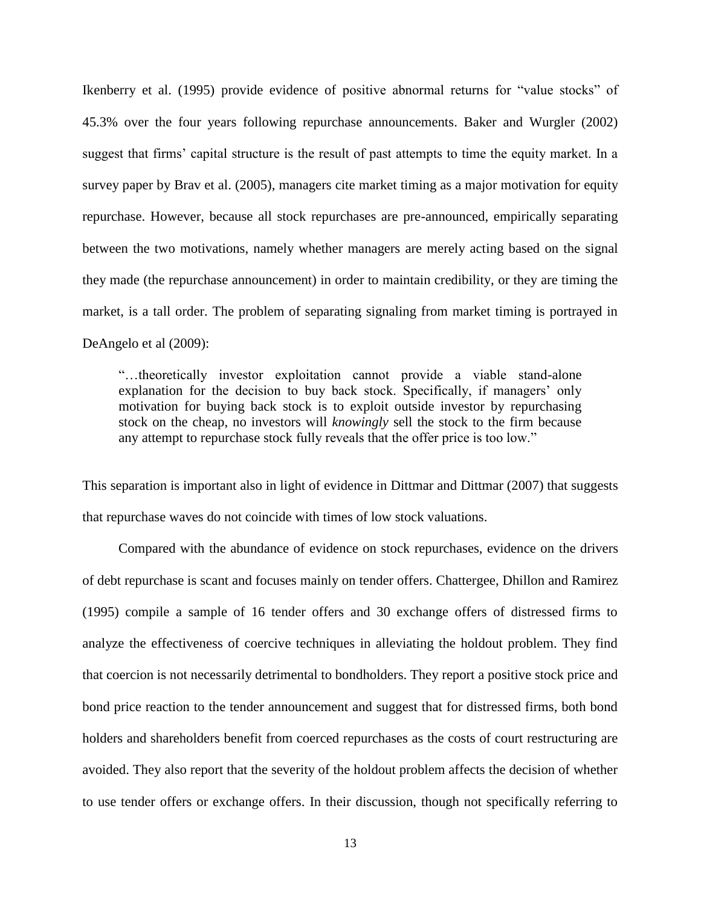Ikenberry et al. (1995) provide evidence of positive abnormal returns for "value stocks" of 45.3% over the four years following repurchase announcements. Baker and Wurgler (2002) suggest that firms' capital structure is the result of past attempts to time the equity market. In a survey paper by Brav et al. (2005), managers cite market timing as a major motivation for equity repurchase. However, because all stock repurchases are pre-announced, empirically separating between the two motivations, namely whether managers are merely acting based on the signal they made (the repurchase announcement) in order to maintain credibility, or they are timing the market, is a tall order. The problem of separating signaling from market timing is portrayed in DeAngelo et al (2009):

> "…theoretically investor exploitation cannot provide a viable stand-alone explanation for the decision to buy back stock. Specifically, if managers' only motivation for buying back stock is to exploit outside investor by repurchasing stock on the cheap, no investors will *knowingly* sell the stock to the firm because any attempt to repurchase stock fully reveals that the offer price is too low."

This separation is important also in light of evidence in Dittmar and Dittmar (2007) that suggests that repurchase waves do not coincide with times of low stock valuations.

Compared with the abundance of evidence on stock repurchases, evidence on the drivers of debt repurchase is scant and focuses mainly on tender offers. Chattergee, Dhillon and Ramirez (1995) compile a sample of 16 tender offers and 30 exchange offers of distressed firms to analyze the effectiveness of coercive techniques in alleviating the holdout problem. They find that coercion is not necessarily detrimental to bondholders. They report a positive stock price and bond price reaction to the tender announcement and suggest that for distressed firms, both bond holders and shareholders benefit from coerced repurchases as the costs of court restructuring are avoided. They also report that the severity of the holdout problem affects the decision of whether to use tender offers or exchange offers. In their discussion, though not specifically referring to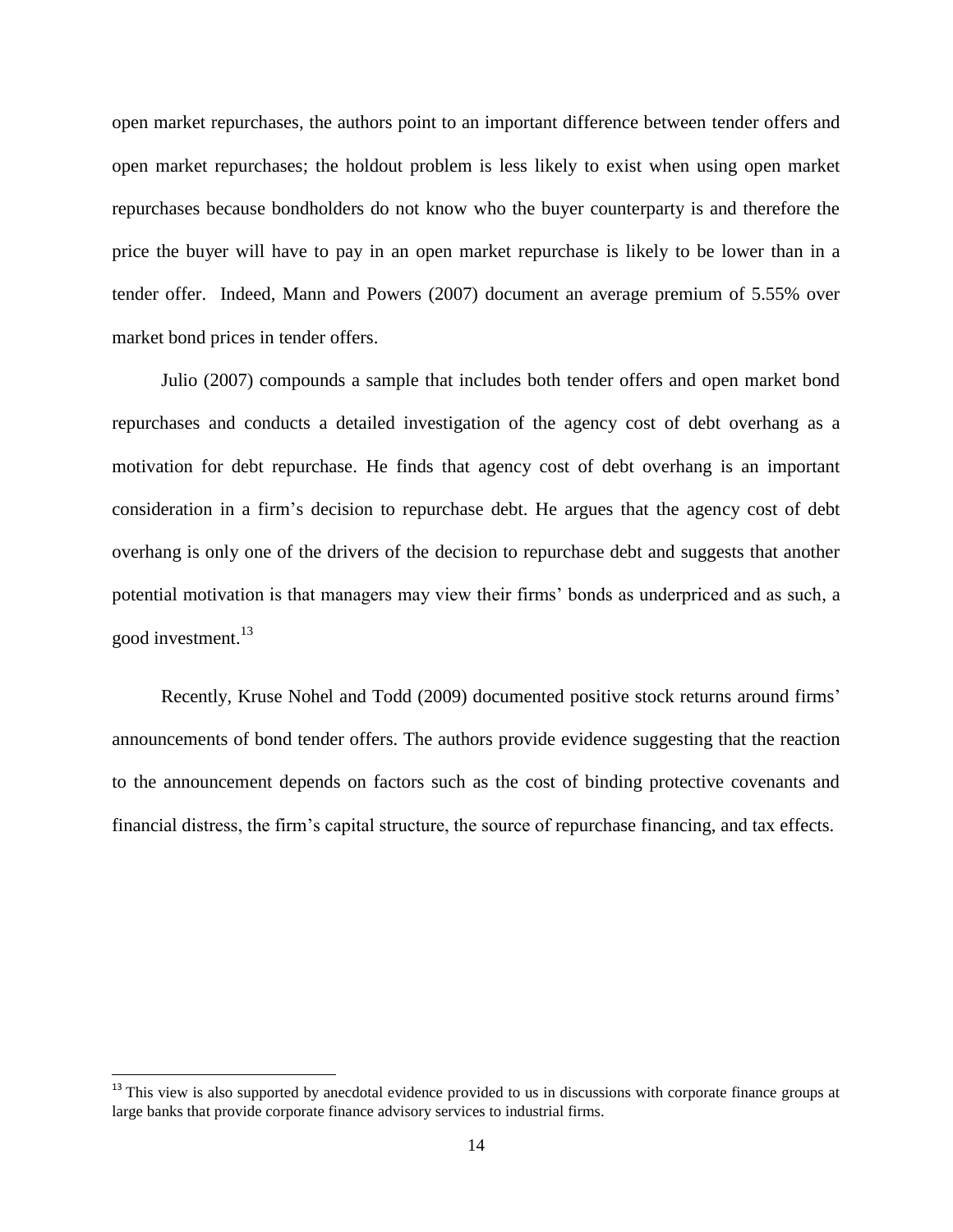open market repurchases, the authors point to an important difference between tender offers and open market repurchases; the holdout problem is less likely to exist when using open market repurchases because bondholders do not know who the buyer counterparty is and therefore the price the buyer will have to pay in an open market repurchase is likely to be lower than in a tender offer. Indeed, Mann and Powers (2007) document an average premium of 5.55% over market bond prices in tender offers.

Julio (2007) compounds a sample that includes both tender offers and open market bond repurchases and conducts a detailed investigation of the agency cost of debt overhang as a motivation for debt repurchase. He finds that agency cost of debt overhang is an important consideration in a firm's decision to repurchase debt. He argues that the agency cost of debt overhang is only one of the drivers of the decision to repurchase debt and suggests that another potential motivation is that managers may view their firms' bonds as underpriced and as such, a good investment.[13]

Recently, Kruse Nohel and Todd (2009) documented positive stock returns around firms' announcements of bond tender offers. The authors provide evidence suggesting that the reaction to the announcement depends on factors such as the cost of binding protective covenants and financial distress, the firm's capital structure, the source of repurchase financing, and tax effects.

---

[13] This view is also supported by anecdotal evidence provided to us in discussions with corporate finance groups at large banks that provide corporate finance advisory services to industrial firms.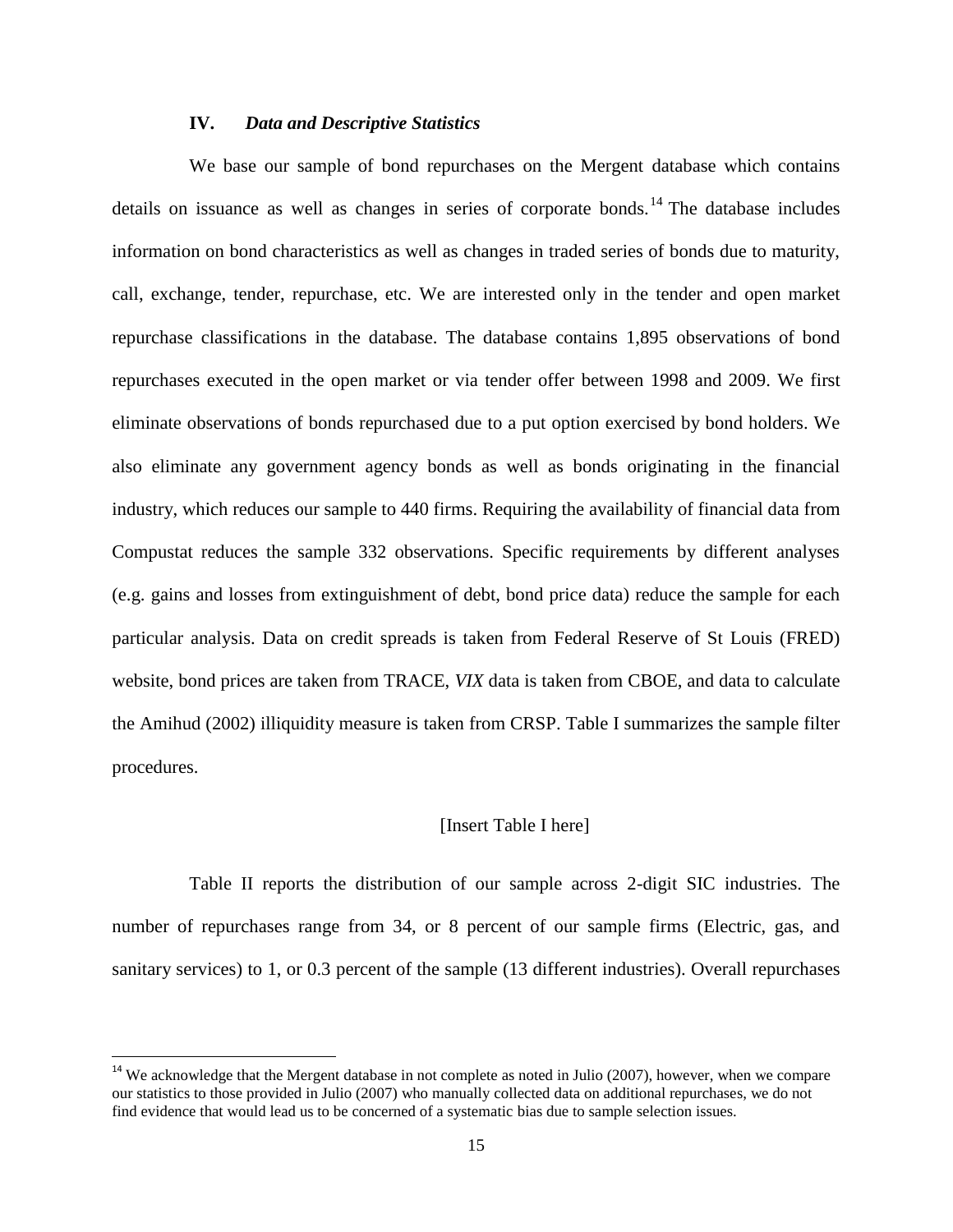## IV. *Data and Descriptive Statistics*

We base our sample of bond repurchases on the Mergent database which contains details on issuance as well as changes in series of corporate bonds.[14] The database includes information on bond characteristics as well as changes in traded series of bonds due to maturity, call, exchange, tender, repurchase, etc. We are interested only in the tender and open market repurchase classifications in the database. The database contains 1,895 observations of bond repurchases executed in the open market or via tender offer between 1998 and 2009. We first eliminate observations of bonds repurchased due to a put option exercised by bond holders. We also eliminate any government agency bonds as well as bonds originating in the financial industry, which reduces our sample to 440 firms. Requiring the availability of financial data from Compustat reduces the sample 332 observations. Specific requirements by different analyses (e.g. gains and losses from extinguishment of debt, bond price data) reduce the sample for each particular analysis. Data on credit spreads is taken from Federal Reserve of St Louis (FRED) website, bond prices are taken from TRACE, *VIX* data is taken from CBOE, and data to calculate the Amihud (2002) illiquidity measure is taken from CRSP. Table I summarizes the sample filter procedures.

[Insert Table I here]

Table II reports the distribution of our sample across 2-digit SIC industries. The number of repurchases range from 34, or 8 percent of our sample firms (Electric, gas, and sanitary services) to 1, or 0.3 percent of the sample (13 different industries). Overall repurchases

[14] We acknowledge that the Mergent database in not complete as noted in Julio (2007), however, when we compare our statistics to those provided in Julio (2007) who manually collected data on additional repurchases, we do not find evidence that would lead us to be concerned of a systematic bias due to sample selection issues.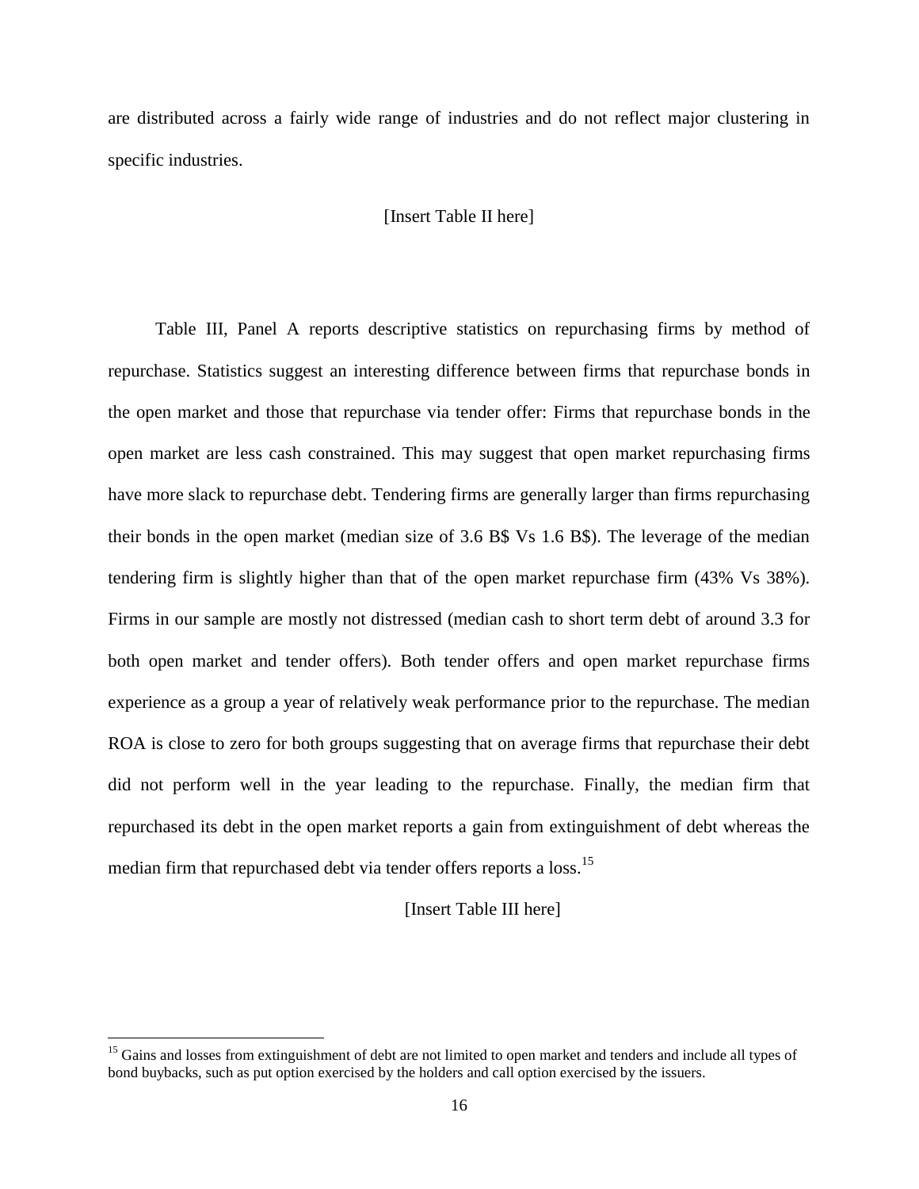are distributed across a fairly wide range of industries and do not reflect major clustering in specific industries.

[Insert Table II here]

Table III, Panel A reports descriptive statistics on repurchasing firms by method of repurchase. Statistics suggest an interesting difference between firms that repurchase bonds in the open market and those that repurchase via tender offer: Firms that repurchase bonds in the open market are less cash constrained. This may suggest that open market repurchasing firms have more slack to repurchase debt. Tendering firms are generally larger than firms repurchasing their bonds in the open market (median size of 3.6 B$ Vs 1.6 B$). The leverage of the median tendering firm is slightly higher than that of the open market repurchase firm (43% Vs 38%). Firms in our sample are mostly not distressed (median cash to short term debt of around 3.3 for both open market and tender offers). Both tender offers and open market repurchase firms experience as a group a year of relatively weak performance prior to the repurchase. The median ROA is close to zero for both groups suggesting that on average firms that repurchase their debt did not perform well in the year leading to the repurchase. Finally, the median firm that repurchased its debt in the open market reports a gain from extinguishment of debt whereas the median firm that repurchased debt via tender offers reports a loss.[15]

[Insert Table III here]

[15] Gains and losses from extinguishment of debt are not limited to open market and tenders and include all types of bond buybacks, such as put option exercised by the holders and call option exercised by the issuers.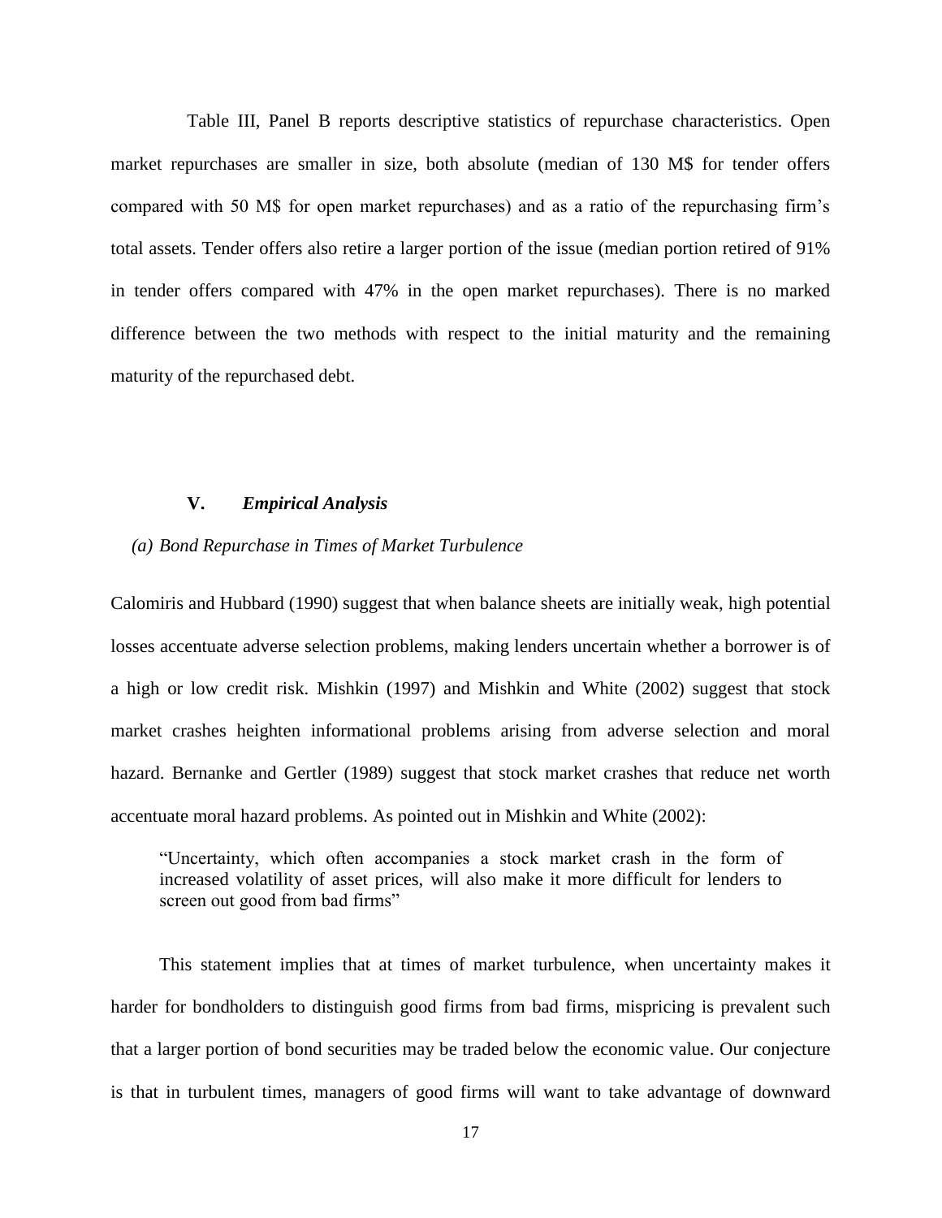Table III, Panel B reports descriptive statistics of repurchase characteristics. Open market repurchases are smaller in size, both absolute (median of 130 M$ for tender offers compared with 50 M$ for open market repurchases) and as a ratio of the repurchasing firm's total assets. Tender offers also retire a larger portion of the issue (median portion retired of 91% in tender offers compared with 47% in the open market repurchases). There is no marked difference between the two methods with respect to the initial maturity and the remaining maturity of the repurchased debt.

## V. *Empirical Analysis*

### *(a) Bond Repurchase in Times of Market Turbulence*

Calomiris and Hubbard (1990) suggest that when balance sheets are initially weak, high potential losses accentuate adverse selection problems, making lenders uncertain whether a borrower is of a high or low credit risk. Mishkin (1997) and Mishkin and White (2002) suggest that stock market crashes heighten informational problems arising from adverse selection and moral hazard. Bernanke and Gertler (1989) suggest that stock market crashes that reduce net worth accentuate moral hazard problems. As pointed out in Mishkin and White (2002):

> "Uncertainty, which often accompanies a stock market crash in the form of increased volatility of asset prices, will also make it more difficult for lenders to screen out good from bad firms"

This statement implies that at times of market turbulence, when uncertainty makes it harder for bondholders to distinguish good firms from bad firms, mispricing is prevalent such that a larger portion of bond securities may be traded below the economic value. Our conjecture is that in turbulent times, managers of good firms will want to take advantage of downward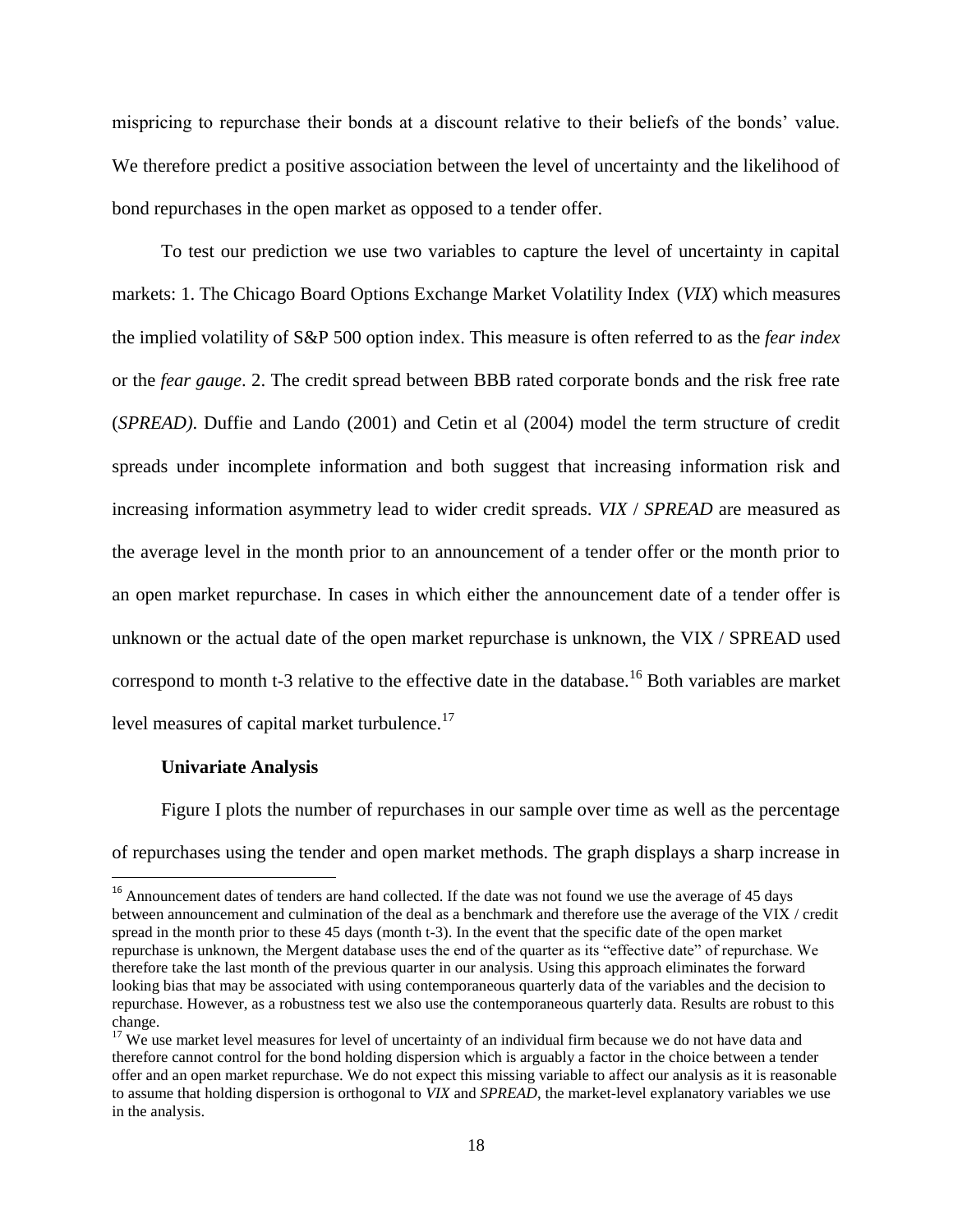mispricing to repurchase their bonds at a discount relative to their beliefs of the bonds' value. We therefore predict a positive association between the level of uncertainty and the likelihood of bond repurchases in the open market as opposed to a tender offer.

To test our prediction we use two variables to capture the level of uncertainty in capital markets: 1. The Chicago Board Options Exchange Market Volatility Index (*VIX*) which measures the implied volatility of S&P 500 option index. This measure is often referred to as the *fear index* or the *fear gauge*. 2. The credit spread between BBB rated corporate bonds and the risk free rate (*SPREAD)*. Duffie and Lando (2001) and Cetin et al (2004) model the term structure of credit spreads under incomplete information and both suggest that increasing information risk and increasing information asymmetry lead to wider credit spreads. *VIX* / *SPREAD* are measured as the average level in the month prior to an announcement of a tender offer or the month prior to an open market repurchase. In cases in which either the announcement date of a tender offer is unknown or the actual date of the open market repurchase is unknown, the VIX / SPREAD used correspond to month t-3 relative to the effective date in the database.[16] Both variables are market level measures of capital market turbulence.[17]

**Univariate Analysis**

Figure I plots the number of repurchases in our sample over time as well as the percentage of repurchases using the tender and open market methods. The graph displays a sharp increase in

---

[16] Announcement dates of tenders are hand collected. If the date was not found we use the average of 45 days between announcement and culmination of the deal as a benchmark and therefore use the average of the VIX / credit spread in the month prior to these 45 days (month t-3). In the event that the specific date of the open market repurchase is unknown, the Mergent database uses the end of the quarter as its "effective date" of repurchase. We therefore take the last month of the previous quarter in our analysis. Using this approach eliminates the forward looking bias that may be associated with using contemporaneous quarterly data of the variables and the decision to repurchase. However, as a robustness test we also use the contemporaneous quarterly data. Results are robust to this change.

[17] We use market level measures for level of uncertainty of an individual firm because we do not have data and therefore cannot control for the bond holding dispersion which is arguably a factor in the choice between a tender offer and an open market repurchase. We do not expect this missing variable to affect our analysis as it is reasonable to assume that holding dispersion is orthogonal to *VIX* and *SPREAD*, the market-level explanatory variables we use in the analysis.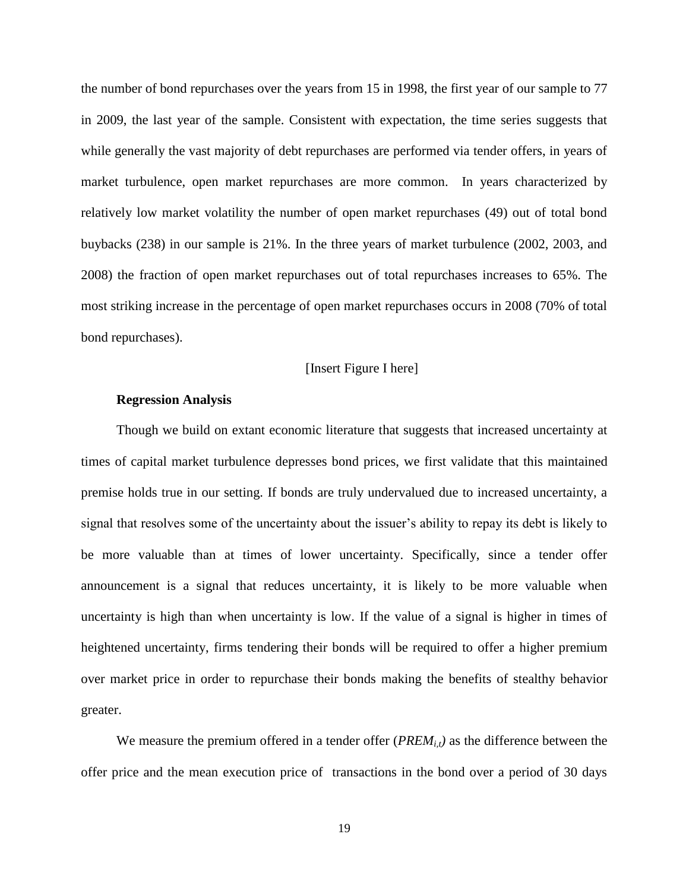the number of bond repurchases over the years from 15 in 1998, the first year of our sample to 77 in 2009, the last year of the sample. Consistent with expectation, the time series suggests that while generally the vast majority of debt repurchases are performed via tender offers, in years of market turbulence, open market repurchases are more common. In years characterized by relatively low market volatility the number of open market repurchases (49) out of total bond buybacks (238) in our sample is 21%. In the three years of market turbulence (2002, 2003, and 2008) the fraction of open market repurchases out of total repurchases increases to 65%. The most striking increase in the percentage of open market repurchases occurs in 2008 (70% of total bond repurchases).

[Insert Figure I here]

**Regression Analysis**

Though we build on extant economic literature that suggests that increased uncertainty at times of capital market turbulence depresses bond prices, we first validate that this maintained premise holds true in our setting. If bonds are truly undervalued due to increased uncertainty, a signal that resolves some of the uncertainty about the issuer's ability to repay its debt is likely to be more valuable than at times of lower uncertainty. Specifically, since a tender offer announcement is a signal that reduces uncertainty, it is likely to be more valuable when uncertainty is high than when uncertainty is low. If the value of a signal is higher in times of heightened uncertainty, firms tendering their bonds will be required to offer a higher premium over market price in order to repurchase their bonds making the benefits of stealthy behavior greater.

We measure the premium offered in a tender offer ($PREM_{i,t}$) as the difference between the offer price and the mean execution price of transactions in the bond over a period of 30 days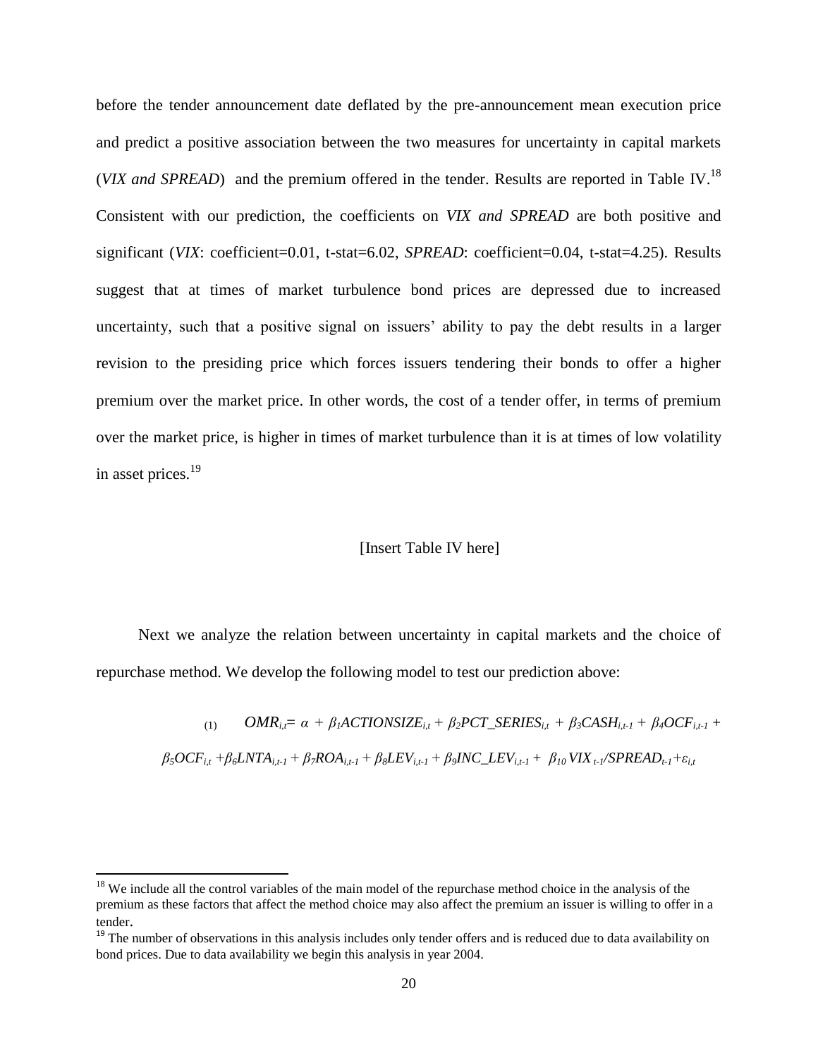before the tender announcement date deflated by the pre-announcement mean execution price and predict a positive association between the two measures for uncertainty in capital markets (*VIX and SPREAD*) and the premium offered in the tender. Results are reported in Table IV.[18] Consistent with our prediction, the coefficients on *VIX and SPREAD* are both positive and significant (*VIX*: coefficient=0.01, t-stat=6.02, *SPREAD*: coefficient=0.04, t-stat=4.25). Results suggest that at times of market turbulence bond prices are depressed due to increased uncertainty, such that a positive signal on issuers' ability to pay the debt results in a larger revision to the presiding price which forces issuers tendering their bonds to offer a higher premium over the market price. In other words, the cost of a tender offer, in terms of premium over the market price, is higher in times of market turbulence than it is at times of low volatility in asset prices.[19]

[Insert Table IV here]

Next we analyze the relation between uncertainty in capital markets and the choice of repurchase method. We develop the following model to test our prediction above:

$$(1) \quad OMR_{i,t} = \alpha + \beta_1 ACTIONSIZE_{i,t} + \beta_2 PCT\_SERIES_{i,t} + \beta_3 CASH_{i,t-1} + \beta_4 OCF_{i,t-1} + \beta_5 OCF_{i,t} + \beta_6 LNTA_{i,t-1} + \beta_7 ROA_{i,t-1} + \beta_8 LEV_{i,t-1} + \beta_9 INC\_LEV_{i,t-1} + \beta_{10} VIX_{t-1}/SPREAD_{t-1} + \varepsilon_{i,t}$$

---

[18] We include all the control variables of the main model of the repurchase method choice in the analysis of the premium as these factors that affect the method choice may also affect the premium an issuer is willing to offer in a tender.

[19] The number of observations in this analysis includes only tender offers and is reduced due to data availability on bond prices. Due to data availability we begin this analysis in year 2004.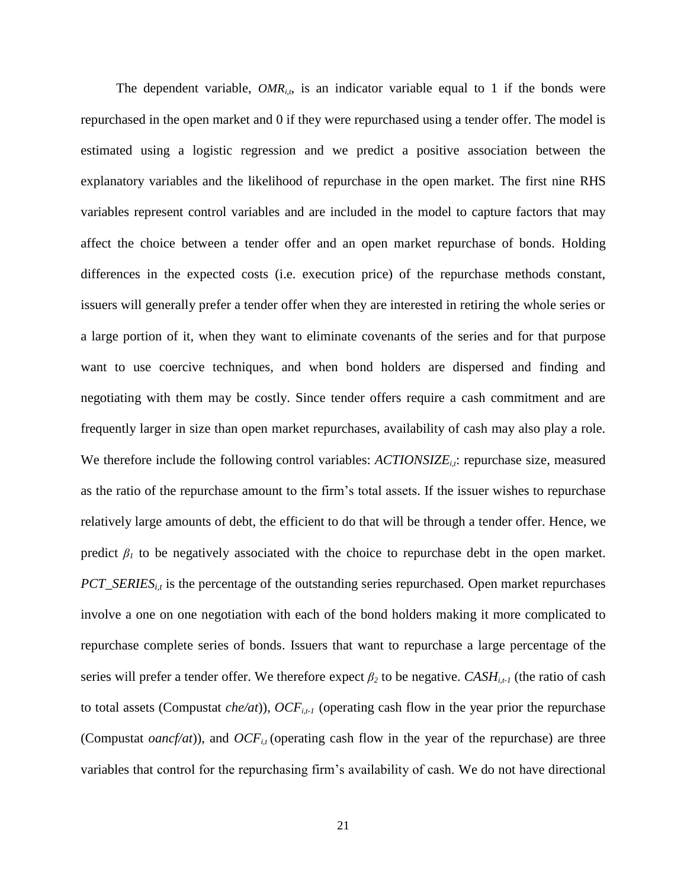The dependent variable, $OMR_{i,t}$, is an indicator variable equal to 1 if the bonds were repurchased in the open market and 0 if they were repurchased using a tender offer. The model is estimated using a logistic regression and we predict a positive association between the explanatory variables and the likelihood of repurchase in the open market. The first nine RHS variables represent control variables and are included in the model to capture factors that may affect the choice between a tender offer and an open market repurchase of bonds. Holding differences in the expected costs (i.e. execution price) of the repurchase methods constant, issuers will generally prefer a tender offer when they are interested in retiring the whole series or a large portion of it, when they want to eliminate covenants of the series and for that purpose want to use coercive techniques, and when bond holders are dispersed and finding and negotiating with them may be costly. Since tender offers require a cash commitment and are frequently larger in size than open market repurchases, availability of cash may also play a role. We therefore include the following control variables: $ACTIONSIZE_{i,t}$: repurchase size, measured as the ratio of the repurchase amount to the firm's total assets. If the issuer wishes to repurchase relatively large amounts of debt, the efficient to do that will be through a tender offer. Hence, we predict $\beta_1$ to be negatively associated with the choice to repurchase debt in the open market. $PCT\_SERIES_{i,t}$ is the percentage of the outstanding series repurchased. Open market repurchases involve a one on one negotiation with each of the bond holders making it more complicated to repurchase complete series of bonds. Issuers that want to repurchase a large percentage of the series will prefer a tender offer. We therefore expect $\beta_2$ to be negative. $CASH_{i,t-1}$ (the ratio of cash to total assets (Compustat *che/at*)), $OCF_{i,t-1}$ (operating cash flow in the year prior the repurchase (Compustat *oancf/at*)), and $OCF_{i,t}$ (operating cash flow in the year of the repurchase) are three variables that control for the repurchasing firm's availability of cash. We do not have directional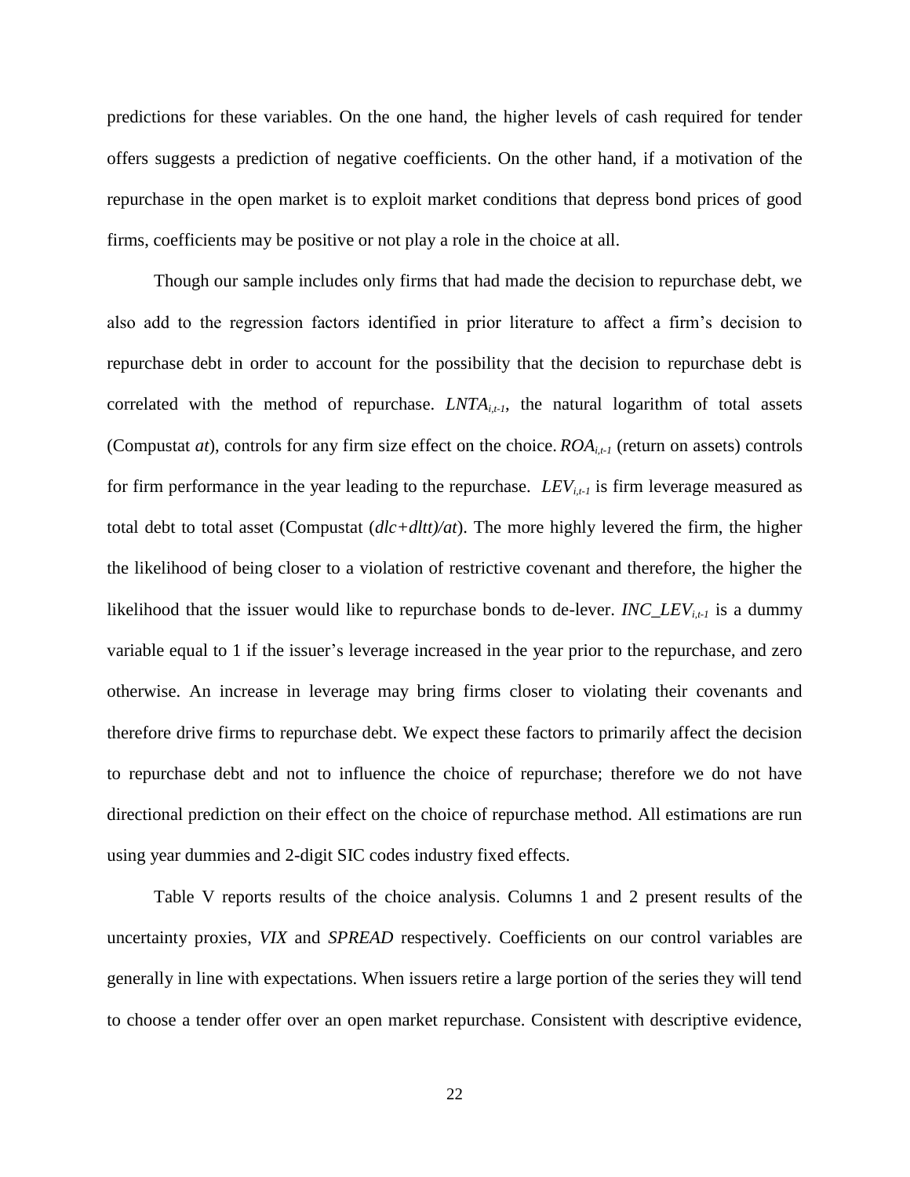predictions for these variables. On the one hand, the higher levels of cash required for tender offers suggests a prediction of negative coefficients. On the other hand, if a motivation of the repurchase in the open market is to exploit market conditions that depress bond prices of good firms, coefficients may be positive or not play a role in the choice at all.

Though our sample includes only firms that had made the decision to repurchase debt, we also add to the regression factors identified in prior literature to affect a firm's decision to repurchase debt in order to account for the possibility that the decision to repurchase debt is correlated with the method of repurchase. $LNTA_{i,t-1}$, the natural logarithm of total assets (Compustat *at*), controls for any firm size effect on the choice. $ROA_{i,t-1}$ (return on assets) controls for firm performance in the year leading to the repurchase. $LEV_{i,t-1}$ is firm leverage measured as total debt to total asset (Compustat (*dlc+dltt)/at*). The more highly levered the firm, the higher the likelihood of being closer to a violation of restrictive covenant and therefore, the higher the likelihood that the issuer would like to repurchase bonds to de-lever. $INC\_LEV_{i,t-1}$ is a dummy variable equal to 1 if the issuer's leverage increased in the year prior to the repurchase, and zero otherwise. An increase in leverage may bring firms closer to violating their covenants and therefore drive firms to repurchase debt. We expect these factors to primarily affect the decision to repurchase debt and not to influence the choice of repurchase; therefore we do not have directional prediction on their effect on the choice of repurchase method. All estimations are run using year dummies and 2-digit SIC codes industry fixed effects.

Table V reports results of the choice analysis. Columns 1 and 2 present results of the uncertainty proxies, *VIX* and *SPREAD* respectively. Coefficients on our control variables are generally in line with expectations. When issuers retire a large portion of the series they will tend to choose a tender offer over an open market repurchase. Consistent with descriptive evidence,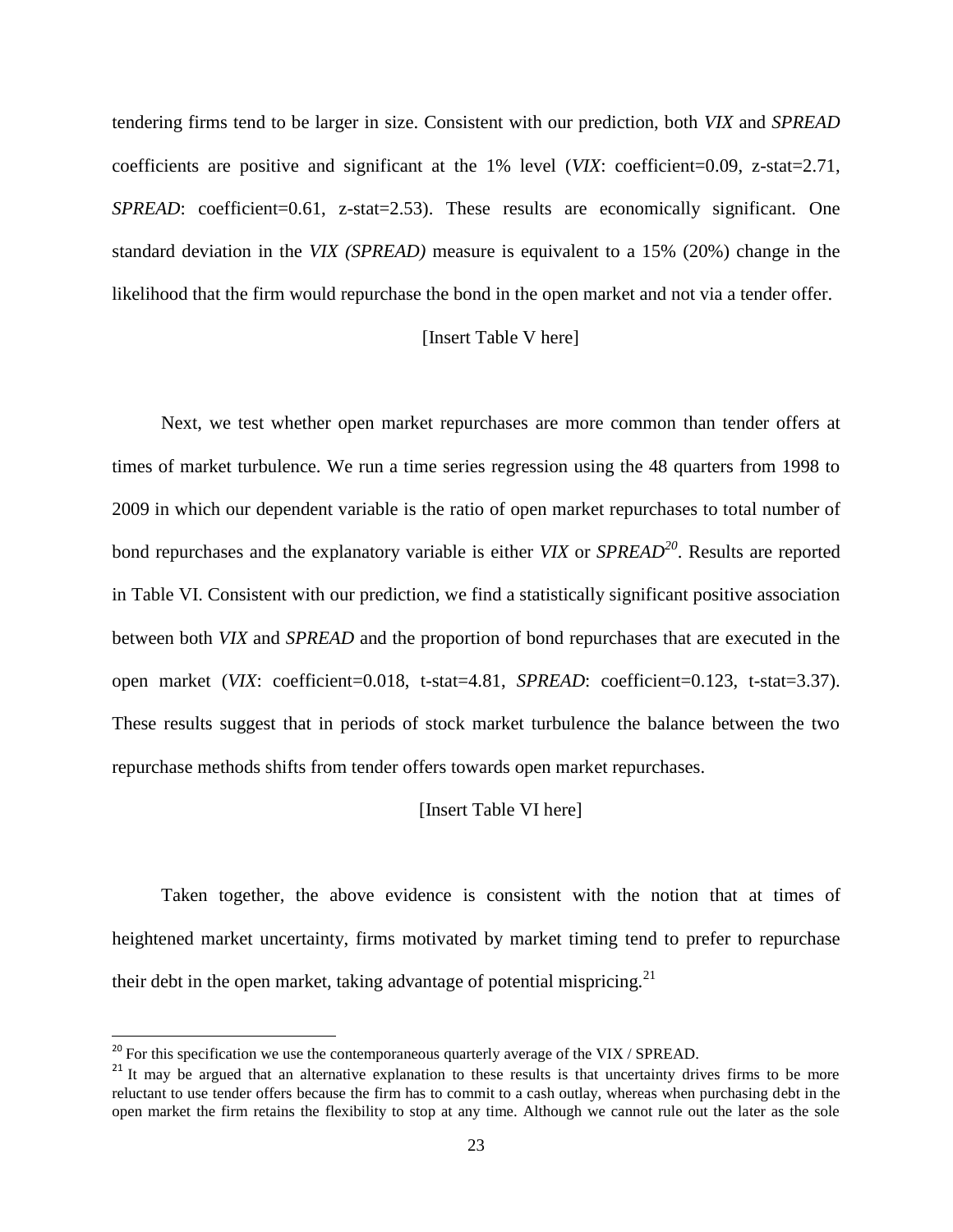tendering firms tend to be larger in size. Consistent with our prediction, both *VIX* and *SPREAD* coefficients are positive and significant at the 1% level (*VIX*: coefficient=0.09, z-stat=2.71, *SPREAD*: coefficient=0.61, z-stat=2.53). These results are economically significant. One standard deviation in the *VIX (SPREAD)* measure is equivalent to a 15% (20%) change in the likelihood that the firm would repurchase the bond in the open market and not via a tender offer.

[Insert Table V here]

Next, we test whether open market repurchases are more common than tender offers at times of market turbulence. We run a time series regression using the 48 quarters from 1998 to 2009 in which our dependent variable is the ratio of open market repurchases to total number of bond repurchases and the explanatory variable is either *VIX* or *SPREAD*[20]. Results are reported in Table VI. Consistent with our prediction, we find a statistically significant positive association between both *VIX* and *SPREAD* and the proportion of bond repurchases that are executed in the open market (*VIX*: coefficient=0.018, t-stat=4.81, *SPREAD*: coefficient=0.123, t-stat=3.37). These results suggest that in periods of stock market turbulence the balance between the two repurchase methods shifts from tender offers towards open market repurchases.

[Insert Table VI here]

Taken together, the above evidence is consistent with the notion that at times of heightened market uncertainty, firms motivated by market timing tend to prefer to repurchase their debt in the open market, taking advantage of potential mispricing.[21]

[20] For this specification we use the contemporaneous quarterly average of the VIX / SPREAD.

[21] It may be argued that an alternative explanation to these results is that uncertainty drives firms to be more reluctant to use tender offers because the firm has to commit to a cash outlay, whereas when purchasing debt in the open market the firm retains the flexibility to stop at any time. Although we cannot rule out the later as the sole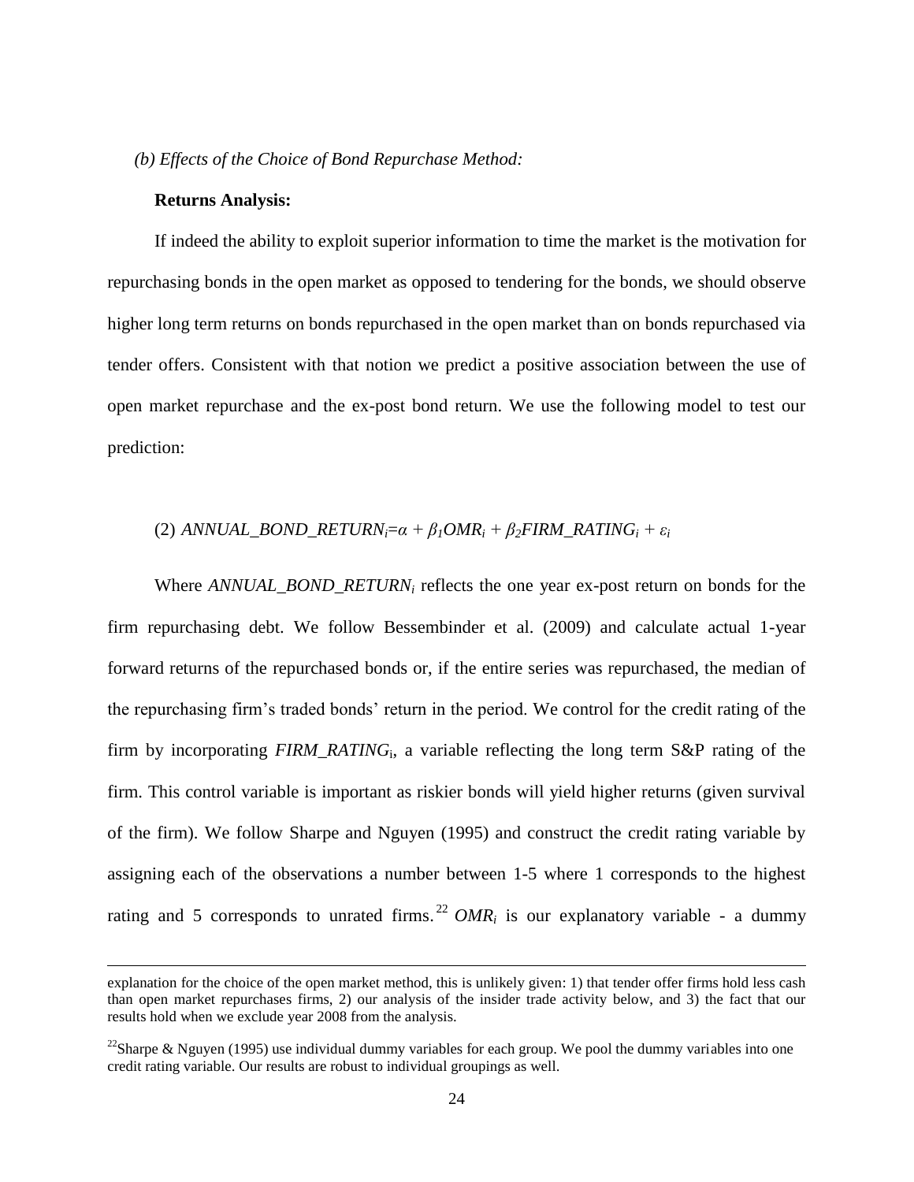*(b) Effects of the Choice of Bond Repurchase Method:*

**Returns Analysis:**

If indeed the ability to exploit superior information to time the market is the motivation for repurchasing bonds in the open market as opposed to tendering for the bonds, we should observe higher long term returns on bonds repurchased in the open market than on bonds repurchased via tender offers. Consistent with that notion we predict a positive association between the use of open market repurchase and the ex-post bond return. We use the following model to test our prediction:

$$(2)\ ANNUAL\_BOND\_RETURN_i = \alpha + \beta_1 OMR_i + \beta_2 FIRM\_RATING_i + \varepsilon_i$$

Where $ANNUAL\_BOND\_RETURN_i$ reflects the one year ex-post return on bonds for the firm repurchasing debt. We follow Bessembinder et al. (2009) and calculate actual 1-year forward returns of the repurchased bonds or, if the entire series was repurchased, the median of the repurchasing firm's traded bonds' return in the period. We control for the credit rating of the firm by incorporating $FIRM\_RATING_i$, a variable reflecting the long term S&P rating of the firm. This control variable is important as riskier bonds will yield higher returns (given survival of the firm). We follow Sharpe and Nguyen (1995) and construct the credit rating variable by assigning each of the observations a number between 1-5 where 1 corresponds to the highest rating and 5 corresponds to unrated firms.[22] $OMR_i$ is our explanatory variable - a dummy

---

explanation for the choice of the open market method, this is unlikely given: 1) that tender offer firms hold less cash than open market repurchases firms, 2) our analysis of the insider trade activity below, and 3) the fact that our results hold when we exclude year 2008 from the analysis.

[22] Sharpe & Nguyen (1995) use individual dummy variables for each group. We pool the dummy variables into one credit rating variable. Our results are robust to individual groupings as well.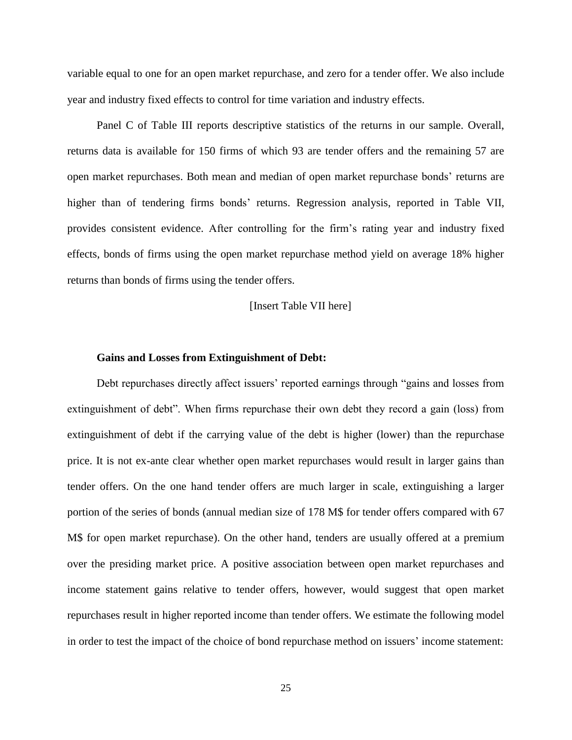variable equal to one for an open market repurchase, and zero for a tender offer. We also include year and industry fixed effects to control for time variation and industry effects.

Panel C of Table III reports descriptive statistics of the returns in our sample. Overall, returns data is available for 150 firms of which 93 are tender offers and the remaining 57 are open market repurchases. Both mean and median of open market repurchase bonds' returns are higher than of tendering firms bonds' returns. Regression analysis, reported in Table VII, provides consistent evidence. After controlling for the firm's rating year and industry fixed effects, bonds of firms using the open market repurchase method yield on average 18% higher returns than bonds of firms using the tender offers.

[Insert Table VII here]

**Gains and Losses from Extinguishment of Debt:**

Debt repurchases directly affect issuers' reported earnings through "gains and losses from extinguishment of debt". When firms repurchase their own debt they record a gain (loss) from extinguishment of debt if the carrying value of the debt is higher (lower) than the repurchase price. It is not ex-ante clear whether open market repurchases would result in larger gains than tender offers. On the one hand tender offers are much larger in scale, extinguishing a larger portion of the series of bonds (annual median size of 178 M$ for tender offers compared with 67 M$ for open market repurchase). On the other hand, tenders are usually offered at a premium over the presiding market price. A positive association between open market repurchases and income statement gains relative to tender offers, however, would suggest that open market repurchases result in higher reported income than tender offers. We estimate the following model in order to test the impact of the choice of bond repurchase method on issuers' income statement: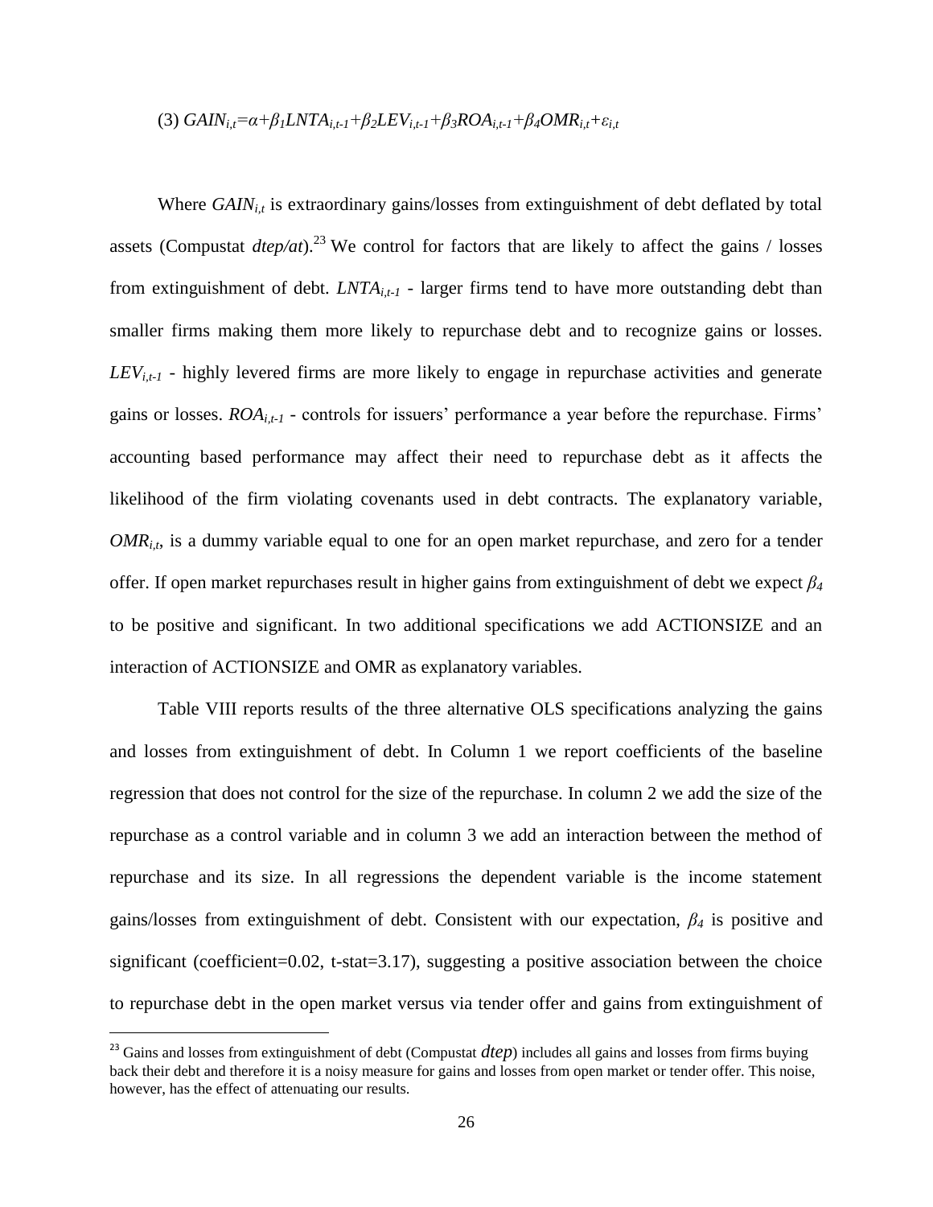$$(3)\ GAIN_{i,t}=\alpha+\beta_1 LNTA_{i,t-1}+\beta_2 LEV_{i,t-1}+\beta_3 ROA_{i,t-1}+\beta_4 OMR_{i,t}+\varepsilon_{i,t}$$

Where $GAIN_{i,t}$ is extraordinary gains/losses from extinguishment of debt deflated by total assets (Compustat *dtep/at*).[23] We control for factors that are likely to affect the gains / losses from extinguishment of debt. $LNTA_{i,t-1}$ - larger firms tend to have more outstanding debt than smaller firms making them more likely to repurchase debt and to recognize gains or losses. $LEV_{i,t-1}$ - highly levered firms are more likely to engage in repurchase activities and generate gains or losses. $ROA_{i,t-1}$ - controls for issuers' performance a year before the repurchase. Firms' accounting based performance may affect their need to repurchase debt as it affects the likelihood of the firm violating covenants used in debt contracts. The explanatory variable, $OMR_{i,t}$, is a dummy variable equal to one for an open market repurchase, and zero for a tender offer. If open market repurchases result in higher gains from extinguishment of debt we expect $\beta_4$ to be positive and significant. In two additional specifications we add ACTIONSIZE and an interaction of ACTIONSIZE and OMR as explanatory variables.

Table VIII reports results of the three alternative OLS specifications analyzing the gains and losses from extinguishment of debt. In Column 1 we report coefficients of the baseline regression that does not control for the size of the repurchase. In column 2 we add the size of the repurchase as a control variable and in column 3 we add an interaction between the method of repurchase and its size. In all regressions the dependent variable is the income statement gains/losses from extinguishment of debt. Consistent with our expectation, $\beta_4$ is positive and significant (coefficient=0.02, t-stat=3.17), suggesting a positive association between the choice to repurchase debt in the open market versus via tender offer and gains from extinguishment of

[23] Gains and losses from extinguishment of debt (Compustat *dtep*) includes all gains and losses from firms buying back their debt and therefore it is a noisy measure for gains and losses from open market or tender offer. This noise, however, has the effect of attenuating our results.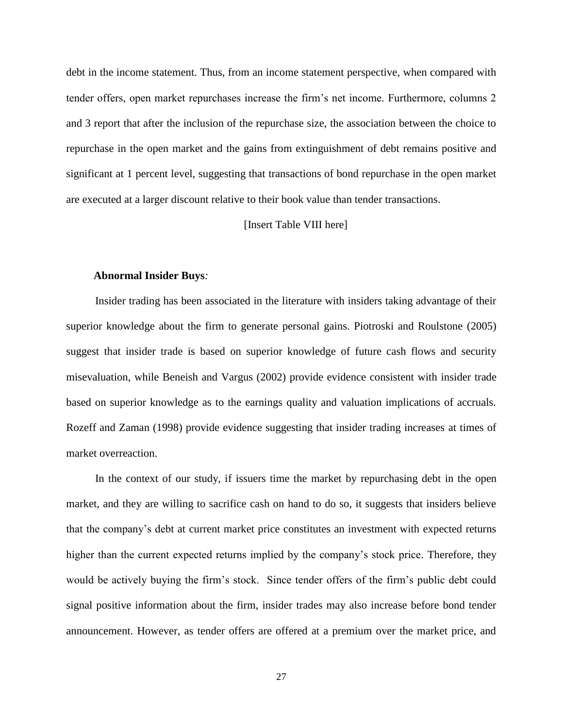debt in the income statement. Thus, from an income statement perspective, when compared with tender offers, open market repurchases increase the firm's net income. Furthermore, columns 2 and 3 report that after the inclusion of the repurchase size, the association between the choice to repurchase in the open market and the gains from extinguishment of debt remains positive and significant at 1 percent level, suggesting that transactions of bond repurchase in the open market are executed at a larger discount relative to their book value than tender transactions.

[Insert Table VIII here]

**Abnormal Insider Buys***:*

Insider trading has been associated in the literature with insiders taking advantage of their superior knowledge about the firm to generate personal gains. Piotroski and Roulstone (2005) suggest that insider trade is based on superior knowledge of future cash flows and security misevaluation, while Beneish and Vargus (2002) provide evidence consistent with insider trade based on superior knowledge as to the earnings quality and valuation implications of accruals. Rozeff and Zaman (1998) provide evidence suggesting that insider trading increases at times of market overreaction.

In the context of our study, if issuers time the market by repurchasing debt in the open market, and they are willing to sacrifice cash on hand to do so, it suggests that insiders believe that the company's debt at current market price constitutes an investment with expected returns higher than the current expected returns implied by the company's stock price. Therefore, they would be actively buying the firm's stock. Since tender offers of the firm's public debt could signal positive information about the firm, insider trades may also increase before bond tender announcement. However, as tender offers are offered at a premium over the market price, and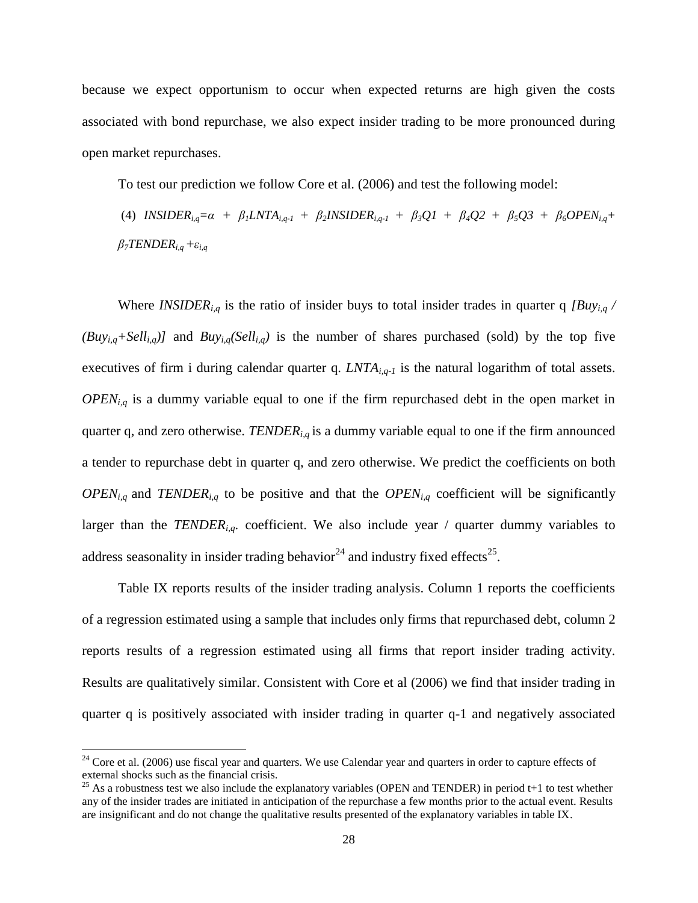because we expect opportunism to occur when expected returns are high given the costs associated with bond repurchase, we also expect insider trading to be more pronounced during open market repurchases.

To test our prediction we follow Core et al. (2006) and test the following model:

$$(4)\ \ INSIDER_{i,q} = \alpha + \beta_1 LNTA_{i,q-1} + \beta_2 INSIDER_{i,q-1} + \beta_3 Q1 + \beta_4 Q2 + \beta_5 Q3 + \beta_6 OPEN_{i,q} + \beta_7 TENDER_{i,q} + \varepsilon_{i,q}$$

Where $INSIDER_{i,q}$ is the ratio of insider buys to total insider trades in quarter q $[Buy_{i,q} / (Buy_{i,q}+Sell_{i,q})]$ and $Buy_{i,q}(Sell_{i,q})$ is the number of shares purchased (sold) by the top five executives of firm i during calendar quarter q. $LNTA_{i,q-1}$ is the natural logarithm of total assets. $OPEN_{i,q}$ is a dummy variable equal to one if the firm repurchased debt in the open market in quarter q, and zero otherwise. $TENDER_{i,q}$ is a dummy variable equal to one if the firm announced a tender to repurchase debt in quarter q, and zero otherwise. We predict the coefficients on both $OPEN_{i,q}$ and $TENDER_{i,q}$ to be positive and that the $OPEN_{i,q}$ coefficient will be significantly larger than the $TENDER_{i,q}$. coefficient. We also include year / quarter dummy variables to address seasonality in insider trading behavior[24] and industry fixed effects[25].

Table IX reports results of the insider trading analysis. Column 1 reports the coefficients of a regression estimated using a sample that includes only firms that repurchased debt, column 2 reports results of a regression estimated using all firms that report insider trading activity. Results are qualitatively similar. Consistent with Core et al (2006) we find that insider trading in quarter q is positively associated with insider trading in quarter q-1 and negatively associated

---

[24] Core et al. (2006) use fiscal year and quarters. We use Calendar year and quarters in order to capture effects of external shocks such as the financial crisis.

[25] As a robustness test we also include the explanatory variables (OPEN and TENDER) in period t+1 to test whether any of the insider trades are initiated in anticipation of the repurchase a few months prior to the actual event. Results are insignificant and do not change the qualitative results presented of the explanatory variables in table IX.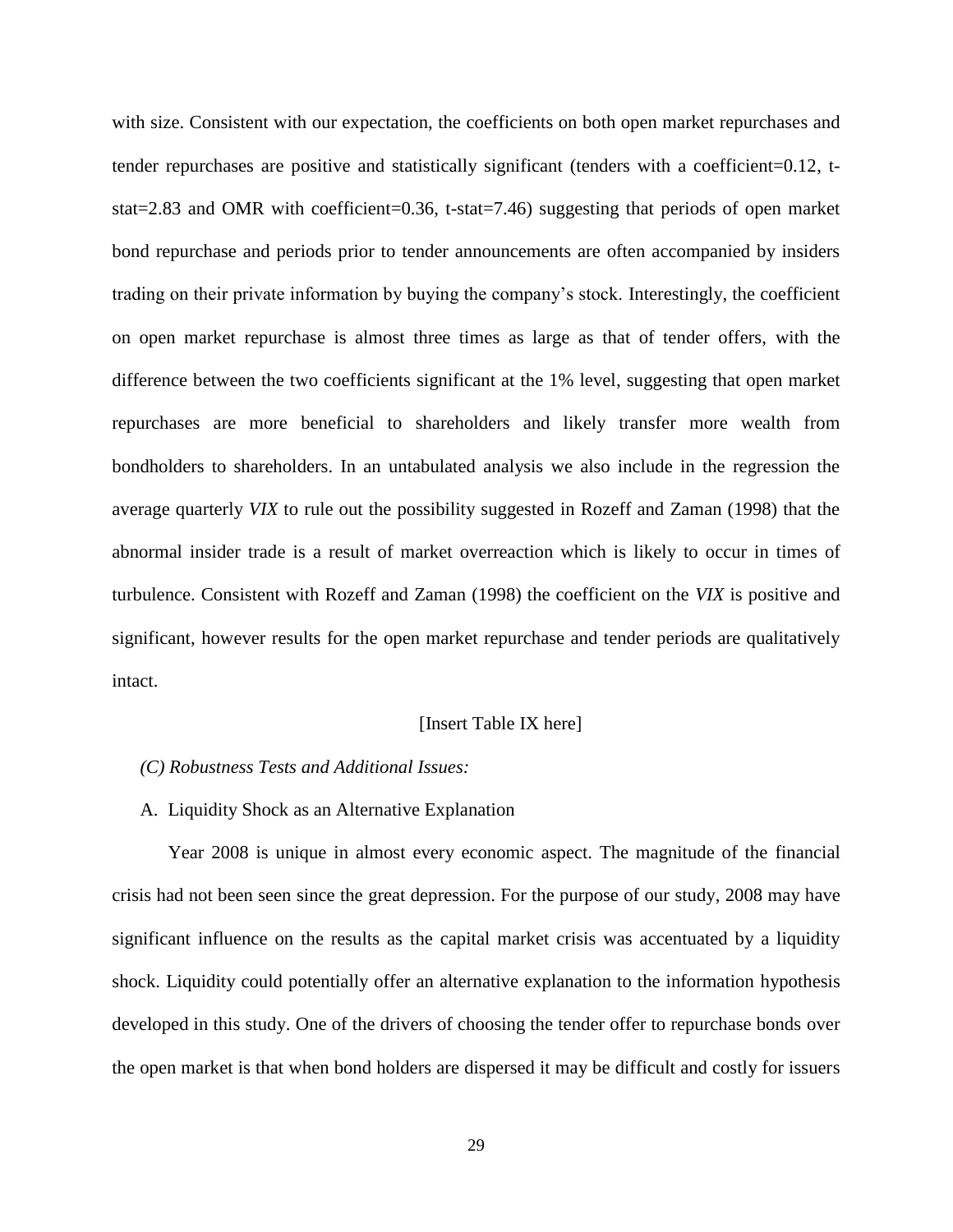with size. Consistent with our expectation, the coefficients on both open market repurchases and tender repurchases are positive and statistically significant (tenders with a coefficient=0.12, t-stat=2.83 and OMR with coefficient=0.36, t-stat=7.46) suggesting that periods of open market bond repurchase and periods prior to tender announcements are often accompanied by insiders trading on their private information by buying the company's stock. Interestingly, the coefficient on open market repurchase is almost three times as large as that of tender offers, with the difference between the two coefficients significant at the 1% level, suggesting that open market repurchases are more beneficial to shareholders and likely transfer more wealth from bondholders to shareholders. In an untabulated analysis we also include in the regression the average quarterly *VIX* to rule out the possibility suggested in Rozeff and Zaman (1998) that the abnormal insider trade is a result of market overreaction which is likely to occur in times of turbulence. Consistent with Rozeff and Zaman (1998) the coefficient on the *VIX* is positive and significant, however results for the open market repurchase and tender periods are qualitatively intact.

[Insert Table IX here]

*(C) Robustness Tests and Additional Issues:*

A. Liquidity Shock as an Alternative Explanation

Year 2008 is unique in almost every economic aspect. The magnitude of the financial crisis had not been seen since the great depression. For the purpose of our study, 2008 may have significant influence on the results as the capital market crisis was accentuated by a liquidity shock. Liquidity could potentially offer an alternative explanation to the information hypothesis developed in this study. One of the drivers of choosing the tender offer to repurchase bonds over the open market is that when bond holders are dispersed it may be difficult and costly for issuers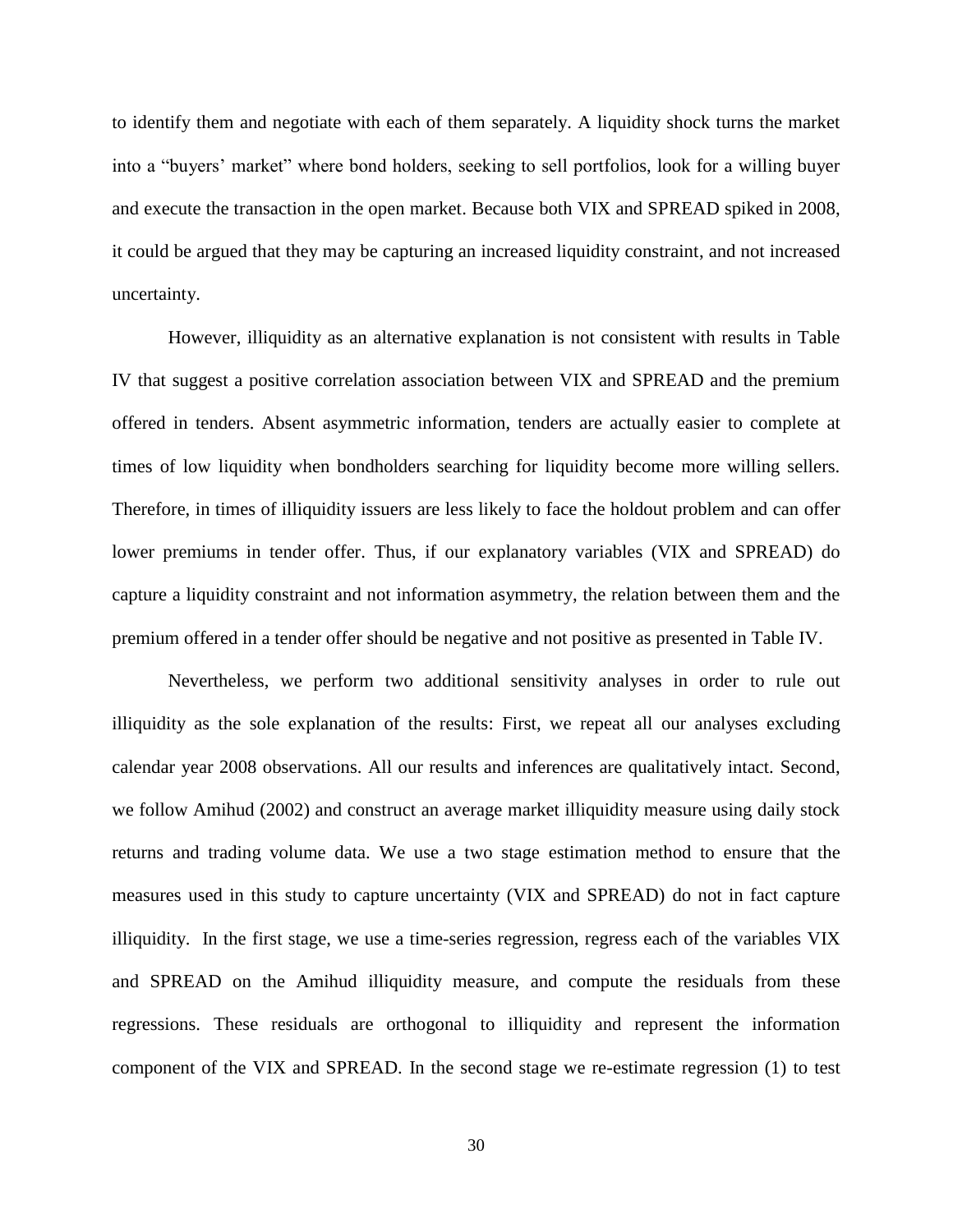to identify them and negotiate with each of them separately. A liquidity shock turns the market into a "buyers' market" where bond holders, seeking to sell portfolios, look for a willing buyer and execute the transaction in the open market. Because both VIX and SPREAD spiked in 2008, it could be argued that they may be capturing an increased liquidity constraint, and not increased uncertainty.

However, illiquidity as an alternative explanation is not consistent with results in Table IV that suggest a positive correlation association between VIX and SPREAD and the premium offered in tenders. Absent asymmetric information, tenders are actually easier to complete at times of low liquidity when bondholders searching for liquidity become more willing sellers. Therefore, in times of illiquidity issuers are less likely to face the holdout problem and can offer lower premiums in tender offer. Thus, if our explanatory variables (VIX and SPREAD) do capture a liquidity constraint and not information asymmetry, the relation between them and the premium offered in a tender offer should be negative and not positive as presented in Table IV.

Nevertheless, we perform two additional sensitivity analyses in order to rule out illiquidity as the sole explanation of the results: First, we repeat all our analyses excluding calendar year 2008 observations. All our results and inferences are qualitatively intact. Second, we follow Amihud (2002) and construct an average market illiquidity measure using daily stock returns and trading volume data. We use a two stage estimation method to ensure that the measures used in this study to capture uncertainty (VIX and SPREAD) do not in fact capture illiquidity. In the first stage, we use a time-series regression, regress each of the variables VIX and SPREAD on the Amihud illiquidity measure, and compute the residuals from these regressions. These residuals are orthogonal to illiquidity and represent the information component of the VIX and SPREAD. In the second stage we re-estimate regression (1) to test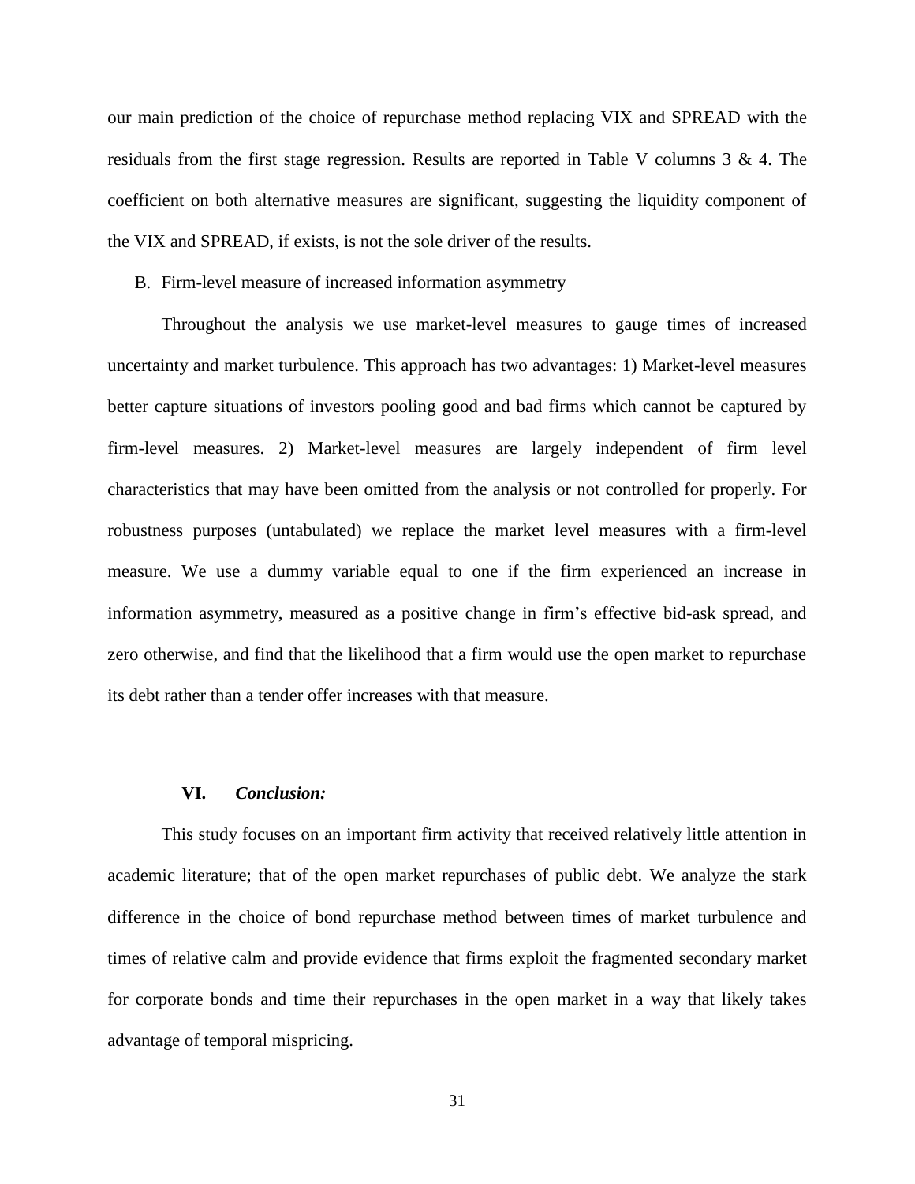our main prediction of the choice of repurchase method replacing VIX and SPREAD with the residuals from the first stage regression. Results are reported in Table V columns 3 & 4. The coefficient on both alternative measures are significant, suggesting the liquidity component of the VIX and SPREAD, if exists, is not the sole driver of the results.

### B. Firm-level measure of increased information asymmetry

Throughout the analysis we use market-level measures to gauge times of increased uncertainty and market turbulence. This approach has two advantages: 1) Market-level measures better capture situations of investors pooling good and bad firms which cannot be captured by firm-level measures. 2) Market-level measures are largely independent of firm level characteristics that may have been omitted from the analysis or not controlled for properly. For robustness purposes (untabulated) we replace the market level measures with a firm-level measure. We use a dummy variable equal to one if the firm experienced an increase in information asymmetry, measured as a positive change in firm's effective bid-ask spread, and zero otherwise, and find that the likelihood that a firm would use the open market to repurchase its debt rather than a tender offer increases with that measure.

## VI. *Conclusion:*

This study focuses on an important firm activity that received relatively little attention in academic literature; that of the open market repurchases of public debt. We analyze the stark difference in the choice of bond repurchase method between times of market turbulence and times of relative calm and provide evidence that firms exploit the fragmented secondary market for corporate bonds and time their repurchases in the open market in a way that likely takes advantage of temporal mispricing.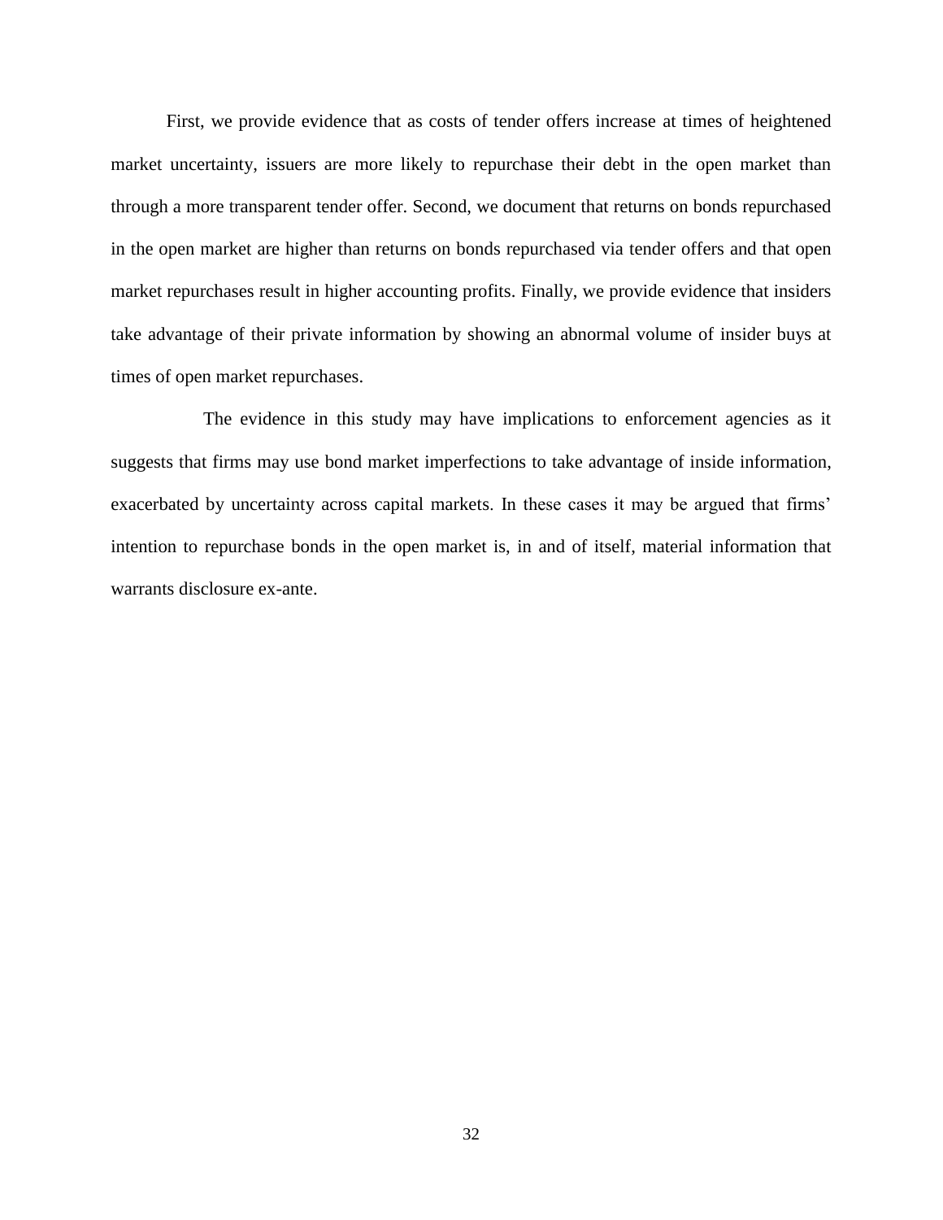First, we provide evidence that as costs of tender offers increase at times of heightened market uncertainty, issuers are more likely to repurchase their debt in the open market than through a more transparent tender offer. Second, we document that returns on bonds repurchased in the open market are higher than returns on bonds repurchased via tender offers and that open market repurchases result in higher accounting profits. Finally, we provide evidence that insiders take advantage of their private information by showing an abnormal volume of insider buys at times of open market repurchases.

The evidence in this study may have implications to enforcement agencies as it suggests that firms may use bond market imperfections to take advantage of inside information, exacerbated by uncertainty across capital markets. In these cases it may be argued that firms' intention to repurchase bonds in the open market is, in and of itself, material information that warrants disclosure ex-ante.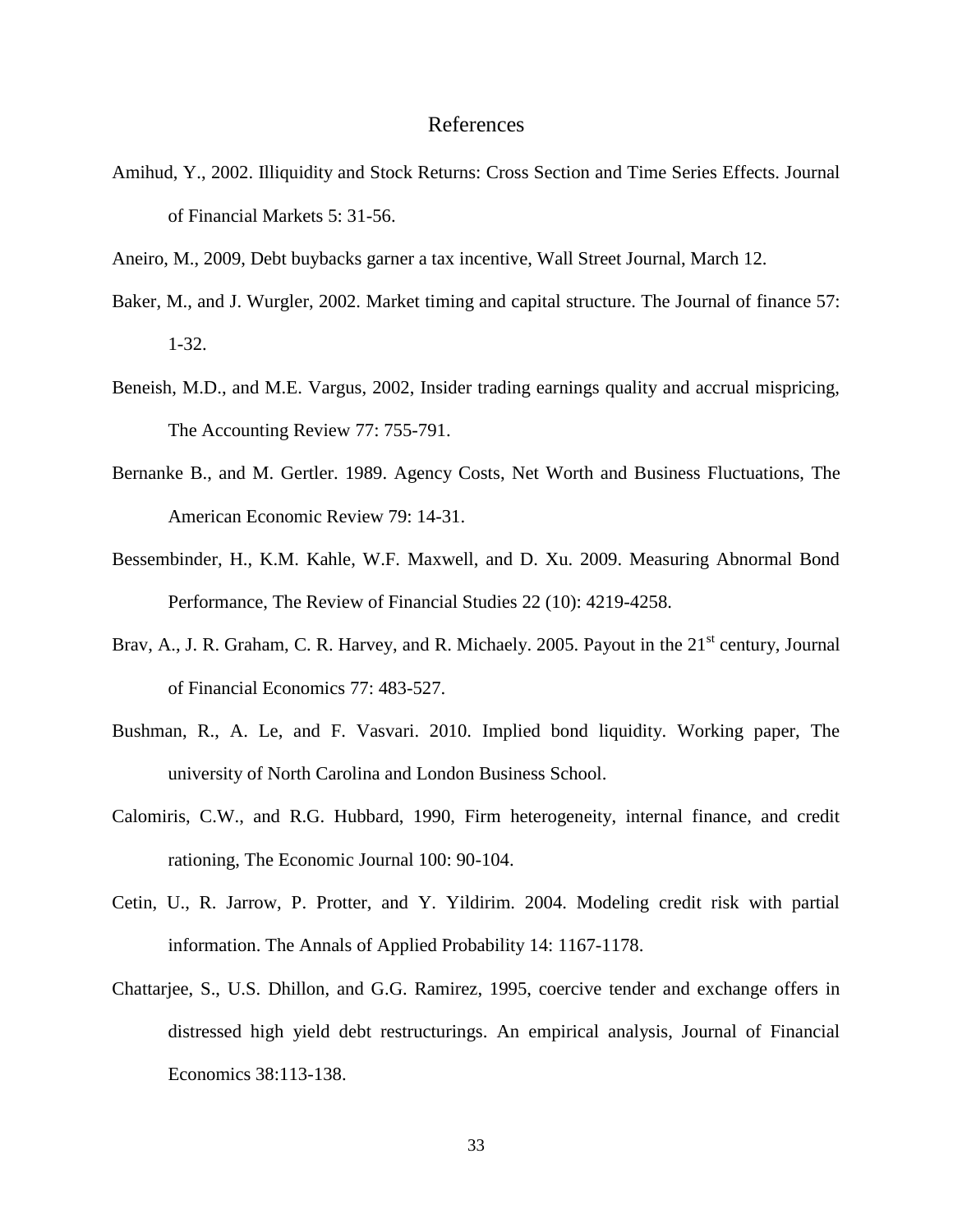# References

Amihud, Y., 2002. Illiquidity and Stock Returns: Cross Section and Time Series Effects. Journal of Financial Markets 5: 31-56.

Aneiro, M., 2009, Debt buybacks garner a tax incentive, Wall Street Journal, March 12.

Baker, M., and J. Wurgler, 2002. Market timing and capital structure. The Journal of finance 57: 1-32.

Beneish, M.D., and M.E. Vargus, 2002, Insider trading earnings quality and accrual mispricing, The Accounting Review 77: 755-791.

Bernanke B., and M. Gertler. 1989. Agency Costs, Net Worth and Business Fluctuations, The American Economic Review 79: 14-31.

Bessembinder, H., K.M. Kahle, W.F. Maxwell, and D. Xu. 2009. Measuring Abnormal Bond Performance, The Review of Financial Studies 22 (10): 4219-4258.

Brav, A., J. R. Graham, C. R. Harvey, and R. Michaely. 2005. Payout in the 21st century, Journal of Financial Economics 77: 483-527.

Bushman, R., A. Le, and F. Vasvari. 2010. Implied bond liquidity. Working paper, The university of North Carolina and London Business School.

Calomiris, C.W., and R.G. Hubbard, 1990, Firm heterogeneity, internal finance, and credit rationing, The Economic Journal 100: 90-104.

Cetin, U., R. Jarrow, P. Protter, and Y. Yildirim. 2004. Modeling credit risk with partial information. The Annals of Applied Probability 14: 1167-1178.

Chattarjee, S., U.S. Dhillon, and G.G. Ramirez, 1995, coercive tender and exchange offers in distressed high yield debt restructurings. An empirical analysis, Journal of Financial Economics 38:113-138.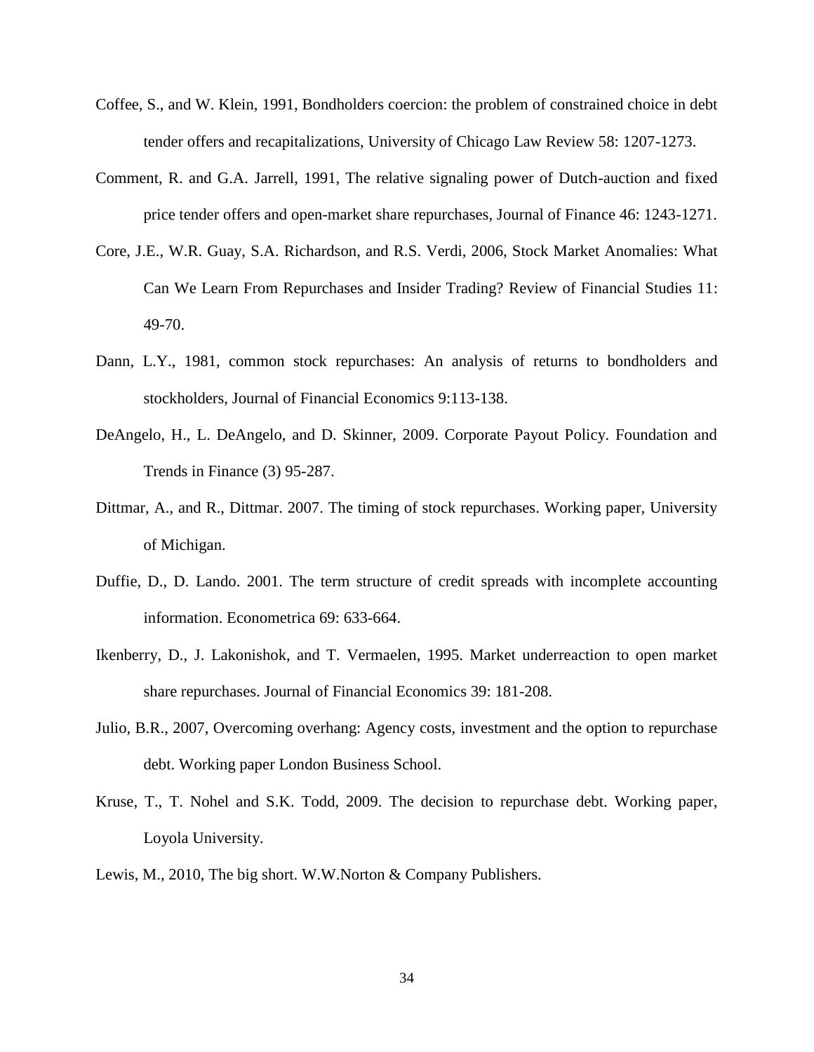Coffee, S., and W. Klein, 1991, Bondholders coercion: the problem of constrained choice in debt tender offers and recapitalizations, University of Chicago Law Review 58: 1207-1273.

Comment, R. and G.A. Jarrell, 1991, The relative signaling power of Dutch-auction and fixed price tender offers and open-market share repurchases, Journal of Finance 46: 1243-1271.

Core, J.E., W.R. Guay, S.A. Richardson, and R.S. Verdi, 2006, Stock Market Anomalies: What Can We Learn From Repurchases and Insider Trading? Review of Financial Studies 11: 49-70.

Dann, L.Y., 1981, common stock repurchases: An analysis of returns to bondholders and stockholders, Journal of Financial Economics 9:113-138.

DeAngelo, H., L. DeAngelo, and D. Skinner, 2009. Corporate Payout Policy. Foundation and Trends in Finance (3) 95-287.

Dittmar, A., and R., Dittmar. 2007. The timing of stock repurchases. Working paper, University of Michigan.

Duffie, D., D. Lando. 2001. The term structure of credit spreads with incomplete accounting information. Econometrica 69: 633-664.

Ikenberry, D., J. Lakonishok, and T. Vermaelen, 1995. Market underreaction to open market share repurchases. Journal of Financial Economics 39: 181-208.

Julio, B.R., 2007, Overcoming overhang: Agency costs, investment and the option to repurchase debt. Working paper London Business School.

Kruse, T., T. Nohel and S.K. Todd, 2009. The decision to repurchase debt. Working paper, Loyola University.

Lewis, M., 2010, The big short. W.W.Norton & Company Publishers.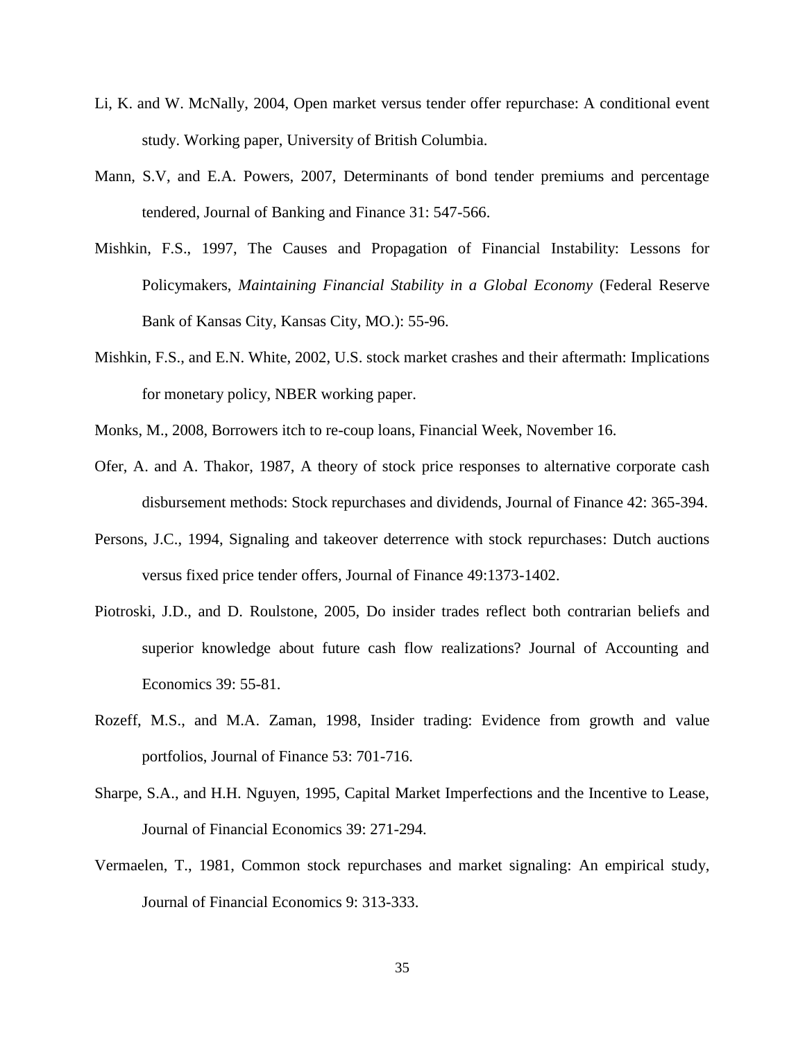Li, K. and W. McNally, 2004, Open market versus tender offer repurchase: A conditional event study. Working paper, University of British Columbia.

Mann, S.V, and E.A. Powers, 2007, Determinants of bond tender premiums and percentage tendered, Journal of Banking and Finance 31: 547-566.

Mishkin, F.S., 1997, The Causes and Propagation of Financial Instability: Lessons for Policymakers, *Maintaining Financial Stability in a Global Economy* (Federal Reserve Bank of Kansas City, Kansas City, MO.): 55-96.

Mishkin, F.S., and E.N. White, 2002, U.S. stock market crashes and their aftermath: Implications for monetary policy, NBER working paper.

Monks, M., 2008, Borrowers itch to re-coup loans, Financial Week, November 16.

Ofer, A. and A. Thakor, 1987, A theory of stock price responses to alternative corporate cash disbursement methods: Stock repurchases and dividends, Journal of Finance 42: 365-394.

Persons, J.C., 1994, Signaling and takeover deterrence with stock repurchases: Dutch auctions versus fixed price tender offers, Journal of Finance 49:1373-1402.

Piotroski, J.D., and D. Roulstone, 2005, Do insider trades reflect both contrarian beliefs and superior knowledge about future cash flow realizations? Journal of Accounting and Economics 39: 55-81.

Rozeff, M.S., and M.A. Zaman, 1998, Insider trading: Evidence from growth and value portfolios, Journal of Finance 53: 701-716.

Sharpe, S.A., and H.H. Nguyen, 1995, Capital Market Imperfections and the Incentive to Lease, Journal of Financial Economics 39: 271-294.

Vermaelen, T., 1981, Common stock repurchases and market signaling: An empirical study, Journal of Financial Economics 9: 313-333.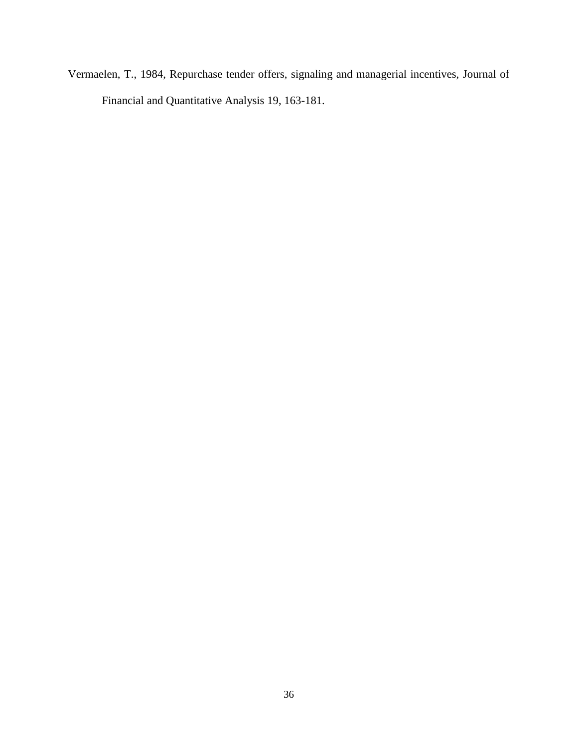Vermaelen, T., 1984, Repurchase tender offers, signaling and managerial incentives, Journal of Financial and Quantitative Analysis 19, 163-181.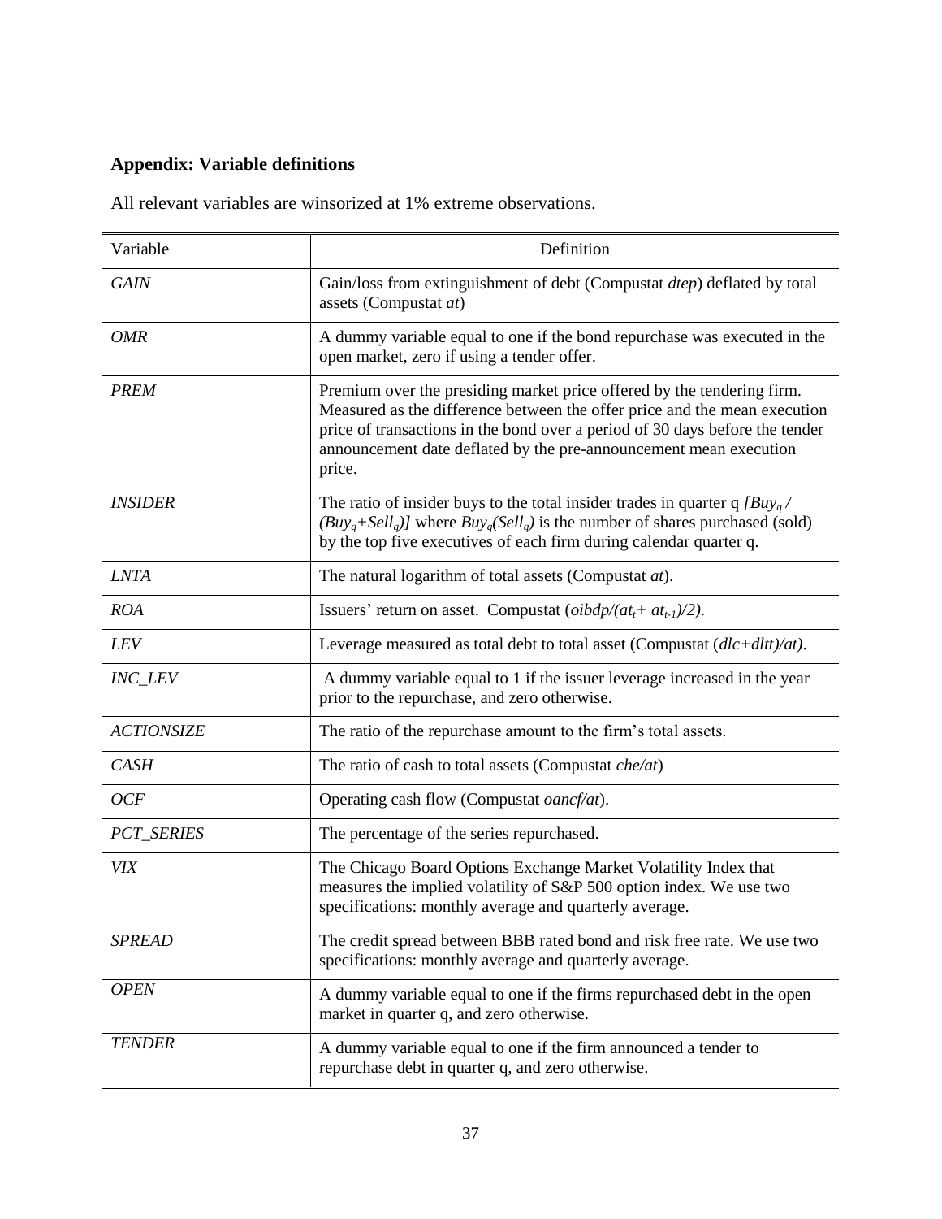**Appendix: Variable definitions**

All relevant variables are winsorized at 1% extreme observations.

| Variable | Definition |
|---|---|
| *GAIN* | Gain/loss from extinguishment of debt (Compustat *dtep*) deflated by total assets (Compustat *at*) |
| *OMR* | A dummy variable equal to one if the bond repurchase was executed in the open market, zero if using a tender offer. |
| *PREM* | Premium over the presiding market price offered by the tendering firm. Measured as the difference between the offer price and the mean execution price of transactions in the bond over a period of 30 days before the tender announcement date deflated by the pre-announcement mean execution price. |
| *INSIDER* | The ratio of insider buys to the total insider trades in quarter q $[Buy_q / (Buy_q+Sell_q)]$ where $Buy_q(Sell_q)$ is the number of shares purchased (sold) by the top five executives of each firm during calendar quarter q. |
| *LNTA* | The natural logarithm of total assets (Compustat *at*). |
| *ROA* | Issuers' return on asset. Compustat ($oibdp/(at_t+ at_{t-1})/2$). |
| *LEV* | Leverage measured as total debt to total asset (Compustat ($(dlc+dltt)/at$). |
| *INC_LEV* | A dummy variable equal to 1 if the issuer leverage increased in the year prior to the repurchase, and zero otherwise. |
| *ACTIONSIZE* | The ratio of the repurchase amount to the firm's total assets. |
| *CASH* | The ratio of cash to total assets (Compustat *che/at*) |
| *OCF* | Operating cash flow (Compustat *oancf/at*). |
| *PCT_SERIES* | The percentage of the series repurchased. |
| *VIX* | The Chicago Board Options Exchange Market Volatility Index that measures the implied volatility of S&P 500 option index. We use two specifications: monthly average and quarterly average. |
| *SPREAD* | The credit spread between BBB rated bond and risk free rate. We use two specifications: monthly average and quarterly average. |
| *OPEN* | A dummy variable equal to one if the firms repurchased debt in the open market in quarter q, and zero otherwise. |
| *TENDER* | A dummy variable equal to one if the firm announced a tender to repurchase debt in quarter q, and zero otherwise. |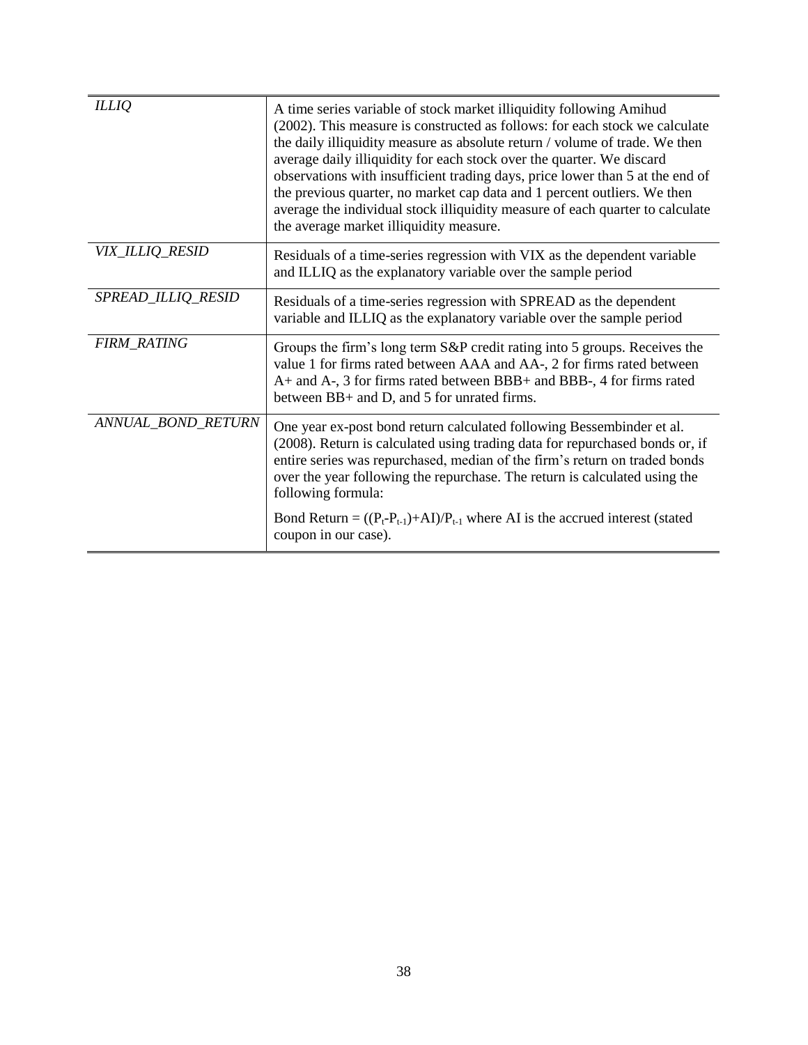| | |
|---|---|
| *ILLIQ* | A time series variable of stock market illiquidity following Amihud (2002). This measure is constructed as follows: for each stock we calculate the daily illiquidity measure as absolute return / volume of trade. We then average daily illiquidity for each stock over the quarter. We discard observations with insufficient trading days, price lower than 5 at the end of the previous quarter, no market cap data and 1 percent outliers. We then average the individual stock illiquidity measure of each quarter to calculate the average market illiquidity measure. |
| *VIX_ILLIQ_RESID* | Residuals of a time-series regression with VIX as the dependent variable and ILLIQ as the explanatory variable over the sample period |
| *SPREAD_ILLIQ_RESID* | Residuals of a time-series regression with SPREAD as the dependent variable and ILLIQ as the explanatory variable over the sample period |
| *FIRM_RATING* | Groups the firm's long term S&P credit rating into 5 groups. Receives the value 1 for firms rated between AAA and AA-, 2 for firms rated between A+ and A-, 3 for firms rated between BBB+ and BBB-, 4 for firms rated between BB+ and D, and 5 for unrated firms. |
| *ANNUAL_BOND_RETURN* | One year ex-post bond return calculated following Bessembinder et al. (2008). Return is calculated using trading data for repurchased bonds or, if entire series was repurchased, median of the firm's return on traded bonds over the year following the repurchase. The return is calculated using the following formula: Bond Return = $((P_t-P_{t-1})+AI)/P_{t-1}$ where AI is the accrued interest (stated coupon in our case). |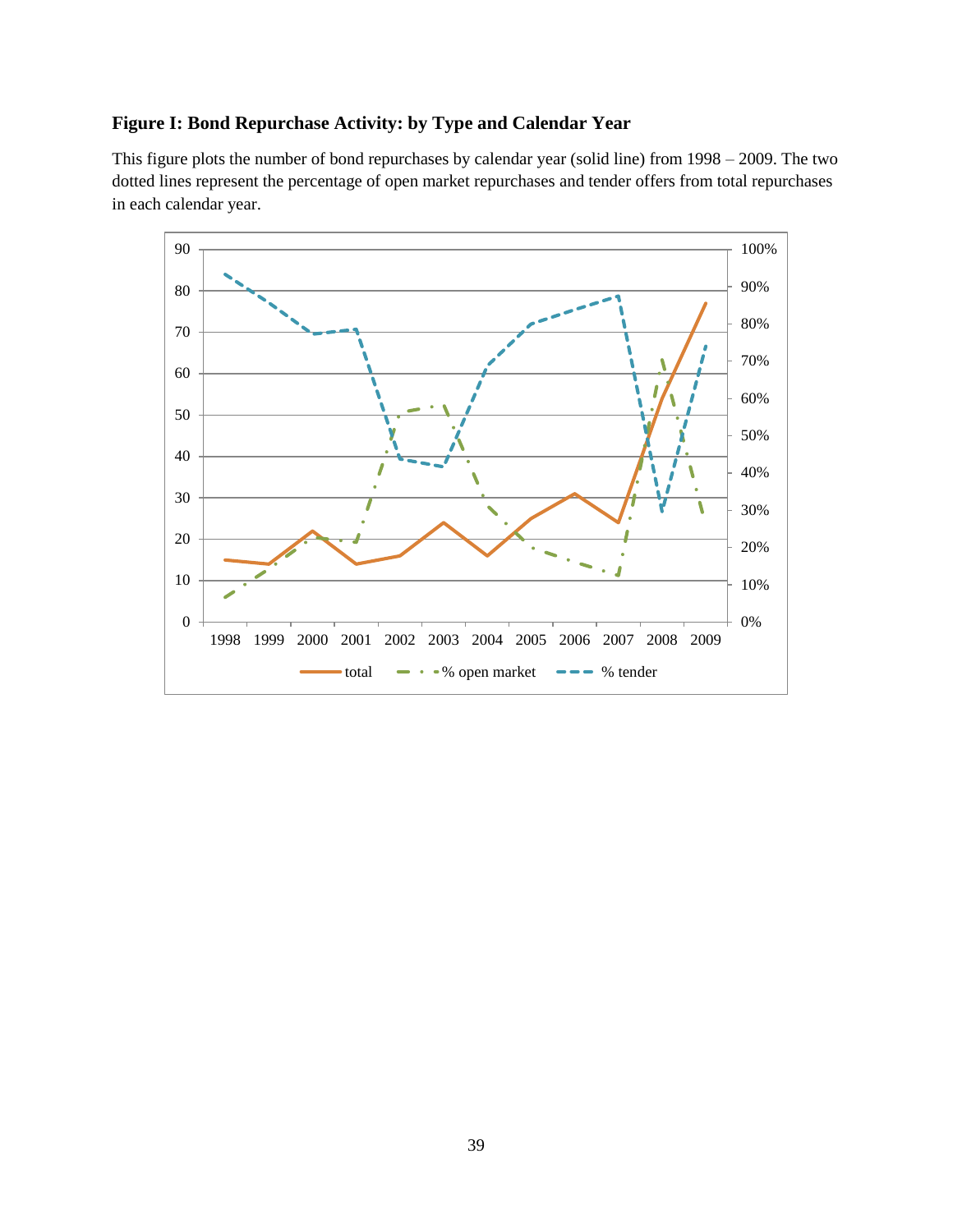**Figure I: Bond Repurchase Activity: by Type and Calendar Year**

This figure plots the number of bond repurchases by calendar year (solid line) from 1998 – 2009. The two dotted lines represent the percentage of open market repurchases and tender offers from total repurchases in each calendar year.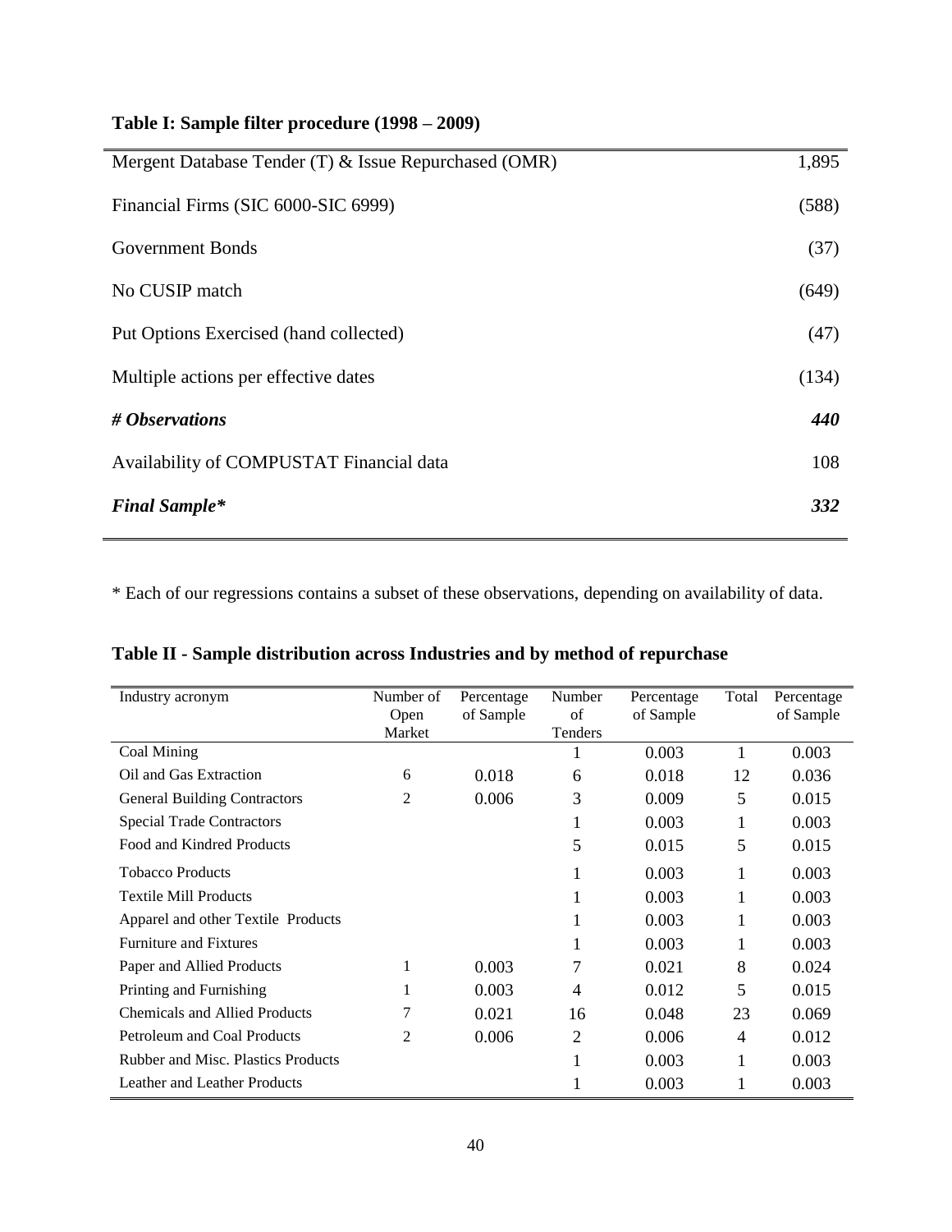**Table I: Sample filter procedure (1998 – 2009)**

| | |
|---|---|
| Mergent Database Tender (T) & Issue Repurchased (OMR) | 1,895 |
| Financial Firms (SIC 6000-SIC 6999) | (588) |
| Government Bonds | (37) |
| No CUSIP match | (649) |
| Put Options Exercised (hand collected) | (47) |
| Multiple actions per effective dates | (134) |
| ***# Observations*** | ***440*** |
| Availability of COMPUSTAT Financial data | 108 |
| ***Final Sample**** | ***332*** |

\* Each of our regressions contains a subset of these observations, depending on availability of data.

**Table II - Sample distribution across Industries and by method of repurchase**

| Industry acronym | Number of Open Market | Percentage of Sample | Number of Tenders | Percentage of Sample | Total | Percentage of Sample |
|---|---|---|---|---|---|---|
| Coal Mining | | | 1 | 0.003 | 1 | 0.003 |
| Oil and Gas Extraction | 6 | 0.018 | 6 | 0.018 | 12 | 0.036 |
| General Building Contractors | 2 | 0.006 | 3 | 0.009 | 5 | 0.015 |
| Special Trade Contractors | | | 1 | 0.003 | 1 | 0.003 |
| Food and Kindred Products | | | 5 | 0.015 | 5 | 0.015 |
| Tobacco Products | | | 1 | 0.003 | 1 | 0.003 |
| Textile Mill Products | | | 1 | 0.003 | 1 | 0.003 |
| Apparel and other Textile Products | | | 1 | 0.003 | 1 | 0.003 |
| Furniture and Fixtures | | | 1 | 0.003 | 1 | 0.003 |
| Paper and Allied Products | 1 | 0.003 | 7 | 0.021 | 8 | 0.024 |
| Printing and Furnishing | 1 | 0.003 | 4 | 0.012 | 5 | 0.015 |
| Chemicals and Allied Products | 7 | 0.021 | 16 | 0.048 | 23 | 0.069 |
| Petroleum and Coal Products | 2 | 0.006 | 2 | 0.006 | 4 | 0.012 |
| Rubber and Misc. Plastics Products | | | 1 | 0.003 | 1 | 0.003 |
| Leather and Leather Products | | | 1 | 0.003 | 1 | 0.003 |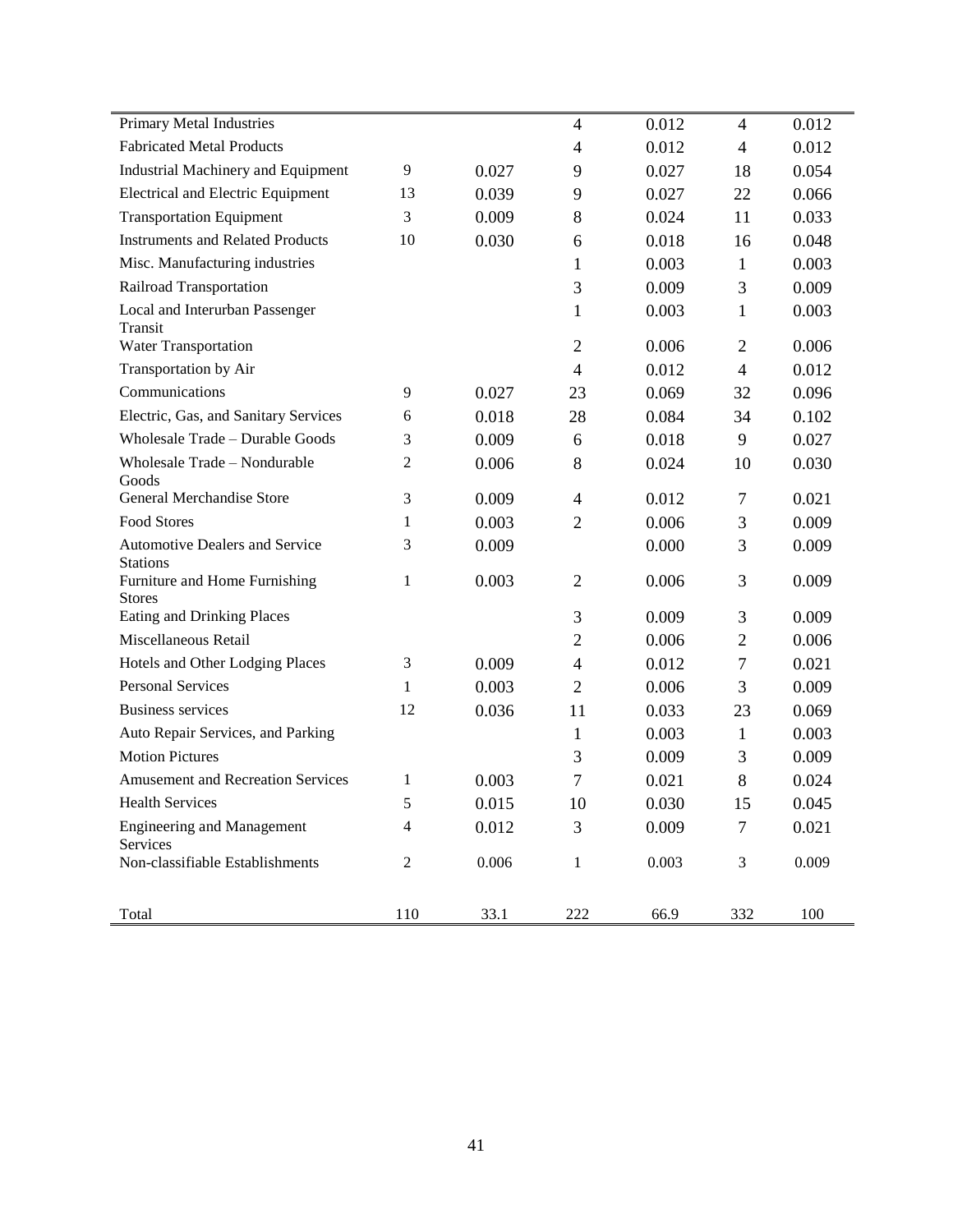| | | | | | | |
|---|---|---|---|---|---|---|
| Primary Metal Industries | | | 4 | 0.012 | 4 | 0.012 |
| Fabricated Metal Products | | | 4 | 0.012 | 4 | 0.012 |
| Industrial Machinery and Equipment | 9 | 0.027 | 9 | 0.027 | 18 | 0.054 |
| Electrical and Electric Equipment | 13 | 0.039 | 9 | 0.027 | 22 | 0.066 |
| Transportation Equipment | 3 | 0.009 | 8 | 0.024 | 11 | 0.033 |
| Instruments and Related Products | 10 | 0.030 | 6 | 0.018 | 16 | 0.048 |
| Misc. Manufacturing industries | | | 1 | 0.003 | 1 | 0.003 |
| Railroad Transportation | | | 3 | 0.009 | 3 | 0.009 |
| Local and Interurban Passenger Transit | | | 1 | 0.003 | 1 | 0.003 |
| Water Transportation | | | 2 | 0.006 | 2 | 0.006 |
| Transportation by Air | | | 4 | 0.012 | 4 | 0.012 |
| Communications | 9 | 0.027 | 23 | 0.069 | 32 | 0.096 |
| Electric, Gas, and Sanitary Services | 6 | 0.018 | 28 | 0.084 | 34 | 0.102 |
| Wholesale Trade – Durable Goods | 3 | 0.009 | 6 | 0.018 | 9 | 0.027 |
| Wholesale Trade – Nondurable Goods | 2 | 0.006 | 8 | 0.024 | 10 | 0.030 |
| General Merchandise Store | 3 | 0.009 | 4 | 0.012 | 7 | 0.021 |
| Food Stores | 1 | 0.003 | 2 | 0.006 | 3 | 0.009 |
| Automotive Dealers and Service Stations | 3 | 0.009 | | 0.000 | 3 | 0.009 |
| Furniture and Home Furnishing Stores | 1 | 0.003 | 2 | 0.006 | 3 | 0.009 |
| Eating and Drinking Places | | | 3 | 0.009 | 3 | 0.009 |
| Miscellaneous Retail | | | 2 | 0.006 | 2 | 0.006 |
| Hotels and Other Lodging Places | 3 | 0.009 | 4 | 0.012 | 7 | 0.021 |
| Personal Services | 1 | 0.003 | 2 | 0.006 | 3 | 0.009 |
| Business services | 12 | 0.036 | 11 | 0.033 | 23 | 0.069 |
| Auto Repair Services, and Parking | | | 1 | 0.003 | 1 | 0.003 |
| Motion Pictures | | | 3 | 0.009 | 3 | 0.009 |
| Amusement and Recreation Services | 1 | 0.003 | 7 | 0.021 | 8 | 0.024 |
| Health Services | 5 | 0.015 | 10 | 0.030 | 15 | 0.045 |
| Engineering and Management Services | 4 | 0.012 | 3 | 0.009 | 7 | 0.021 |
| Non-classifiable Establishments | 2 | 0.006 | 1 | 0.003 | 3 | 0.009 |
| Total | 110 | 33.1 | 222 | 66.9 | 332 | 100 |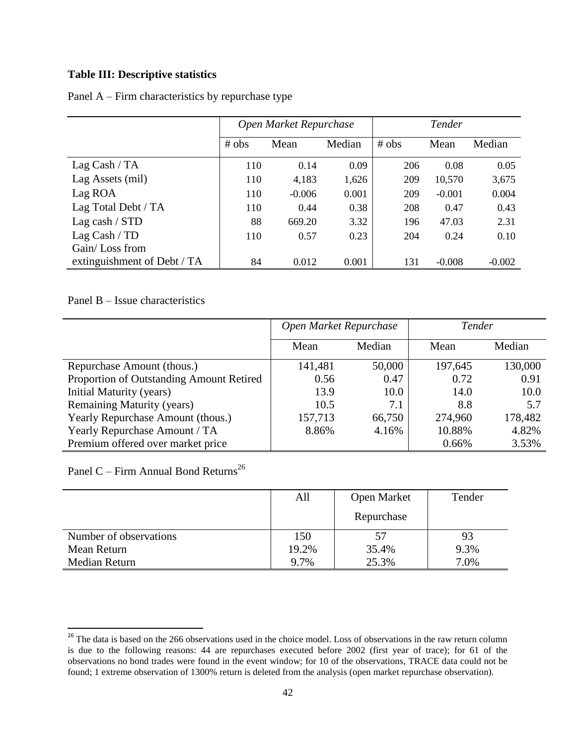**Table III: Descriptive statistics**

Panel A – Firm characteristics by repurchase type

| | *Open Market Repurchase* | | | *Tender* | | |
|---|---|---|---|---|---|---|
| | # obs | Mean | Median | # obs | Mean | Median |
| Lag Cash / TA | 110 | 0.14 | 0.09 | 206 | 0.08 | 0.05 |
| Lag Assets (mil) | 110 | 4,183 | 1,626 | 209 | 10,570 | 3,675 |
| Lag ROA | 110 | -0.006 | 0.001 | 209 | -0.001 | 0.004 |
| Lag Total Debt / TA | 110 | 0.44 | 0.38 | 208 | 0.47 | 0.43 |
| Lag cash / STD | 88 | 669.20 | 3.32 | 196 | 47.03 | 2.31 |
| Lag Cash / TD | 110 | 0.57 | 0.23 | 204 | 0.24 | 0.10 |
| Gain/ Loss from extinguishment of Debt / TA | 84 | 0.012 | 0.001 | 131 | -0.008 | -0.002 |

Panel B – Issue characteristics

| | *Open Market Repurchase* | | *Tender* | |
|---|---|---|---|---|
| | Mean | Median | Mean | Median |
| Repurchase Amount (thous.) | 141,481 | 50,000 | 197,645 | 130,000 |
| Proportion of Outstanding Amount Retired | 0.56 | 0.47 | 0.72 | 0.91 |
| Initial Maturity (years) | 13.9 | 10.0 | 14.0 | 10.0 |
| Remaining Maturity (years) | 10.5 | 7.1 | 8.8 | 5.7 |
| Yearly Repurchase Amount (thous.) | 157,713 | 66,750 | 274,960 | 178,482 |
| Yearly Repurchase Amount / TA | 8.86% | 4.16% | 10.88% | 4.82% |
| Premium offered over market price | | | 0.66% | 3.53% |

Panel C – Firm Annual Bond Returns[26]

| | All | Open Market Repurchase | Tender |
|---|---|---|---|
| Number of observations | 150 | 57 | 93 |
| Mean Return | 19.2% | 35.4% | 9.3% |
| Median Return | 9.7% | 25.3% | 7.0% |

[26] The data is based on the 266 observations used in the choice model. Loss of observations in the raw return column is due to the following reasons: 44 are repurchases executed before 2002 (first year of trace); for 61 of the observations no bond trades were found in the event window; for 10 of the observations, TRACE data could not be found; 1 extreme observation of 1300% return is deleted from the analysis (open market repurchase observation).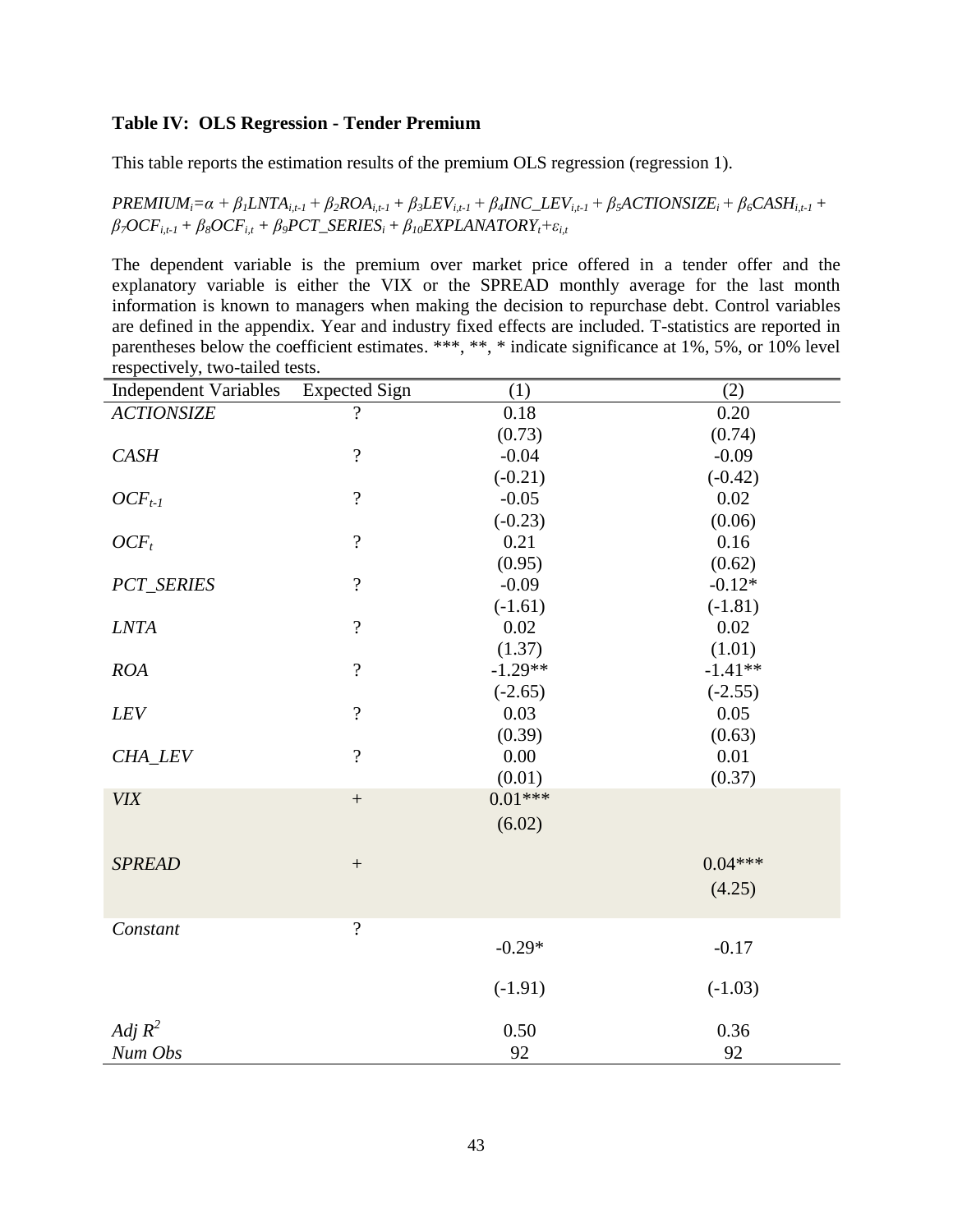**Table IV: OLS Regression - Tender Premium**

This table reports the estimation results of the premium OLS regression (regression 1).

$$PREMIUM_i=\alpha + \beta_1 LNTA_{i,t\text{-}1} + \beta_2 ROA_{i,t\text{-}1} + \beta_3 LEV_{i,t\text{-}1} + \beta_4 INC\_LEV_{i,t\text{-}1} + \beta_5 ACTIONSIZE_i + \beta_6 CASH_{i,t\text{-}1} + \beta_7 OCF_{i,t\text{-}1} + \beta_8 OCF_{i,t} + \beta_9 PCT\_SERIES_i + \beta_{10} EXPLANATORY_t + \varepsilon_{i,t}$$

The dependent variable is the premium over market price offered in a tender offer and the explanatory variable is either the VIX or the SPREAD monthly average for the last month information is known to managers when making the decision to repurchase debt. Control variables are defined in the appendix. Year and industry fixed effects are included. T-statistics are reported in parentheses below the coefficient estimates. ***, **, * indicate significance at 1%, 5%, or 10% level respectively, two-tailed tests.

| Independent Variables | Expected Sign | (1) | (2) |
|---|---|---|---|
| *ACTIONSIZE* | ? | 0.18 | 0.20 |
| | | (0.73) | (0.74) |
| *CASH* | ? | -0.04 | -0.09 |
| | | (-0.21) | (-0.42) |
| $OCF_{t-1}$ | ? | -0.05 | 0.02 |
| | | (-0.23) | (0.06) |
| $OCF_t$ | ? | 0.21 | 0.16 |
| | | (0.95) | (0.62) |
| *PCT_SERIES* | ? | -0.09 | -0.12* |
| | | (-1.61) | (-1.81) |
| *LNTA* | ? | 0.02 | 0.02 |
| | | (1.37) | (1.01) |
| *ROA* | ? | -1.29** | -1.41** |
| | | (-2.65) | (-2.55) |
| *LEV* | ? | 0.03 | 0.05 |
| | | (0.39) | (0.63) |
| *CHA_LEV* | ? | 0.00 | 0.01 |
| | | (0.01) | (0.37) |
| *VIX* | + | 0.01*** | |
| | | (6.02) | |
| *SPREAD* | + | | 0.04*** |
| | | | (4.25) |
| *Constant* | ? | -0.29* | -0.17 |
| | | (-1.91) | (-1.03) |
| *Adj* $R^2$ | | 0.50 | 0.36 |
| *Num Obs* | | 92 | 92 |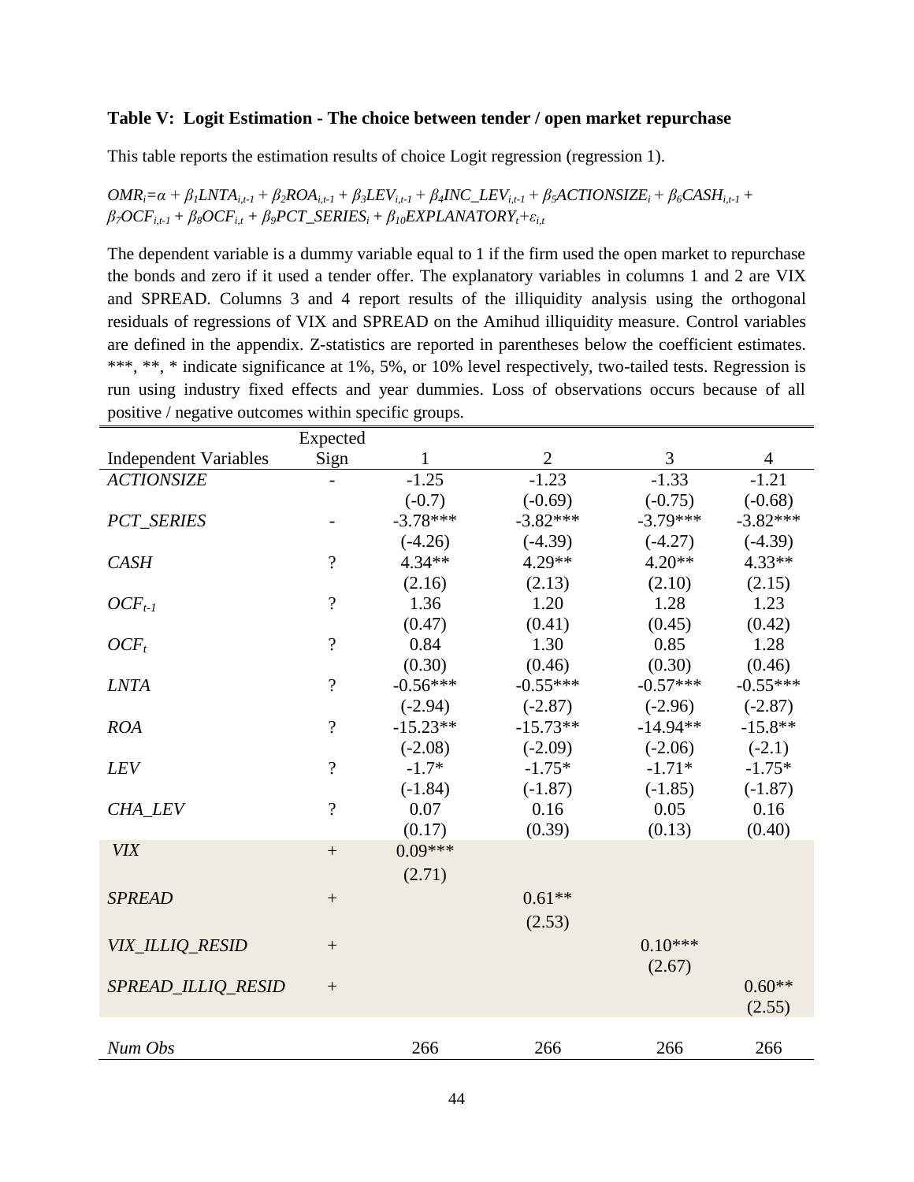**Table V: Logit Estimation - The choice between tender / open market repurchase**

This table reports the estimation results of choice Logit regression (regression 1).

$$OMR_i=\alpha + \beta_1 LNTA_{i,t-1} + \beta_2 ROA_{i,t-1} + \beta_3 LEV_{i,t-1} + \beta_4 INC\_LEV_{i,t-1} + \beta_5 ACTIONSIZE_i + \beta_6 CASH_{i,t-1} + \beta_7 OCF_{i,t-1} + \beta_8 OCF_{i,t} + \beta_9 PCT\_SERIES_i + \beta_{10} EXPLANATORY_t+\varepsilon_{i,t}$$

The dependent variable is a dummy variable equal to 1 if the firm used the open market to repurchase the bonds and zero if it used a tender offer. The explanatory variables in columns 1 and 2 are VIX and SPREAD. Columns 3 and 4 report results of the illiquidity analysis using the orthogonal residuals of regressions of VIX and SPREAD on the Amihud illiquidity measure. Control variables are defined in the appendix. Z-statistics are reported in parentheses below the coefficient estimates. ***, **, * indicate significance at 1%, 5%, or 10% level respectively, two-tailed tests. Regression is run using industry fixed effects and year dummies. Loss of observations occurs because of all positive / negative outcomes within specific groups.

| Independent Variables | Expected Sign | 1 | 2 | 3 | 4 |
|---|---|---|---|---|---|
| *ACTIONSIZE* | - | -1.25 | -1.23 | -1.33 | -1.21 |
| | | (-0.7) | (-0.69) | (-0.75) | (-0.68) |
| *PCT_SERIES* | - | -3.78*** | -3.82*** | -3.79*** | -3.82*** |
| | | (-4.26) | (-4.39) | (-4.27) | (-4.39) |
| *CASH* | ? | 4.34** | 4.29** | 4.20** | 4.33** |
| | | (2.16) | (2.13) | (2.10) | (2.15) |
| $OCF_{t-1}$ | ? | 1.36 | 1.20 | 1.28 | 1.23 |
| | | (0.47) | (0.41) | (0.45) | (0.42) |
| $OCF_t$ | ? | 0.84 | 1.30 | 0.85 | 1.28 |
| | | (0.30) | (0.46) | (0.30) | (0.46) |
| *LNTA* | ? | -0.56*** | -0.55*** | -0.57*** | -0.55*** |
| | | (-2.94) | (-2.87) | (-2.96) | (-2.87) |
| *ROA* | ? | -15.23** | -15.73** | -14.94** | -15.8** |
| | | (-2.08) | (-2.09) | (-2.06) | (-2.1) |
| *LEV* | ? | -1.7* | -1.75* | -1.71* | -1.75* |
| | | (-1.84) | (-1.87) | (-1.85) | (-1.87) |
| *CHA_LEV* | ? | 0.07 | 0.16 | 0.05 | 0.16 |
| | | (0.17) | (0.39) | (0.13) | (0.40) |
| *VIX* | + | 0.09*** | | | |
| | | (2.71) | | | |
| *SPREAD* | + | | 0.61** | | |
| | | | (2.53) | | |
| *VIX_ILLIQ_RESID* | + | | | 0.10*** | |
| | | | | (2.67) | |
| *SPREAD_ILLIQ_RESID* | + | | | | 0.60** |
| | | | | | (2.55) |
| *Num Obs* | | 266 | 266 | 266 | 266 |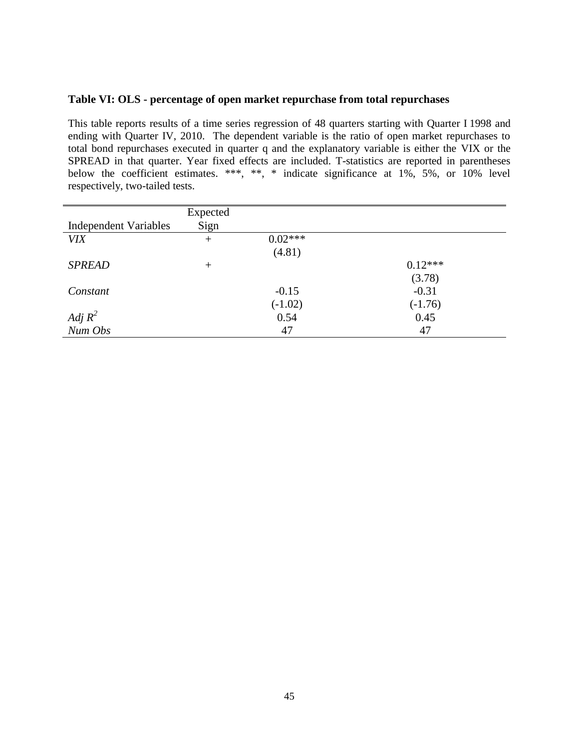**Table VI: OLS - percentage of open market repurchase from total repurchases**

This table reports results of a time series regression of 48 quarters starting with Quarter I 1998 and ending with Quarter IV, 2010. The dependent variable is the ratio of open market repurchases to total bond repurchases executed in quarter q and the explanatory variable is either the VIX or the SPREAD in that quarter. Year fixed effects are included. T-statistics are reported in parentheses below the coefficient estimates. ***, **, * indicate significance at 1%, 5%, or 10% level respectively, two-tailed tests.

| Independent Variables | Expected Sign | | |
|---|---|---|---|
| *VIX* | + | 0.02*** | |
| | | (4.81) | |
| *SPREAD* | + | | 0.12*** |
| | | | (3.78) |
| *Constant* | | -0.15 | -0.31 |
| | | (-1.02) | (-1.76) |
| *Adj* $R^2$ | | 0.54 | 0.45 |
| *Num Obs* | | 47 | 47 |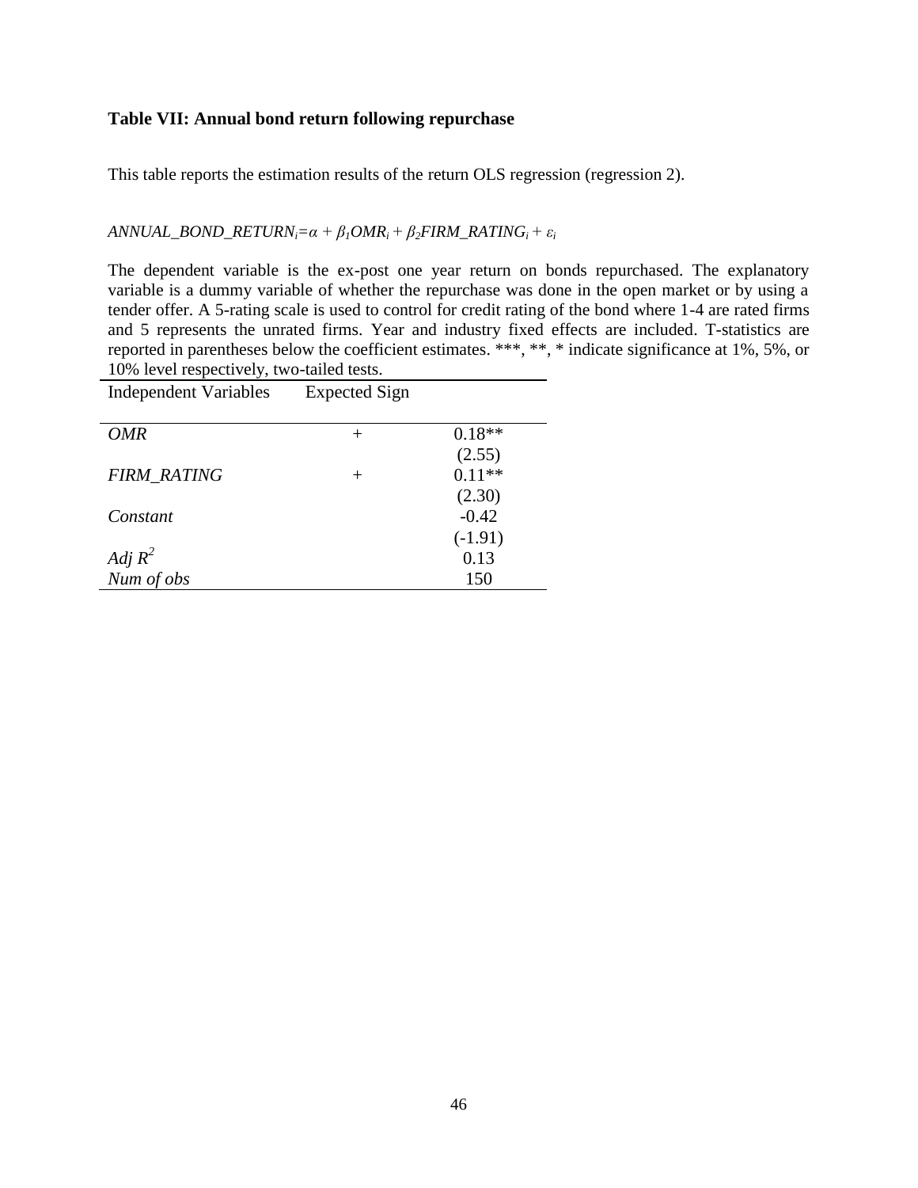**Table VII: Annual bond return following repurchase**

This table reports the estimation results of the return OLS regression (regression 2).

$$ANNUAL\_BOND\_RETURN_i = \alpha + \beta_1 OMR_i + \beta_2 FIRM\_RATING_i + \varepsilon_i$$

The dependent variable is the ex-post one year return on bonds repurchased. The explanatory variable is a dummy variable of whether the repurchase was done in the open market or by using a tender offer. A 5-rating scale is used to control for credit rating of the bond where 1-4 are rated firms and 5 represents the unrated firms. Year and industry fixed effects are included. T-statistics are reported in parentheses below the coefficient estimates. ***, **, * indicate significance at 1%, 5%, or 10% level respectively, two-tailed tests.

| Independent Variables | Expected Sign | |
|---|---|---|
| *OMR* | + | 0.18** |
| | | (2.55) |
| *FIRM_RATING* | + | 0.11** |
| | | (2.30) |
| *Constant* | | -0.42 |
| | | (-1.91) |
| *Adj* $R^2$ | | 0.13 |
| *Num of obs* | | 150 |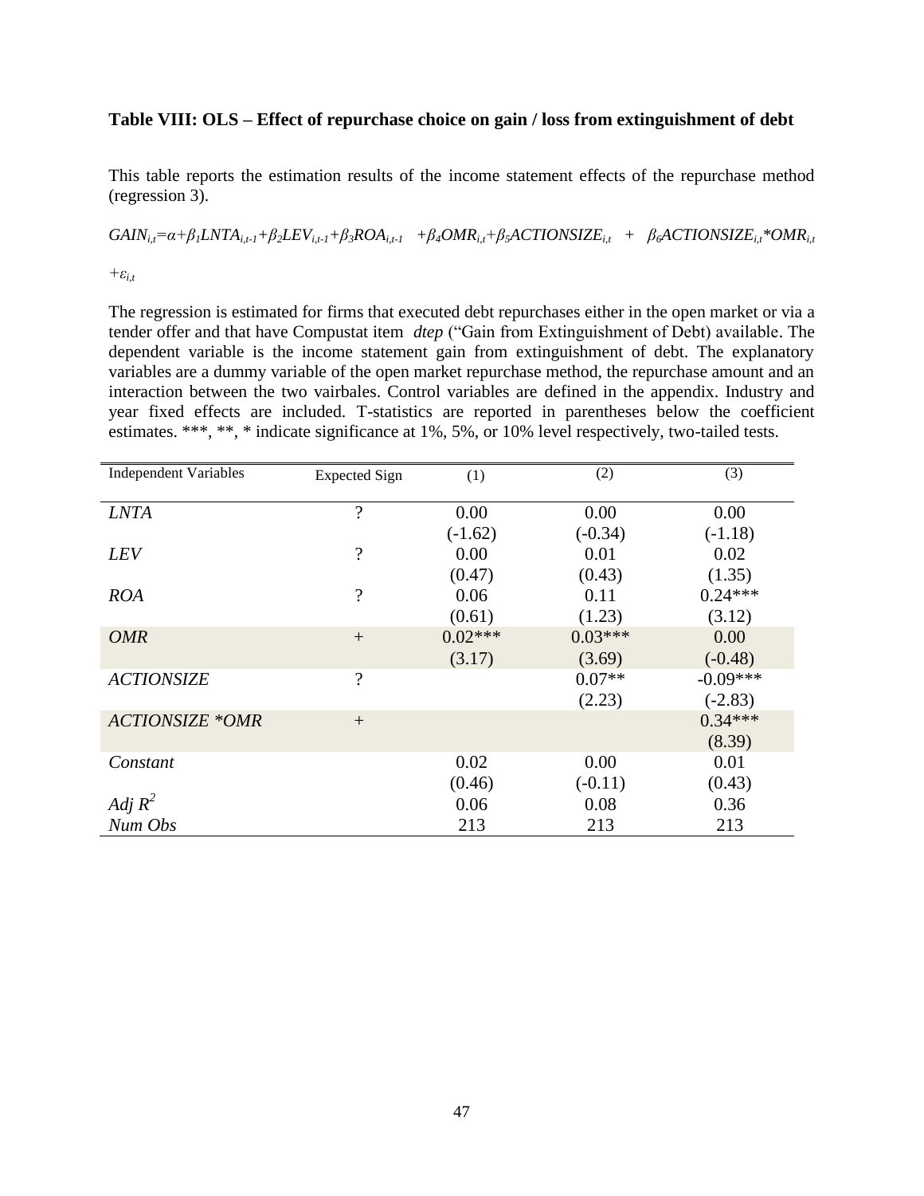**Table VIII: OLS – Effect of repurchase choice on gain / loss from extinguishment of debt**

This table reports the estimation results of the income statement effects of the repurchase method (regression 3).

$$GAIN_{i,t}=\alpha+\beta_1 LNTA_{i,t-1}+\beta_2 LEV_{i,t-1}+\beta_3 ROA_{i,t-1}+\beta_4 OMR_{i,t}+\beta_5 ACTIONSIZE_{i,t}+\beta_6 ACTIONSIZE_{i,t}*OMR_{i,t}+\varepsilon_{i,t}$$

The regression is estimated for firms that executed debt repurchases either in the open market or via a tender offer and that have Compustat item *dtep* ("Gain from Extinguishment of Debt) available. The dependent variable is the income statement gain from extinguishment of debt. The explanatory variables are a dummy variable of the open market repurchase method, the repurchase amount and an interaction between the two vairbales. Control variables are defined in the appendix. Industry and year fixed effects are included. T-statistics are reported in parentheses below the coefficient estimates. ***, **, * indicate significance at 1%, 5%, or 10% level respectively, two-tailed tests.

| Independent Variables | Expected Sign | (1) | (2) | (3) |
|---|---|---|---|---|
| *LNTA* | ? | 0.00 | 0.00 | 0.00 |
| | | (-1.62) | (-0.34) | (-1.18) |
| *LEV* | ? | 0.00 | 0.01 | 0.02 |
| | | (0.47) | (0.43) | (1.35) |
| *ROA* | ? | 0.06 | 0.11 | 0.24*** |
| | | (0.61) | (1.23) | (3.12) |
| *OMR* | + | 0.02*** | 0.03*** | 0.00 |
| | | (3.17) | (3.69) | (-0.48) |
| *ACTIONSIZE* | ? | | 0.07** | -0.09*** |
| | | | (2.23) | (-2.83) |
| *ACTIONSIZE \*OMR* | + | | | 0.34*** |
| | | | | (8.39) |
| *Constant* | | 0.02 | 0.00 | 0.01 |
| | | (0.46) | (-0.11) | (0.43) |
| *Adj $R^2$* | | 0.06 | 0.08 | 0.36 |
| *Num Obs* | | 213 | 213 | 213 |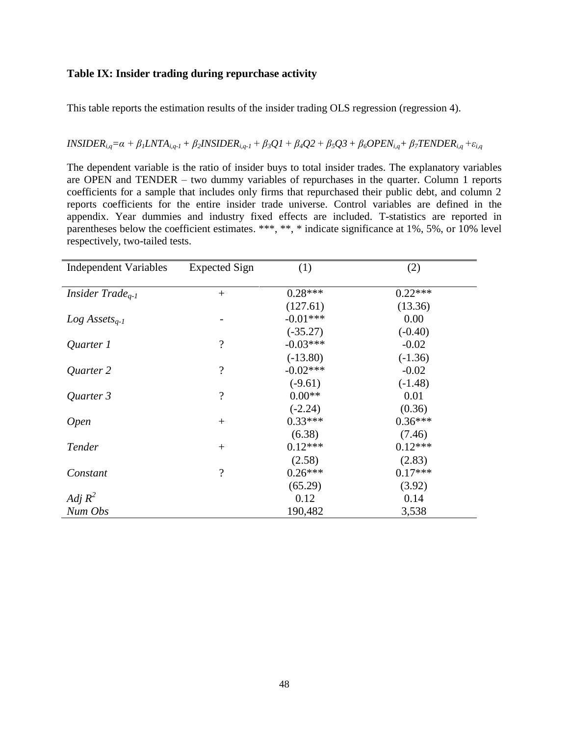**Table IX: Insider trading during repurchase activity**

This table reports the estimation results of the insider trading OLS regression (regression 4).

$$INSIDER_{i,q}=\alpha + \beta_1 LNTA_{i,q-1} + \beta_2 INSIDER_{i,q-1} + \beta_3 Q1 + \beta_4 Q2 + \beta_5 Q3 + \beta_6 OPEN_{i,q} + \beta_7 TENDER_{i,q} + \varepsilon_{i,q}$$

The dependent variable is the ratio of insider buys to total insider trades. The explanatory variables are OPEN and TENDER – two dummy variables of repurchases in the quarter. Column 1 reports coefficients for a sample that includes only firms that repurchased their public debt, and column 2 reports coefficients for the entire insider trade universe. Control variables are defined in the appendix. Year dummies and industry fixed effects are included. T-statistics are reported in parentheses below the coefficient estimates. ***, **, * indicate significance at 1%, 5%, or 10% level respectively, two-tailed tests.

| Independent Variables | Expected Sign | (1) | (2) |
|---|---|---|---|
| *Insider Trade$_{q-1}$* | + | 0.28*** | 0.22*** |
| | | (127.61) | (13.36) |
| *Log Assets$_{q-1}$* | - | -0.01*** | 0.00 |
| | | (-35.27) | (-0.40) |
| *Quarter 1* | ? | -0.03*** | -0.02 |
| | | (-13.80) | (-1.36) |
| *Quarter 2* | ? | -0.02*** | -0.02 |
| | | (-9.61) | (-1.48) |
| *Quarter 3* | ? | 0.00** | 0.01 |
| | | (-2.24) | (0.36) |
| *Open* | + | 0.33*** | 0.36*** |
| | | (6.38) | (7.46) |
| *Tender* | + | 0.12*** | 0.12*** |
| | | (2.58) | (2.83) |
| *Constant* | ? | 0.26*** | 0.17*** |
| | | (65.29) | (3.92) |
| *Adj $R^2$* | | 0.12 | 0.14 |
| *Num Obs* | | 190,482 | 3,538 |